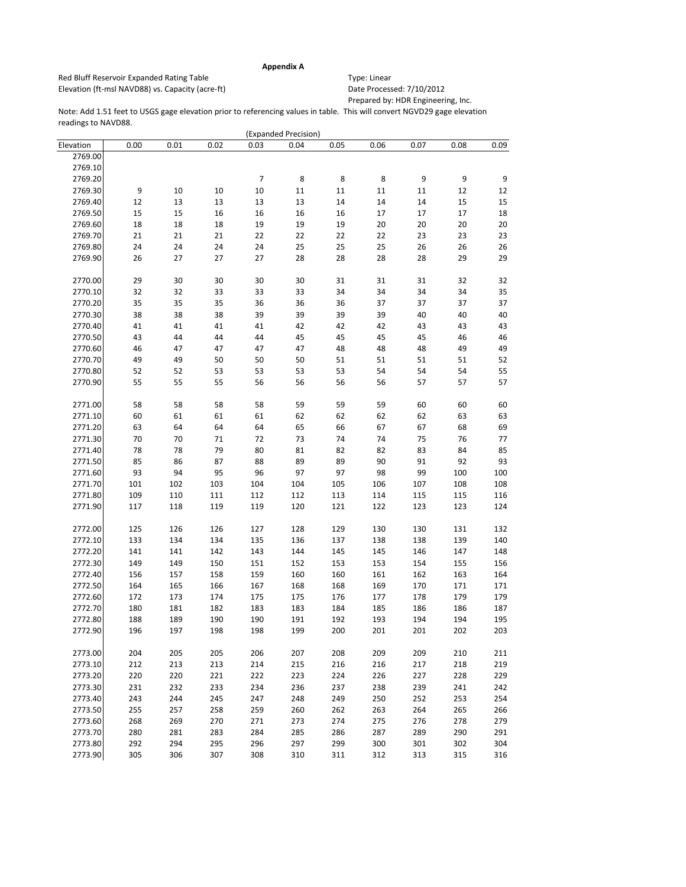**Appendix A**

Red Bluff Reservoir Expanded Rating Table
Elevation (ft-msl NAVD88) vs. Capacity (acre-ft)

Type: Linear
Date Processed: 7/10/2012
Prepared by: HDR Engineering, Inc.

Note: Add 1.51 feet to USGS gage elevation prior to referencing values in table. This will convert NGVD29 gage elevation readings to NAVD88.

(Expanded Precision)

| Elevation | 0.00 | 0.01 | 0.02 | 0.03 | 0.04 | 0.05 | 0.06 | 0.07 | 0.08 | 0.09 |
|---|---|---|---|---|---|---|---|---|---|---|
| 2769.00 | | | | | | | | | | |
| 2769.10 | | | | | | | | | | |
| 2769.20 | | | | 7 | 8 | 8 | 8 | 9 | 9 | 9 |
| 2769.30 | 9 | 10 | 10 | 10 | 11 | 11 | 11 | 11 | 12 | 12 |
| 2769.40 | 12 | 13 | 13 | 13 | 13 | 14 | 14 | 14 | 15 | 15 |
| 2769.50 | 15 | 15 | 16 | 16 | 16 | 16 | 17 | 17 | 17 | 18 |
| 2769.60 | 18 | 18 | 18 | 19 | 19 | 19 | 20 | 20 | 20 | 20 |
| 2769.70 | 21 | 21 | 21 | 22 | 22 | 22 | 22 | 23 | 23 | 23 |
| 2769.80 | 24 | 24 | 24 | 24 | 25 | 25 | 25 | 26 | 26 | 26 |
| 2769.90 | 26 | 27 | 27 | 27 | 28 | 28 | 28 | 28 | 29 | 29 |
| 2770.00 | 29 | 30 | 30 | 30 | 30 | 31 | 31 | 31 | 32 | 32 |
| 2770.10 | 32 | 32 | 33 | 33 | 33 | 34 | 34 | 34 | 34 | 35 |
| 2770.20 | 35 | 35 | 35 | 36 | 36 | 36 | 37 | 37 | 37 | 37 |
| 2770.30 | 38 | 38 | 38 | 39 | 39 | 39 | 39 | 40 | 40 | 40 |
| 2770.40 | 41 | 41 | 41 | 41 | 42 | 42 | 42 | 43 | 43 | 43 |
| 2770.50 | 43 | 44 | 44 | 44 | 45 | 45 | 45 | 45 | 46 | 46 |
| 2770.60 | 46 | 47 | 47 | 47 | 47 | 48 | 48 | 48 | 49 | 49 |
| 2770.70 | 49 | 49 | 50 | 50 | 50 | 51 | 51 | 51 | 51 | 52 |
| 2770.80 | 52 | 52 | 53 | 53 | 53 | 53 | 54 | 54 | 54 | 55 |
| 2770.90 | 55 | 55 | 55 | 56 | 56 | 56 | 56 | 57 | 57 | 57 |
| 2771.00 | 58 | 58 | 58 | 58 | 59 | 59 | 59 | 60 | 60 | 60 |
| 2771.10 | 60 | 61 | 61 | 61 | 62 | 62 | 62 | 62 | 63 | 63 |
| 2771.20 | 63 | 64 | 64 | 64 | 65 | 66 | 67 | 67 | 68 | 69 |
| 2771.30 | 70 | 70 | 71 | 72 | 73 | 74 | 74 | 75 | 76 | 77 |
| 2771.40 | 78 | 78 | 79 | 80 | 81 | 82 | 82 | 83 | 84 | 85 |
| 2771.50 | 85 | 86 | 87 | 88 | 89 | 89 | 90 | 91 | 92 | 93 |
| 2771.60 | 93 | 94 | 95 | 96 | 97 | 97 | 98 | 99 | 100 | 100 |
| 2771.70 | 101 | 102 | 103 | 104 | 104 | 105 | 106 | 107 | 108 | 108 |
| 2771.80 | 109 | 110 | 111 | 112 | 112 | 113 | 114 | 115 | 115 | 116 |
| 2771.90 | 117 | 118 | 119 | 119 | 120 | 121 | 122 | 123 | 123 | 124 |
| 2772.00 | 125 | 126 | 126 | 127 | 128 | 129 | 130 | 130 | 131 | 132 |
| 2772.10 | 133 | 134 | 134 | 135 | 136 | 137 | 138 | 138 | 139 | 140 |
| 2772.20 | 141 | 141 | 142 | 143 | 144 | 145 | 145 | 146 | 147 | 148 |
| 2772.30 | 149 | 149 | 150 | 151 | 152 | 153 | 153 | 154 | 155 | 156 |
| 2772.40 | 156 | 157 | 158 | 159 | 160 | 160 | 161 | 162 | 163 | 164 |
| 2772.50 | 164 | 165 | 166 | 167 | 168 | 168 | 169 | 170 | 171 | 171 |
| 2772.60 | 172 | 173 | 174 | 175 | 175 | 176 | 177 | 178 | 179 | 179 |
| 2772.70 | 180 | 181 | 182 | 183 | 183 | 184 | 185 | 186 | 186 | 187 |
| 2772.80 | 188 | 189 | 190 | 190 | 191 | 192 | 193 | 194 | 194 | 195 |
| 2772.90 | 196 | 197 | 198 | 198 | 199 | 200 | 201 | 201 | 202 | 203 |
| 2773.00 | 204 | 205 | 205 | 206 | 207 | 208 | 209 | 209 | 210 | 211 |
| 2773.10 | 212 | 213 | 213 | 214 | 215 | 216 | 216 | 217 | 218 | 219 |
| 2773.20 | 220 | 220 | 221 | 222 | 223 | 224 | 226 | 227 | 228 | 229 |
| 2773.30 | 231 | 232 | 233 | 234 | 236 | 237 | 238 | 239 | 241 | 242 |
| 2773.40 | 243 | 244 | 245 | 247 | 248 | 249 | 250 | 252 | 253 | 254 |
| 2773.50 | 255 | 257 | 258 | 259 | 260 | 262 | 263 | 264 | 265 | 266 |
| 2773.60 | 268 | 269 | 270 | 271 | 273 | 274 | 275 | 276 | 278 | 279 |
| 2773.70 | 280 | 281 | 283 | 284 | 285 | 286 | 287 | 289 | 290 | 291 |
| 2773.80 | 292 | 294 | 295 | 296 | 297 | 299 | 300 | 301 | 302 | 304 |
| 2773.90 | 305 | 306 | 307 | 308 | 310 | 311 | 312 | 313 | 315 | 316 |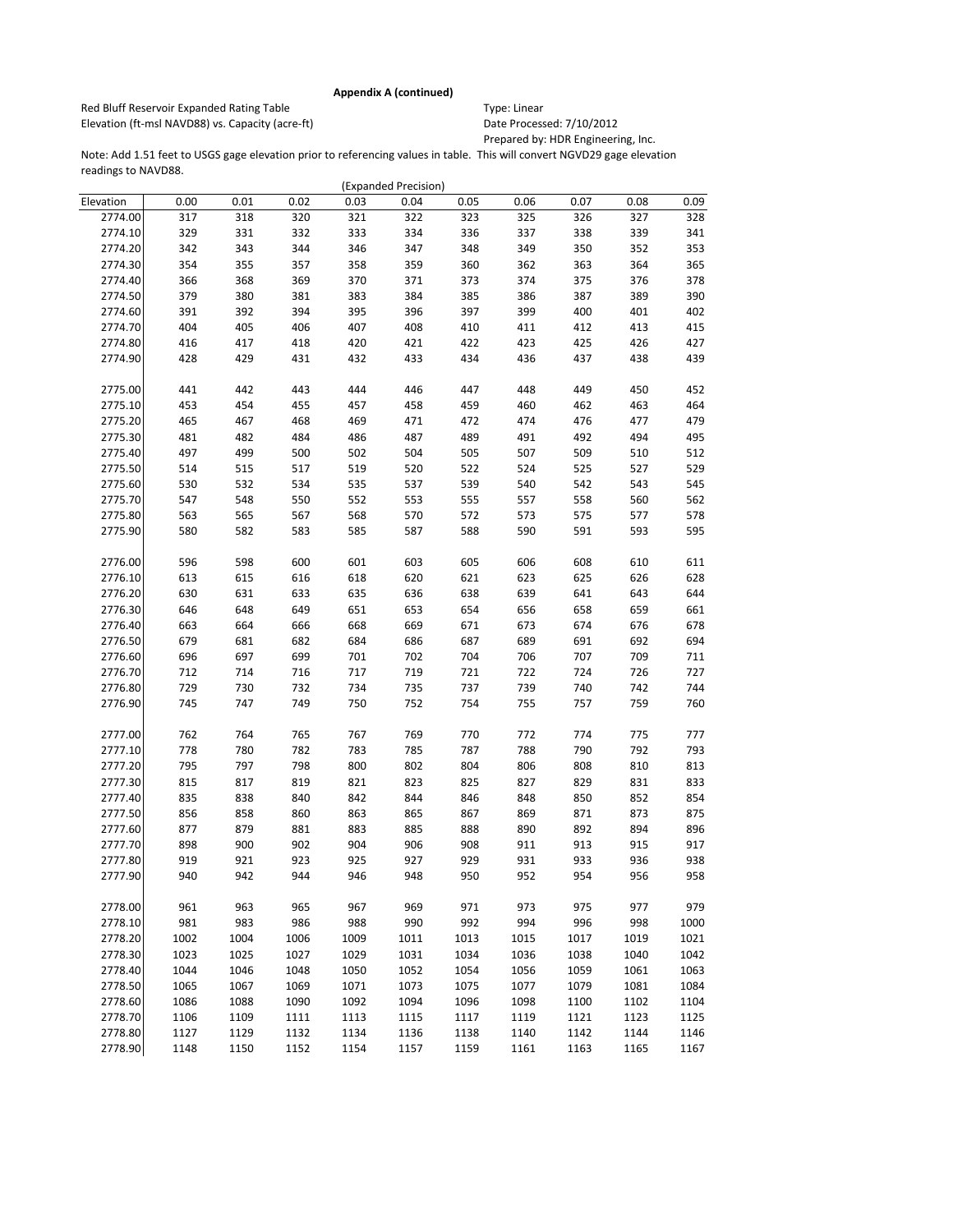**Appendix A (continued)**

Red Bluff Reservoir Expanded Rating Table
Elevation (ft-msl NAVD88) vs. Capacity (acre-ft)

Type: Linear
Date Processed: 7/10/2012
Prepared by: HDR Engineering, Inc.

Note: Add 1.51 feet to USGS gage elevation prior to referencing values in table. This will convert NGVD29 gage elevation readings to NAVD88.

(Expanded Precision)

| Elevation | 0.00 | 0.01 | 0.02 | 0.03 | 0.04 | 0.05 | 0.06 | 0.07 | 0.08 | 0.09 |
|---|---|---|---|---|---|---|---|---|---|---|
| 2774.00 | 317 | 318 | 320 | 321 | 322 | 323 | 325 | 326 | 327 | 328 |
| 2774.10 | 329 | 331 | 332 | 333 | 334 | 336 | 337 | 338 | 339 | 341 |
| 2774.20 | 342 | 343 | 344 | 346 | 347 | 348 | 349 | 350 | 352 | 353 |
| 2774.30 | 354 | 355 | 357 | 358 | 359 | 360 | 362 | 363 | 364 | 365 |
| 2774.40 | 366 | 368 | 369 | 370 | 371 | 373 | 374 | 375 | 376 | 378 |
| 2774.50 | 379 | 380 | 381 | 383 | 384 | 385 | 386 | 387 | 389 | 390 |
| 2774.60 | 391 | 392 | 394 | 395 | 396 | 397 | 399 | 400 | 401 | 402 |
| 2774.70 | 404 | 405 | 406 | 407 | 408 | 410 | 411 | 412 | 413 | 415 |
| 2774.80 | 416 | 417 | 418 | 420 | 421 | 422 | 423 | 425 | 426 | 427 |
| 2774.90 | 428 | 429 | 431 | 432 | 433 | 434 | 436 | 437 | 438 | 439 |
| 2775.00 | 441 | 442 | 443 | 444 | 446 | 447 | 448 | 449 | 450 | 452 |
| 2775.10 | 453 | 454 | 455 | 457 | 458 | 459 | 460 | 462 | 463 | 464 |
| 2775.20 | 465 | 467 | 468 | 469 | 471 | 472 | 474 | 476 | 477 | 479 |
| 2775.30 | 481 | 482 | 484 | 486 | 487 | 489 | 491 | 492 | 494 | 495 |
| 2775.40 | 497 | 499 | 500 | 502 | 504 | 505 | 507 | 509 | 510 | 512 |
| 2775.50 | 514 | 515 | 517 | 519 | 520 | 522 | 524 | 525 | 527 | 529 |
| 2775.60 | 530 | 532 | 534 | 535 | 537 | 539 | 540 | 542 | 543 | 545 |
| 2775.70 | 547 | 548 | 550 | 552 | 553 | 555 | 557 | 558 | 560 | 562 |
| 2775.80 | 563 | 565 | 567 | 568 | 570 | 572 | 573 | 575 | 577 | 578 |
| 2775.90 | 580 | 582 | 583 | 585 | 587 | 588 | 590 | 591 | 593 | 595 |
| 2776.00 | 596 | 598 | 600 | 601 | 603 | 605 | 606 | 608 | 610 | 611 |
| 2776.10 | 613 | 615 | 616 | 618 | 620 | 621 | 623 | 625 | 626 | 628 |
| 2776.20 | 630 | 631 | 633 | 635 | 636 | 638 | 639 | 641 | 643 | 644 |
| 2776.30 | 646 | 648 | 649 | 651 | 653 | 654 | 656 | 658 | 659 | 661 |
| 2776.40 | 663 | 664 | 666 | 668 | 669 | 671 | 673 | 674 | 676 | 678 |
| 2776.50 | 679 | 681 | 682 | 684 | 686 | 687 | 689 | 691 | 692 | 694 |
| 2776.60 | 696 | 697 | 699 | 701 | 702 | 704 | 706 | 707 | 709 | 711 |
| 2776.70 | 712 | 714 | 716 | 717 | 719 | 721 | 722 | 724 | 726 | 727 |
| 2776.80 | 729 | 730 | 732 | 734 | 735 | 737 | 739 | 740 | 742 | 744 |
| 2776.90 | 745 | 747 | 749 | 750 | 752 | 754 | 755 | 757 | 759 | 760 |
| 2777.00 | 762 | 764 | 765 | 767 | 769 | 770 | 772 | 774 | 775 | 777 |
| 2777.10 | 778 | 780 | 782 | 783 | 785 | 787 | 788 | 790 | 792 | 793 |
| 2777.20 | 795 | 797 | 798 | 800 | 802 | 804 | 806 | 808 | 810 | 813 |
| 2777.30 | 815 | 817 | 819 | 821 | 823 | 825 | 827 | 829 | 831 | 833 |
| 2777.40 | 835 | 838 | 840 | 842 | 844 | 846 | 848 | 850 | 852 | 854 |
| 2777.50 | 856 | 858 | 860 | 863 | 865 | 867 | 869 | 871 | 873 | 875 |
| 2777.60 | 877 | 879 | 881 | 883 | 885 | 888 | 890 | 892 | 894 | 896 |
| 2777.70 | 898 | 900 | 902 | 904 | 906 | 908 | 911 | 913 | 915 | 917 |
| 2777.80 | 919 | 921 | 923 | 925 | 927 | 929 | 931 | 933 | 936 | 938 |
| 2777.90 | 940 | 942 | 944 | 946 | 948 | 950 | 952 | 954 | 956 | 958 |
| 2778.00 | 961 | 963 | 965 | 967 | 969 | 971 | 973 | 975 | 977 | 979 |
| 2778.10 | 981 | 983 | 986 | 988 | 990 | 992 | 994 | 996 | 998 | 1000 |
| 2778.20 | 1002 | 1004 | 1006 | 1009 | 1011 | 1013 | 1015 | 1017 | 1019 | 1021 |
| 2778.30 | 1023 | 1025 | 1027 | 1029 | 1031 | 1034 | 1036 | 1038 | 1040 | 1042 |
| 2778.40 | 1044 | 1046 | 1048 | 1050 | 1052 | 1054 | 1056 | 1059 | 1061 | 1063 |
| 2778.50 | 1065 | 1067 | 1069 | 1071 | 1073 | 1075 | 1077 | 1079 | 1081 | 1084 |
| 2778.60 | 1086 | 1088 | 1090 | 1092 | 1094 | 1096 | 1098 | 1100 | 1102 | 1104 |
| 2778.70 | 1106 | 1109 | 1111 | 1113 | 1115 | 1117 | 1119 | 1121 | 1123 | 1125 |
| 2778.80 | 1127 | 1129 | 1132 | 1134 | 1136 | 1138 | 1140 | 1142 | 1144 | 1146 |
| 2778.90 | 1148 | 1150 | 1152 | 1154 | 1157 | 1159 | 1161 | 1163 | 1165 | 1167 |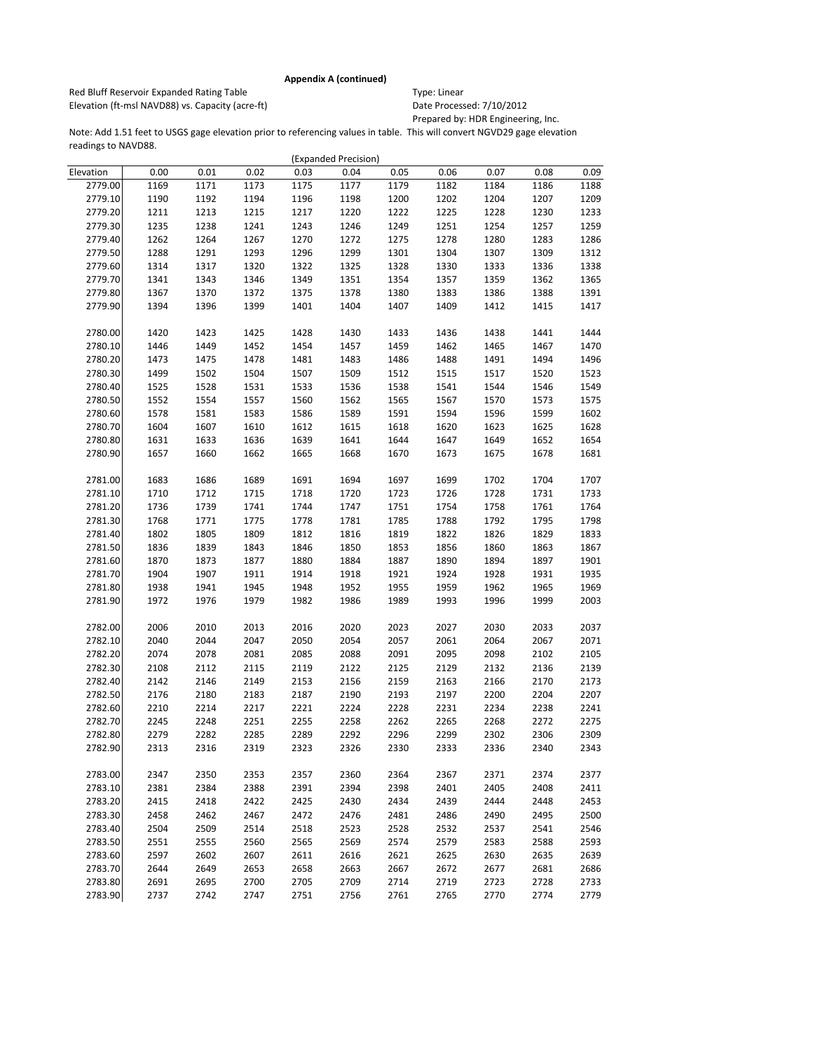**Appendix A (continued)**

Red Bluff Reservoir Expanded Rating Table
Elevation (ft-msl NAVD88) vs. Capacity (acre-ft)

Type: Linear
Date Processed: 7/10/2012
Prepared by: HDR Engineering, Inc.

Note: Add 1.51 feet to USGS gage elevation prior to referencing values in table. This will convert NGVD29 gage elevation readings to NAVD88.

(Expanded Precision)

| Elevation | 0.00 | 0.01 | 0.02 | 0.03 | 0.04 | 0.05 | 0.06 | 0.07 | 0.08 | 0.09 |
|---|---|---|---|---|---|---|---|---|---|---|
| 2779.00 | 1169 | 1171 | 1173 | 1175 | 1177 | 1179 | 1182 | 1184 | 1186 | 1188 |
| 2779.10 | 1190 | 1192 | 1194 | 1196 | 1198 | 1200 | 1202 | 1204 | 1207 | 1209 |
| 2779.20 | 1211 | 1213 | 1215 | 1217 | 1220 | 1222 | 1225 | 1228 | 1230 | 1233 |
| 2779.30 | 1235 | 1238 | 1241 | 1243 | 1246 | 1249 | 1251 | 1254 | 1257 | 1259 |
| 2779.40 | 1262 | 1264 | 1267 | 1270 | 1272 | 1275 | 1278 | 1280 | 1283 | 1286 |
| 2779.50 | 1288 | 1291 | 1293 | 1296 | 1299 | 1301 | 1304 | 1307 | 1309 | 1312 |
| 2779.60 | 1314 | 1317 | 1320 | 1322 | 1325 | 1328 | 1330 | 1333 | 1336 | 1338 |
| 2779.70 | 1341 | 1343 | 1346 | 1349 | 1351 | 1354 | 1357 | 1359 | 1362 | 1365 |
| 2779.80 | 1367 | 1370 | 1372 | 1375 | 1378 | 1380 | 1383 | 1386 | 1388 | 1391 |
| 2779.90 | 1394 | 1396 | 1399 | 1401 | 1404 | 1407 | 1409 | 1412 | 1415 | 1417 |
| 2780.00 | 1420 | 1423 | 1425 | 1428 | 1430 | 1433 | 1436 | 1438 | 1441 | 1444 |
| 2780.10 | 1446 | 1449 | 1452 | 1454 | 1457 | 1459 | 1462 | 1465 | 1467 | 1470 |
| 2780.20 | 1473 | 1475 | 1478 | 1481 | 1483 | 1486 | 1488 | 1491 | 1494 | 1496 |
| 2780.30 | 1499 | 1502 | 1504 | 1507 | 1509 | 1512 | 1515 | 1517 | 1520 | 1523 |
| 2780.40 | 1525 | 1528 | 1531 | 1533 | 1536 | 1538 | 1541 | 1544 | 1546 | 1549 |
| 2780.50 | 1552 | 1554 | 1557 | 1560 | 1562 | 1565 | 1567 | 1570 | 1573 | 1575 |
| 2780.60 | 1578 | 1581 | 1583 | 1586 | 1589 | 1591 | 1594 | 1596 | 1599 | 1602 |
| 2780.70 | 1604 | 1607 | 1610 | 1612 | 1615 | 1618 | 1620 | 1623 | 1625 | 1628 |
| 2780.80 | 1631 | 1633 | 1636 | 1639 | 1641 | 1644 | 1647 | 1649 | 1652 | 1654 |
| 2780.90 | 1657 | 1660 | 1662 | 1665 | 1668 | 1670 | 1673 | 1675 | 1678 | 1681 |
| 2781.00 | 1683 | 1686 | 1689 | 1691 | 1694 | 1697 | 1699 | 1702 | 1704 | 1707 |
| 2781.10 | 1710 | 1712 | 1715 | 1718 | 1720 | 1723 | 1726 | 1728 | 1731 | 1733 |
| 2781.20 | 1736 | 1739 | 1741 | 1744 | 1747 | 1751 | 1754 | 1758 | 1761 | 1764 |
| 2781.30 | 1768 | 1771 | 1775 | 1778 | 1781 | 1785 | 1788 | 1792 | 1795 | 1798 |
| 2781.40 | 1802 | 1805 | 1809 | 1812 | 1816 | 1819 | 1822 | 1826 | 1829 | 1833 |
| 2781.50 | 1836 | 1839 | 1843 | 1846 | 1850 | 1853 | 1856 | 1860 | 1863 | 1867 |
| 2781.60 | 1870 | 1873 | 1877 | 1880 | 1884 | 1887 | 1890 | 1894 | 1897 | 1901 |
| 2781.70 | 1904 | 1907 | 1911 | 1914 | 1918 | 1921 | 1924 | 1928 | 1931 | 1935 |
| 2781.80 | 1938 | 1941 | 1945 | 1948 | 1952 | 1955 | 1959 | 1962 | 1965 | 1969 |
| 2781.90 | 1972 | 1976 | 1979 | 1982 | 1986 | 1989 | 1993 | 1996 | 1999 | 2003 |
| 2782.00 | 2006 | 2010 | 2013 | 2016 | 2020 | 2023 | 2027 | 2030 | 2033 | 2037 |
| 2782.10 | 2040 | 2044 | 2047 | 2050 | 2054 | 2057 | 2061 | 2064 | 2067 | 2071 |
| 2782.20 | 2074 | 2078 | 2081 | 2085 | 2088 | 2091 | 2095 | 2098 | 2102 | 2105 |
| 2782.30 | 2108 | 2112 | 2115 | 2119 | 2122 | 2125 | 2129 | 2132 | 2136 | 2139 |
| 2782.40 | 2142 | 2146 | 2149 | 2153 | 2156 | 2159 | 2163 | 2166 | 2170 | 2173 |
| 2782.50 | 2176 | 2180 | 2183 | 2187 | 2190 | 2193 | 2197 | 2200 | 2204 | 2207 |
| 2782.60 | 2210 | 2214 | 2217 | 2221 | 2224 | 2228 | 2231 | 2234 | 2238 | 2241 |
| 2782.70 | 2245 | 2248 | 2251 | 2255 | 2258 | 2262 | 2265 | 2268 | 2272 | 2275 |
| 2782.80 | 2279 | 2282 | 2285 | 2289 | 2292 | 2296 | 2299 | 2302 | 2306 | 2309 |
| 2782.90 | 2313 | 2316 | 2319 | 2323 | 2326 | 2330 | 2333 | 2336 | 2340 | 2343 |
| 2783.00 | 2347 | 2350 | 2353 | 2357 | 2360 | 2364 | 2367 | 2371 | 2374 | 2377 |
| 2783.10 | 2381 | 2384 | 2388 | 2391 | 2394 | 2398 | 2401 | 2405 | 2408 | 2411 |
| 2783.20 | 2415 | 2418 | 2422 | 2425 | 2430 | 2434 | 2439 | 2444 | 2448 | 2453 |
| 2783.30 | 2458 | 2462 | 2467 | 2472 | 2476 | 2481 | 2486 | 2490 | 2495 | 2500 |
| 2783.40 | 2504 | 2509 | 2514 | 2518 | 2523 | 2528 | 2532 | 2537 | 2541 | 2546 |
| 2783.50 | 2551 | 2555 | 2560 | 2565 | 2569 | 2574 | 2579 | 2583 | 2588 | 2593 |
| 2783.60 | 2597 | 2602 | 2607 | 2611 | 2616 | 2621 | 2625 | 2630 | 2635 | 2639 |
| 2783.70 | 2644 | 2649 | 2653 | 2658 | 2663 | 2667 | 2672 | 2677 | 2681 | 2686 |
| 2783.80 | 2691 | 2695 | 2700 | 2705 | 2709 | 2714 | 2719 | 2723 | 2728 | 2733 |
| 2783.90 | 2737 | 2742 | 2747 | 2751 | 2756 | 2761 | 2765 | 2770 | 2774 | 2779 |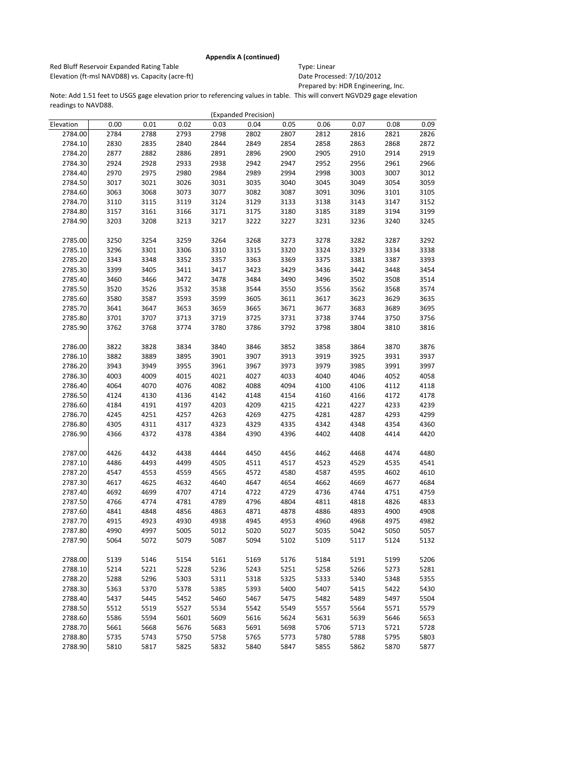**Appendix A (continued)**

Red Bluff Reservoir Expanded Rating Table
Elevation (ft-msl NAVD88) vs. Capacity (acre-ft)

Type: Linear
Date Processed: 7/10/2012
Prepared by: HDR Engineering, Inc.

Note: Add 1.51 feet to USGS gage elevation prior to referencing values in table. This will convert NGVD29 gage elevation readings to NAVD88.

(Expanded Precision)

| Elevation | 0.00 | 0.01 | 0.02 | 0.03 | 0.04 | 0.05 | 0.06 | 0.07 | 0.08 | 0.09 |
|---|---|---|---|---|---|---|---|---|---|---|
| 2784.00 | 2784 | 2788 | 2793 | 2798 | 2802 | 2807 | 2812 | 2816 | 2821 | 2826 |
| 2784.10 | 2830 | 2835 | 2840 | 2844 | 2849 | 2854 | 2858 | 2863 | 2868 | 2872 |
| 2784.20 | 2877 | 2882 | 2886 | 2891 | 2896 | 2900 | 2905 | 2910 | 2914 | 2919 |
| 2784.30 | 2924 | 2928 | 2933 | 2938 | 2942 | 2947 | 2952 | 2956 | 2961 | 2966 |
| 2784.40 | 2970 | 2975 | 2980 | 2984 | 2989 | 2994 | 2998 | 3003 | 3007 | 3012 |
| 2784.50 | 3017 | 3021 | 3026 | 3031 | 3035 | 3040 | 3045 | 3049 | 3054 | 3059 |
| 2784.60 | 3063 | 3068 | 3073 | 3077 | 3082 | 3087 | 3091 | 3096 | 3101 | 3105 |
| 2784.70 | 3110 | 3115 | 3119 | 3124 | 3129 | 3133 | 3138 | 3143 | 3147 | 3152 |
| 2784.80 | 3157 | 3161 | 3166 | 3171 | 3175 | 3180 | 3185 | 3189 | 3194 | 3199 |
| 2784.90 | 3203 | 3208 | 3213 | 3217 | 3222 | 3227 | 3231 | 3236 | 3240 | 3245 |
| 2785.00 | 3250 | 3254 | 3259 | 3264 | 3268 | 3273 | 3278 | 3282 | 3287 | 3292 |
| 2785.10 | 3296 | 3301 | 3306 | 3310 | 3315 | 3320 | 3324 | 3329 | 3334 | 3338 |
| 2785.20 | 3343 | 3348 | 3352 | 3357 | 3363 | 3369 | 3375 | 3381 | 3387 | 3393 |
| 2785.30 | 3399 | 3405 | 3411 | 3417 | 3423 | 3429 | 3436 | 3442 | 3448 | 3454 |
| 2785.40 | 3460 | 3466 | 3472 | 3478 | 3484 | 3490 | 3496 | 3502 | 3508 | 3514 |
| 2785.50 | 3520 | 3526 | 3532 | 3538 | 3544 | 3550 | 3556 | 3562 | 3568 | 3574 |
| 2785.60 | 3580 | 3587 | 3593 | 3599 | 3605 | 3611 | 3617 | 3623 | 3629 | 3635 |
| 2785.70 | 3641 | 3647 | 3653 | 3659 | 3665 | 3671 | 3677 | 3683 | 3689 | 3695 |
| 2785.80 | 3701 | 3707 | 3713 | 3719 | 3725 | 3731 | 3738 | 3744 | 3750 | 3756 |
| 2785.90 | 3762 | 3768 | 3774 | 3780 | 3786 | 3792 | 3798 | 3804 | 3810 | 3816 |
| 2786.00 | 3822 | 3828 | 3834 | 3840 | 3846 | 3852 | 3858 | 3864 | 3870 | 3876 |
| 2786.10 | 3882 | 3889 | 3895 | 3901 | 3907 | 3913 | 3919 | 3925 | 3931 | 3937 |
| 2786.20 | 3943 | 3949 | 3955 | 3961 | 3967 | 3973 | 3979 | 3985 | 3991 | 3997 |
| 2786.30 | 4003 | 4009 | 4015 | 4021 | 4027 | 4033 | 4040 | 4046 | 4052 | 4058 |
| 2786.40 | 4064 | 4070 | 4076 | 4082 | 4088 | 4094 | 4100 | 4106 | 4112 | 4118 |
| 2786.50 | 4124 | 4130 | 4136 | 4142 | 4148 | 4154 | 4160 | 4166 | 4172 | 4178 |
| 2786.60 | 4184 | 4191 | 4197 | 4203 | 4209 | 4215 | 4221 | 4227 | 4233 | 4239 |
| 2786.70 | 4245 | 4251 | 4257 | 4263 | 4269 | 4275 | 4281 | 4287 | 4293 | 4299 |
| 2786.80 | 4305 | 4311 | 4317 | 4323 | 4329 | 4335 | 4342 | 4348 | 4354 | 4360 |
| 2786.90 | 4366 | 4372 | 4378 | 4384 | 4390 | 4396 | 4402 | 4408 | 4414 | 4420 |
| 2787.00 | 4426 | 4432 | 4438 | 4444 | 4450 | 4456 | 4462 | 4468 | 4474 | 4480 |
| 2787.10 | 4486 | 4493 | 4499 | 4505 | 4511 | 4517 | 4523 | 4529 | 4535 | 4541 |
| 2787.20 | 4547 | 4553 | 4559 | 4565 | 4572 | 4580 | 4587 | 4595 | 4602 | 4610 |
| 2787.30 | 4617 | 4625 | 4632 | 4640 | 4647 | 4654 | 4662 | 4669 | 4677 | 4684 |
| 2787.40 | 4692 | 4699 | 4707 | 4714 | 4722 | 4729 | 4736 | 4744 | 4751 | 4759 |
| 2787.50 | 4766 | 4774 | 4781 | 4789 | 4796 | 4804 | 4811 | 4818 | 4826 | 4833 |
| 2787.60 | 4841 | 4848 | 4856 | 4863 | 4871 | 4878 | 4886 | 4893 | 4900 | 4908 |
| 2787.70 | 4915 | 4923 | 4930 | 4938 | 4945 | 4953 | 4960 | 4968 | 4975 | 4982 |
| 2787.80 | 4990 | 4997 | 5005 | 5012 | 5020 | 5027 | 5035 | 5042 | 5050 | 5057 |
| 2787.90 | 5064 | 5072 | 5079 | 5087 | 5094 | 5102 | 5109 | 5117 | 5124 | 5132 |
| 2788.00 | 5139 | 5146 | 5154 | 5161 | 5169 | 5176 | 5184 | 5191 | 5199 | 5206 |
| 2788.10 | 5214 | 5221 | 5228 | 5236 | 5243 | 5251 | 5258 | 5266 | 5273 | 5281 |
| 2788.20 | 5288 | 5296 | 5303 | 5311 | 5318 | 5325 | 5333 | 5340 | 5348 | 5355 |
| 2788.30 | 5363 | 5370 | 5378 | 5385 | 5393 | 5400 | 5407 | 5415 | 5422 | 5430 |
| 2788.40 | 5437 | 5445 | 5452 | 5460 | 5467 | 5475 | 5482 | 5489 | 5497 | 5504 |
| 2788.50 | 5512 | 5519 | 5527 | 5534 | 5542 | 5549 | 5557 | 5564 | 5571 | 5579 |
| 2788.60 | 5586 | 5594 | 5601 | 5609 | 5616 | 5624 | 5631 | 5639 | 5646 | 5653 |
| 2788.70 | 5661 | 5668 | 5676 | 5683 | 5691 | 5698 | 5706 | 5713 | 5721 | 5728 |
| 2788.80 | 5735 | 5743 | 5750 | 5758 | 5765 | 5773 | 5780 | 5788 | 5795 | 5803 |
| 2788.90 | 5810 | 5817 | 5825 | 5832 | 5840 | 5847 | 5855 | 5862 | 5870 | 5877 |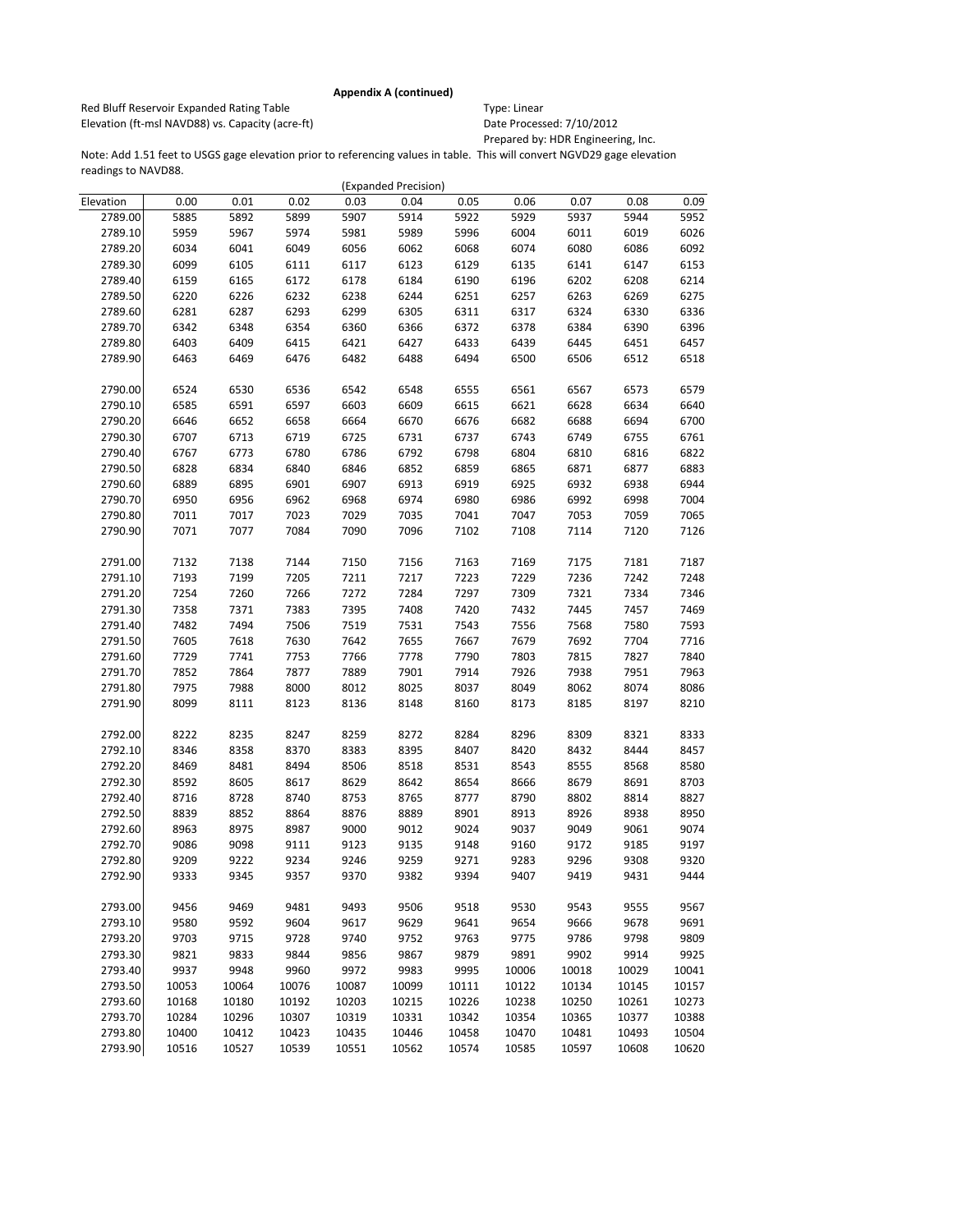**Appendix A (continued)**

Red Bluff Reservoir Expanded Rating Table
Elevation (ft-msl NAVD88) vs. Capacity (acre-ft)

Type: Linear
Date Processed: 7/10/2012
Prepared by: HDR Engineering, Inc.

Note: Add 1.51 feet to USGS gage elevation prior to referencing values in table. This will convert NGVD29 gage elevation readings to NAVD88.

(Expanded Precision)

| Elevation | 0.00 | 0.01 | 0.02 | 0.03 | 0.04 | 0.05 | 0.06 | 0.07 | 0.08 | 0.09 |
|---|---|---|---|---|---|---|---|---|---|---|
| 2789.00 | 5885 | 5892 | 5899 | 5907 | 5914 | 5922 | 5929 | 5937 | 5944 | 5952 |
| 2789.10 | 5959 | 5967 | 5974 | 5981 | 5989 | 5996 | 6004 | 6011 | 6019 | 6026 |
| 2789.20 | 6034 | 6041 | 6049 | 6056 | 6062 | 6068 | 6074 | 6080 | 6086 | 6092 |
| 2789.30 | 6099 | 6105 | 6111 | 6117 | 6123 | 6129 | 6135 | 6141 | 6147 | 6153 |
| 2789.40 | 6159 | 6165 | 6172 | 6178 | 6184 | 6190 | 6196 | 6202 | 6208 | 6214 |
| 2789.50 | 6220 | 6226 | 6232 | 6238 | 6244 | 6251 | 6257 | 6263 | 6269 | 6275 |
| 2789.60 | 6281 | 6287 | 6293 | 6299 | 6305 | 6311 | 6317 | 6324 | 6330 | 6336 |
| 2789.70 | 6342 | 6348 | 6354 | 6360 | 6366 | 6372 | 6378 | 6384 | 6390 | 6396 |
| 2789.80 | 6403 | 6409 | 6415 | 6421 | 6427 | 6433 | 6439 | 6445 | 6451 | 6457 |
| 2789.90 | 6463 | 6469 | 6476 | 6482 | 6488 | 6494 | 6500 | 6506 | 6512 | 6518 |
| 2790.00 | 6524 | 6530 | 6536 | 6542 | 6548 | 6555 | 6561 | 6567 | 6573 | 6579 |
| 2790.10 | 6585 | 6591 | 6597 | 6603 | 6609 | 6615 | 6621 | 6628 | 6634 | 6640 |
| 2790.20 | 6646 | 6652 | 6658 | 6664 | 6670 | 6676 | 6682 | 6688 | 6694 | 6700 |
| 2790.30 | 6707 | 6713 | 6719 | 6725 | 6731 | 6737 | 6743 | 6749 | 6755 | 6761 |
| 2790.40 | 6767 | 6773 | 6780 | 6786 | 6792 | 6798 | 6804 | 6810 | 6816 | 6822 |
| 2790.50 | 6828 | 6834 | 6840 | 6846 | 6852 | 6859 | 6865 | 6871 | 6877 | 6883 |
| 2790.60 | 6889 | 6895 | 6901 | 6907 | 6913 | 6919 | 6925 | 6932 | 6938 | 6944 |
| 2790.70 | 6950 | 6956 | 6962 | 6968 | 6974 | 6980 | 6986 | 6992 | 6998 | 7004 |
| 2790.80 | 7011 | 7017 | 7023 | 7029 | 7035 | 7041 | 7047 | 7053 | 7059 | 7065 |
| 2790.90 | 7071 | 7077 | 7084 | 7090 | 7096 | 7102 | 7108 | 7114 | 7120 | 7126 |
| 2791.00 | 7132 | 7138 | 7144 | 7150 | 7156 | 7163 | 7169 | 7175 | 7181 | 7187 |
| 2791.10 | 7193 | 7199 | 7205 | 7211 | 7217 | 7223 | 7229 | 7236 | 7242 | 7248 |
| 2791.20 | 7254 | 7260 | 7266 | 7272 | 7284 | 7297 | 7309 | 7321 | 7334 | 7346 |
| 2791.30 | 7358 | 7371 | 7383 | 7395 | 7408 | 7420 | 7432 | 7445 | 7457 | 7469 |
| 2791.40 | 7482 | 7494 | 7506 | 7519 | 7531 | 7543 | 7556 | 7568 | 7580 | 7593 |
| 2791.50 | 7605 | 7618 | 7630 | 7642 | 7655 | 7667 | 7679 | 7692 | 7704 | 7716 |
| 2791.60 | 7729 | 7741 | 7753 | 7766 | 7778 | 7790 | 7803 | 7815 | 7827 | 7840 |
| 2791.70 | 7852 | 7864 | 7877 | 7889 | 7901 | 7914 | 7926 | 7938 | 7951 | 7963 |
| 2791.80 | 7975 | 7988 | 8000 | 8012 | 8025 | 8037 | 8049 | 8062 | 8074 | 8086 |
| 2791.90 | 8099 | 8111 | 8123 | 8136 | 8148 | 8160 | 8173 | 8185 | 8197 | 8210 |
| 2792.00 | 8222 | 8235 | 8247 | 8259 | 8272 | 8284 | 8296 | 8309 | 8321 | 8333 |
| 2792.10 | 8346 | 8358 | 8370 | 8383 | 8395 | 8407 | 8420 | 8432 | 8444 | 8457 |
| 2792.20 | 8469 | 8481 | 8494 | 8506 | 8518 | 8531 | 8543 | 8555 | 8568 | 8580 |
| 2792.30 | 8592 | 8605 | 8617 | 8629 | 8642 | 8654 | 8666 | 8679 | 8691 | 8703 |
| 2792.40 | 8716 | 8728 | 8740 | 8753 | 8765 | 8777 | 8790 | 8802 | 8814 | 8827 |
| 2792.50 | 8839 | 8852 | 8864 | 8876 | 8889 | 8901 | 8913 | 8926 | 8938 | 8950 |
| 2792.60 | 8963 | 8975 | 8987 | 9000 | 9012 | 9024 | 9037 | 9049 | 9061 | 9074 |
| 2792.70 | 9086 | 9098 | 9111 | 9123 | 9135 | 9148 | 9160 | 9172 | 9185 | 9197 |
| 2792.80 | 9209 | 9222 | 9234 | 9246 | 9259 | 9271 | 9283 | 9296 | 9308 | 9320 |
| 2792.90 | 9333 | 9345 | 9357 | 9370 | 9382 | 9394 | 9407 | 9419 | 9431 | 9444 |
| 2793.00 | 9456 | 9469 | 9481 | 9493 | 9506 | 9518 | 9530 | 9543 | 9555 | 9567 |
| 2793.10 | 9580 | 9592 | 9604 | 9617 | 9629 | 9641 | 9654 | 9666 | 9678 | 9691 |
| 2793.20 | 9703 | 9715 | 9728 | 9740 | 9752 | 9763 | 9775 | 9786 | 9798 | 9809 |
| 2793.30 | 9821 | 9833 | 9844 | 9856 | 9867 | 9879 | 9891 | 9902 | 9914 | 9925 |
| 2793.40 | 9937 | 9948 | 9960 | 9972 | 9983 | 9995 | 10006 | 10018 | 10029 | 10041 |
| 2793.50 | 10053 | 10064 | 10076 | 10087 | 10099 | 10111 | 10122 | 10134 | 10145 | 10157 |
| 2793.60 | 10168 | 10180 | 10192 | 10203 | 10215 | 10226 | 10238 | 10250 | 10261 | 10273 |
| 2793.70 | 10284 | 10296 | 10307 | 10319 | 10331 | 10342 | 10354 | 10365 | 10377 | 10388 |
| 2793.80 | 10400 | 10412 | 10423 | 10435 | 10446 | 10458 | 10470 | 10481 | 10493 | 10504 |
| 2793.90 | 10516 | 10527 | 10539 | 10551 | 10562 | 10574 | 10585 | 10597 | 10608 | 10620 |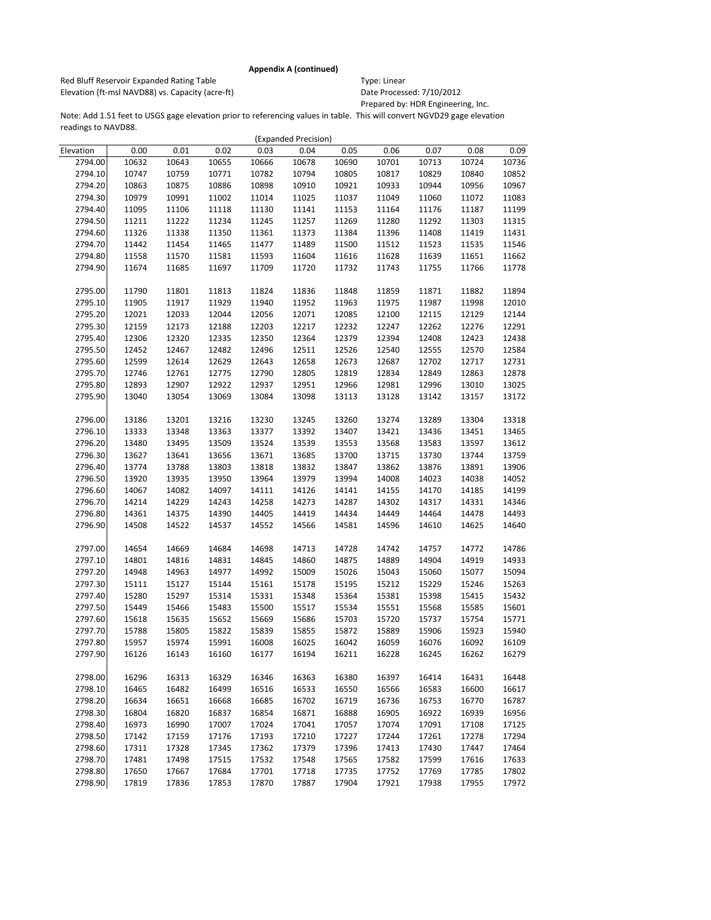**Appendix A (continued)**

Red Bluff Reservoir Expanded Rating Table
Elevation (ft-msl NAVD88) vs. Capacity (acre-ft)

Type: Linear
Date Processed: 7/10/2012
Prepared by: HDR Engineering, Inc.

Note: Add 1.51 feet to USGS gage elevation prior to referencing values in table. This will convert NGVD29 gage elevation readings to NAVD88.

(Expanded Precision)

| Elevation | 0.00 | 0.01 | 0.02 | 0.03 | 0.04 | 0.05 | 0.06 | 0.07 | 0.08 | 0.09 |
|---|---|---|---|---|---|---|---|---|---|---|
| 2794.00 | 10632 | 10643 | 10655 | 10666 | 10678 | 10690 | 10701 | 10713 | 10724 | 10736 |
| 2794.10 | 10747 | 10759 | 10771 | 10782 | 10794 | 10805 | 10817 | 10829 | 10840 | 10852 |
| 2794.20 | 10863 | 10875 | 10886 | 10898 | 10910 | 10921 | 10933 | 10944 | 10956 | 10967 |
| 2794.30 | 10979 | 10991 | 11002 | 11014 | 11025 | 11037 | 11049 | 11060 | 11072 | 11083 |
| 2794.40 | 11095 | 11106 | 11118 | 11130 | 11141 | 11153 | 11164 | 11176 | 11187 | 11199 |
| 2794.50 | 11211 | 11222 | 11234 | 11245 | 11257 | 11269 | 11280 | 11292 | 11303 | 11315 |
| 2794.60 | 11326 | 11338 | 11350 | 11361 | 11373 | 11384 | 11396 | 11408 | 11419 | 11431 |
| 2794.70 | 11442 | 11454 | 11465 | 11477 | 11489 | 11500 | 11512 | 11523 | 11535 | 11546 |
| 2794.80 | 11558 | 11570 | 11581 | 11593 | 11604 | 11616 | 11628 | 11639 | 11651 | 11662 |
| 2794.90 | 11674 | 11685 | 11697 | 11709 | 11720 | 11732 | 11743 | 11755 | 11766 | 11778 |
| 2795.00 | 11790 | 11801 | 11813 | 11824 | 11836 | 11848 | 11859 | 11871 | 11882 | 11894 |
| 2795.10 | 11905 | 11917 | 11929 | 11940 | 11952 | 11963 | 11975 | 11987 | 11998 | 12010 |
| 2795.20 | 12021 | 12033 | 12044 | 12056 | 12071 | 12085 | 12100 | 12115 | 12129 | 12144 |
| 2795.30 | 12159 | 12173 | 12188 | 12203 | 12217 | 12232 | 12247 | 12262 | 12276 | 12291 |
| 2795.40 | 12306 | 12320 | 12335 | 12350 | 12364 | 12379 | 12394 | 12408 | 12423 | 12438 |
| 2795.50 | 12452 | 12467 | 12482 | 12496 | 12511 | 12526 | 12540 | 12555 | 12570 | 12584 |
| 2795.60 | 12599 | 12614 | 12629 | 12643 | 12658 | 12673 | 12687 | 12702 | 12717 | 12731 |
| 2795.70 | 12746 | 12761 | 12775 | 12790 | 12805 | 12819 | 12834 | 12849 | 12863 | 12878 |
| 2795.80 | 12893 | 12907 | 12922 | 12937 | 12951 | 12966 | 12981 | 12996 | 13010 | 13025 |
| 2795.90 | 13040 | 13054 | 13069 | 13084 | 13098 | 13113 | 13128 | 13142 | 13157 | 13172 |
| 2796.00 | 13186 | 13201 | 13216 | 13230 | 13245 | 13260 | 13274 | 13289 | 13304 | 13318 |
| 2796.10 | 13333 | 13348 | 13363 | 13377 | 13392 | 13407 | 13421 | 13436 | 13451 | 13465 |
| 2796.20 | 13480 | 13495 | 13509 | 13524 | 13539 | 13553 | 13568 | 13583 | 13597 | 13612 |
| 2796.30 | 13627 | 13641 | 13656 | 13671 | 13685 | 13700 | 13715 | 13730 | 13744 | 13759 |
| 2796.40 | 13774 | 13788 | 13803 | 13818 | 13832 | 13847 | 13862 | 13876 | 13891 | 13906 |
| 2796.50 | 13920 | 13935 | 13950 | 13964 | 13979 | 13994 | 14008 | 14023 | 14038 | 14052 |
| 2796.60 | 14067 | 14082 | 14097 | 14111 | 14126 | 14141 | 14155 | 14170 | 14185 | 14199 |
| 2796.70 | 14214 | 14229 | 14243 | 14258 | 14273 | 14287 | 14302 | 14317 | 14331 | 14346 |
| 2796.80 | 14361 | 14375 | 14390 | 14405 | 14419 | 14434 | 14449 | 14464 | 14478 | 14493 |
| 2796.90 | 14508 | 14522 | 14537 | 14552 | 14566 | 14581 | 14596 | 14610 | 14625 | 14640 |
| 2797.00 | 14654 | 14669 | 14684 | 14698 | 14713 | 14728 | 14742 | 14757 | 14772 | 14786 |
| 2797.10 | 14801 | 14816 | 14831 | 14845 | 14860 | 14875 | 14889 | 14904 | 14919 | 14933 |
| 2797.20 | 14948 | 14963 | 14977 | 14992 | 15009 | 15026 | 15043 | 15060 | 15077 | 15094 |
| 2797.30 | 15111 | 15127 | 15144 | 15161 | 15178 | 15195 | 15212 | 15229 | 15246 | 15263 |
| 2797.40 | 15280 | 15297 | 15314 | 15331 | 15348 | 15364 | 15381 | 15398 | 15415 | 15432 |
| 2797.50 | 15449 | 15466 | 15483 | 15500 | 15517 | 15534 | 15551 | 15568 | 15585 | 15601 |
| 2797.60 | 15618 | 15635 | 15652 | 15669 | 15686 | 15703 | 15720 | 15737 | 15754 | 15771 |
| 2797.70 | 15788 | 15805 | 15822 | 15839 | 15855 | 15872 | 15889 | 15906 | 15923 | 15940 |
| 2797.80 | 15957 | 15974 | 15991 | 16008 | 16025 | 16042 | 16059 | 16076 | 16092 | 16109 |
| 2797.90 | 16126 | 16143 | 16160 | 16177 | 16194 | 16211 | 16228 | 16245 | 16262 | 16279 |
| 2798.00 | 16296 | 16313 | 16329 | 16346 | 16363 | 16380 | 16397 | 16414 | 16431 | 16448 |
| 2798.10 | 16465 | 16482 | 16499 | 16516 | 16533 | 16550 | 16566 | 16583 | 16600 | 16617 |
| 2798.20 | 16634 | 16651 | 16668 | 16685 | 16702 | 16719 | 16736 | 16753 | 16770 | 16787 |
| 2798.30 | 16804 | 16820 | 16837 | 16854 | 16871 | 16888 | 16905 | 16922 | 16939 | 16956 |
| 2798.40 | 16973 | 16990 | 17007 | 17024 | 17041 | 17057 | 17074 | 17091 | 17108 | 17125 |
| 2798.50 | 17142 | 17159 | 17176 | 17193 | 17210 | 17227 | 17244 | 17261 | 17278 | 17294 |
| 2798.60 | 17311 | 17328 | 17345 | 17362 | 17379 | 17396 | 17413 | 17430 | 17447 | 17464 |
| 2798.70 | 17481 | 17498 | 17515 | 17532 | 17548 | 17565 | 17582 | 17599 | 17616 | 17633 |
| 2798.80 | 17650 | 17667 | 17684 | 17701 | 17718 | 17735 | 17752 | 17769 | 17785 | 17802 |
| 2798.90 | 17819 | 17836 | 17853 | 17870 | 17887 | 17904 | 17921 | 17938 | 17955 | 17972 |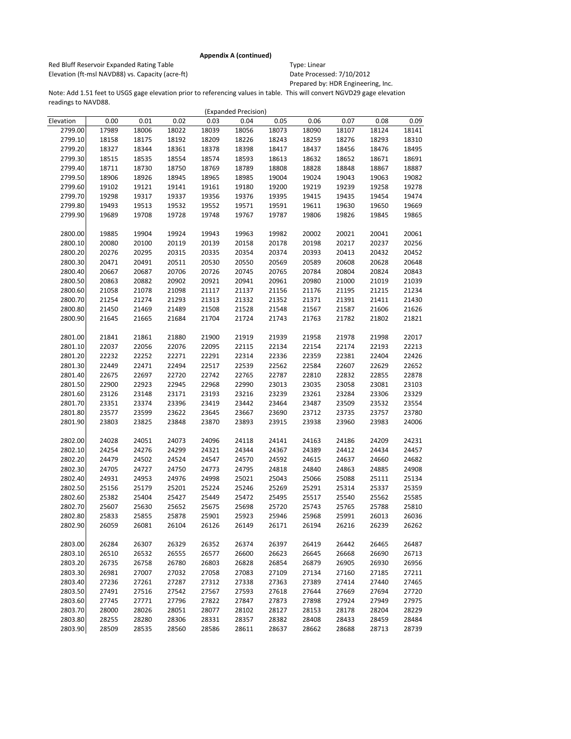**Appendix A (continued)**

Red Bluff Reservoir Expanded Rating Table
Elevation (ft-msl NAVD88) vs. Capacity (acre-ft)

Type: Linear
Date Processed: 7/10/2012
Prepared by: HDR Engineering, Inc.

Note: Add 1.51 feet to USGS gage elevation prior to referencing values in table. This will convert NGVD29 gage elevation readings to NAVD88.

(Expanded Precision)

| Elevation | 0.00 | 0.01 | 0.02 | 0.03 | 0.04 | 0.05 | 0.06 | 0.07 | 0.08 | 0.09 |
|---|---|---|---|---|---|---|---|---|---|---|
| 2799.00 | 17989 | 18006 | 18022 | 18039 | 18056 | 18073 | 18090 | 18107 | 18124 | 18141 |
| 2799.10 | 18158 | 18175 | 18192 | 18209 | 18226 | 18243 | 18259 | 18276 | 18293 | 18310 |
| 2799.20 | 18327 | 18344 | 18361 | 18378 | 18398 | 18417 | 18437 | 18456 | 18476 | 18495 |
| 2799.30 | 18515 | 18535 | 18554 | 18574 | 18593 | 18613 | 18632 | 18652 | 18671 | 18691 |
| 2799.40 | 18711 | 18730 | 18750 | 18769 | 18789 | 18808 | 18828 | 18848 | 18867 | 18887 |
| 2799.50 | 18906 | 18926 | 18945 | 18965 | 18985 | 19004 | 19024 | 19043 | 19063 | 19082 |
| 2799.60 | 19102 | 19121 | 19141 | 19161 | 19180 | 19200 | 19219 | 19239 | 19258 | 19278 |
| 2799.70 | 19298 | 19317 | 19337 | 19356 | 19376 | 19395 | 19415 | 19435 | 19454 | 19474 |
| 2799.80 | 19493 | 19513 | 19532 | 19552 | 19571 | 19591 | 19611 | 19630 | 19650 | 19669 |
| 2799.90 | 19689 | 19708 | 19728 | 19748 | 19767 | 19787 | 19806 | 19826 | 19845 | 19865 |
| 2800.00 | 19885 | 19904 | 19924 | 19943 | 19963 | 19982 | 20002 | 20021 | 20041 | 20061 |
| 2800.10 | 20080 | 20100 | 20119 | 20139 | 20158 | 20178 | 20198 | 20217 | 20237 | 20256 |
| 2800.20 | 20276 | 20295 | 20315 | 20335 | 20354 | 20374 | 20393 | 20413 | 20432 | 20452 |
| 2800.30 | 20471 | 20491 | 20511 | 20530 | 20550 | 20569 | 20589 | 20608 | 20628 | 20648 |
| 2800.40 | 20667 | 20687 | 20706 | 20726 | 20745 | 20765 | 20784 | 20804 | 20824 | 20843 |
| 2800.50 | 20863 | 20882 | 20902 | 20921 | 20941 | 20961 | 20980 | 21000 | 21019 | 21039 |
| 2800.60 | 21058 | 21078 | 21098 | 21117 | 21137 | 21156 | 21176 | 21195 | 21215 | 21234 |
| 2800.70 | 21254 | 21274 | 21293 | 21313 | 21332 | 21352 | 21371 | 21391 | 21411 | 21430 |
| 2800.80 | 21450 | 21469 | 21489 | 21508 | 21528 | 21548 | 21567 | 21587 | 21606 | 21626 |
| 2800.90 | 21645 | 21665 | 21684 | 21704 | 21724 | 21743 | 21763 | 21782 | 21802 | 21821 |
| 2801.00 | 21841 | 21861 | 21880 | 21900 | 21919 | 21939 | 21958 | 21978 | 21998 | 22017 |
| 2801.10 | 22037 | 22056 | 22076 | 22095 | 22115 | 22134 | 22154 | 22174 | 22193 | 22213 |
| 2801.20 | 22232 | 22252 | 22271 | 22291 | 22314 | 22336 | 22359 | 22381 | 22404 | 22426 |
| 2801.30 | 22449 | 22471 | 22494 | 22517 | 22539 | 22562 | 22584 | 22607 | 22629 | 22652 |
| 2801.40 | 22675 | 22697 | 22720 | 22742 | 22765 | 22787 | 22810 | 22832 | 22855 | 22878 |
| 2801.50 | 22900 | 22923 | 22945 | 22968 | 22990 | 23013 | 23035 | 23058 | 23081 | 23103 |
| 2801.60 | 23126 | 23148 | 23171 | 23193 | 23216 | 23239 | 23261 | 23284 | 23306 | 23329 |
| 2801.70 | 23351 | 23374 | 23396 | 23419 | 23442 | 23464 | 23487 | 23509 | 23532 | 23554 |
| 2801.80 | 23577 | 23599 | 23622 | 23645 | 23667 | 23690 | 23712 | 23735 | 23757 | 23780 |
| 2801.90 | 23803 | 23825 | 23848 | 23870 | 23893 | 23915 | 23938 | 23960 | 23983 | 24006 |
| 2802.00 | 24028 | 24051 | 24073 | 24096 | 24118 | 24141 | 24163 | 24186 | 24209 | 24231 |
| 2802.10 | 24254 | 24276 | 24299 | 24321 | 24344 | 24367 | 24389 | 24412 | 24434 | 24457 |
| 2802.20 | 24479 | 24502 | 24524 | 24547 | 24570 | 24592 | 24615 | 24637 | 24660 | 24682 |
| 2802.30 | 24705 | 24727 | 24750 | 24773 | 24795 | 24818 | 24840 | 24863 | 24885 | 24908 |
| 2802.40 | 24931 | 24953 | 24976 | 24998 | 25021 | 25043 | 25066 | 25088 | 25111 | 25134 |
| 2802.50 | 25156 | 25179 | 25201 | 25224 | 25246 | 25269 | 25291 | 25314 | 25337 | 25359 |
| 2802.60 | 25382 | 25404 | 25427 | 25449 | 25472 | 25495 | 25517 | 25540 | 25562 | 25585 |
| 2802.70 | 25607 | 25630 | 25652 | 25675 | 25698 | 25720 | 25743 | 25765 | 25788 | 25810 |
| 2802.80 | 25833 | 25855 | 25878 | 25901 | 25923 | 25946 | 25968 | 25991 | 26013 | 26036 |
| 2802.90 | 26059 | 26081 | 26104 | 26126 | 26149 | 26171 | 26194 | 26216 | 26239 | 26262 |
| 2803.00 | 26284 | 26307 | 26329 | 26352 | 26374 | 26397 | 26419 | 26442 | 26465 | 26487 |
| 2803.10 | 26510 | 26532 | 26555 | 26577 | 26600 | 26623 | 26645 | 26668 | 26690 | 26713 |
| 2803.20 | 26735 | 26758 | 26780 | 26803 | 26828 | 26854 | 26879 | 26905 | 26930 | 26956 |
| 2803.30 | 26981 | 27007 | 27032 | 27058 | 27083 | 27109 | 27134 | 27160 | 27185 | 27211 |
| 2803.40 | 27236 | 27261 | 27287 | 27312 | 27338 | 27363 | 27389 | 27414 | 27440 | 27465 |
| 2803.50 | 27491 | 27516 | 27542 | 27567 | 27593 | 27618 | 27644 | 27669 | 27694 | 27720 |
| 2803.60 | 27745 | 27771 | 27796 | 27822 | 27847 | 27873 | 27898 | 27924 | 27949 | 27975 |
| 2803.70 | 28000 | 28026 | 28051 | 28077 | 28102 | 28127 | 28153 | 28178 | 28204 | 28229 |
| 2803.80 | 28255 | 28280 | 28306 | 28331 | 28357 | 28382 | 28408 | 28433 | 28459 | 28484 |
| 2803.90 | 28509 | 28535 | 28560 | 28586 | 28611 | 28637 | 28662 | 28688 | 28713 | 28739 |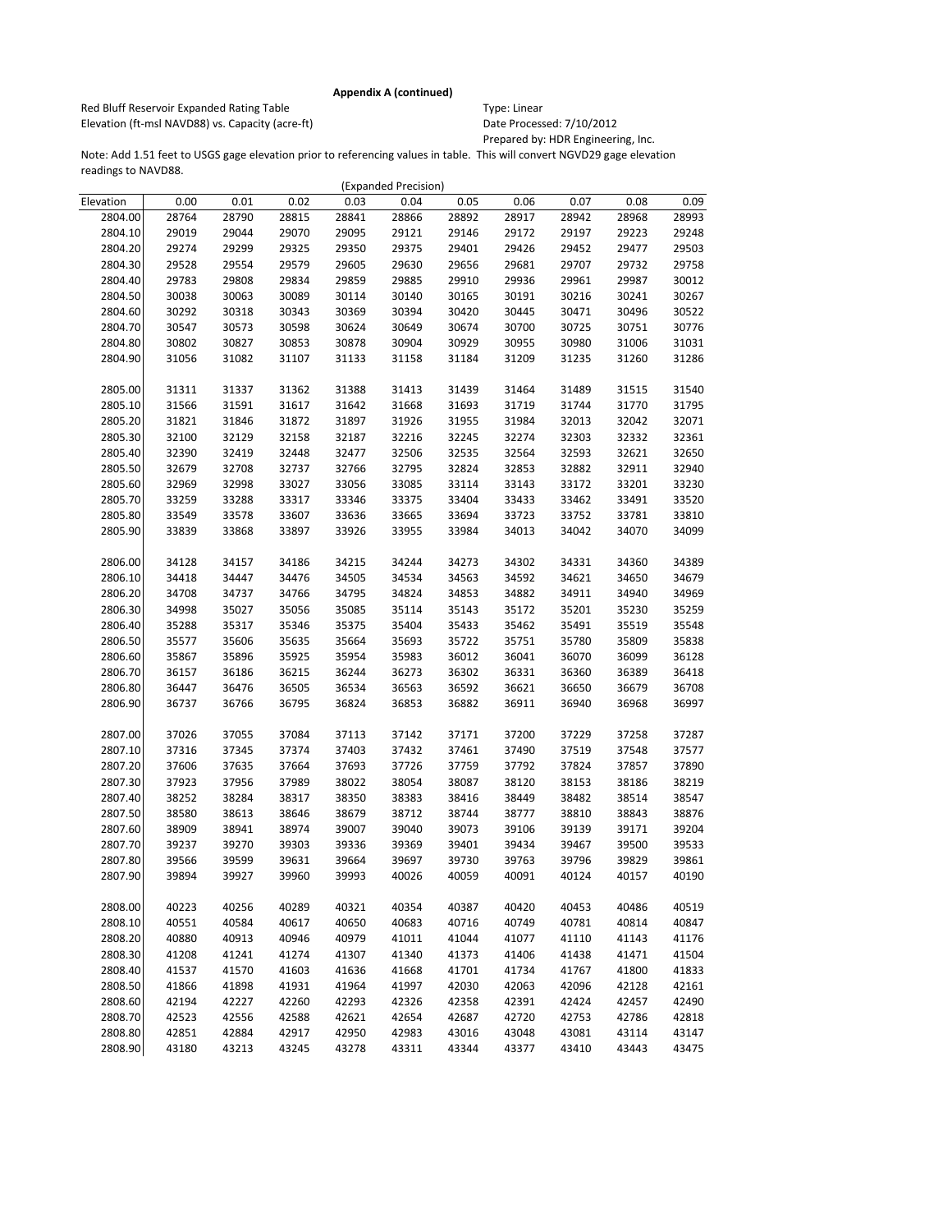**Appendix A (continued)**

Red Bluff Reservoir Expanded Rating Table
Elevation (ft-msl NAVD88) vs. Capacity (acre-ft)

Type: Linear
Date Processed: 7/10/2012
Prepared by: HDR Engineering, Inc.

Note: Add 1.51 feet to USGS gage elevation prior to referencing values in table. This will convert NGVD29 gage elevation readings to NAVD88.

(Expanded Precision)

| Elevation | 0.00 | 0.01 | 0.02 | 0.03 | 0.04 | 0.05 | 0.06 | 0.07 | 0.08 | 0.09 |
|---|---|---|---|---|---|---|---|---|---|---|
| 2804.00 | 28764 | 28790 | 28815 | 28841 | 28866 | 28892 | 28917 | 28942 | 28968 | 28993 |
| 2804.10 | 29019 | 29044 | 29070 | 29095 | 29121 | 29146 | 29172 | 29197 | 29223 | 29248 |
| 2804.20 | 29274 | 29299 | 29325 | 29350 | 29375 | 29401 | 29426 | 29452 | 29477 | 29503 |
| 2804.30 | 29528 | 29554 | 29579 | 29605 | 29630 | 29656 | 29681 | 29707 | 29732 | 29758 |
| 2804.40 | 29783 | 29808 | 29834 | 29859 | 29885 | 29910 | 29936 | 29961 | 29987 | 30012 |
| 2804.50 | 30038 | 30063 | 30089 | 30114 | 30140 | 30165 | 30191 | 30216 | 30241 | 30267 |
| 2804.60 | 30292 | 30318 | 30343 | 30369 | 30394 | 30420 | 30445 | 30471 | 30496 | 30522 |
| 2804.70 | 30547 | 30573 | 30598 | 30624 | 30649 | 30674 | 30700 | 30725 | 30751 | 30776 |
| 2804.80 | 30802 | 30827 | 30853 | 30878 | 30904 | 30929 | 30955 | 30980 | 31006 | 31031 |
| 2804.90 | 31056 | 31082 | 31107 | 31133 | 31158 | 31184 | 31209 | 31235 | 31260 | 31286 |
| 2805.00 | 31311 | 31337 | 31362 | 31388 | 31413 | 31439 | 31464 | 31489 | 31515 | 31540 |
| 2805.10 | 31566 | 31591 | 31617 | 31642 | 31668 | 31693 | 31719 | 31744 | 31770 | 31795 |
| 2805.20 | 31821 | 31846 | 31872 | 31897 | 31926 | 31955 | 31984 | 32013 | 32042 | 32071 |
| 2805.30 | 32100 | 32129 | 32158 | 32187 | 32216 | 32245 | 32274 | 32303 | 32332 | 32361 |
| 2805.40 | 32390 | 32419 | 32448 | 32477 | 32506 | 32535 | 32564 | 32593 | 32621 | 32650 |
| 2805.50 | 32679 | 32708 | 32737 | 32766 | 32795 | 32824 | 32853 | 32882 | 32911 | 32940 |
| 2805.60 | 32969 | 32998 | 33027 | 33056 | 33085 | 33114 | 33143 | 33172 | 33201 | 33230 |
| 2805.70 | 33259 | 33288 | 33317 | 33346 | 33375 | 33404 | 33433 | 33462 | 33491 | 33520 |
| 2805.80 | 33549 | 33578 | 33607 | 33636 | 33665 | 33694 | 33723 | 33752 | 33781 | 33810 |
| 2805.90 | 33839 | 33868 | 33897 | 33926 | 33955 | 33984 | 34013 | 34042 | 34070 | 34099 |
| 2806.00 | 34128 | 34157 | 34186 | 34215 | 34244 | 34273 | 34302 | 34331 | 34360 | 34389 |
| 2806.10 | 34418 | 34447 | 34476 | 34505 | 34534 | 34563 | 34592 | 34621 | 34650 | 34679 |
| 2806.20 | 34708 | 34737 | 34766 | 34795 | 34824 | 34853 | 34882 | 34911 | 34940 | 34969 |
| 2806.30 | 34998 | 35027 | 35056 | 35085 | 35114 | 35143 | 35172 | 35201 | 35230 | 35259 |
| 2806.40 | 35288 | 35317 | 35346 | 35375 | 35404 | 35433 | 35462 | 35491 | 35519 | 35548 |
| 2806.50 | 35577 | 35606 | 35635 | 35664 | 35693 | 35722 | 35751 | 35780 | 35809 | 35838 |
| 2806.60 | 35867 | 35896 | 35925 | 35954 | 35983 | 36012 | 36041 | 36070 | 36099 | 36128 |
| 2806.70 | 36157 | 36186 | 36215 | 36244 | 36273 | 36302 | 36331 | 36360 | 36389 | 36418 |
| 2806.80 | 36447 | 36476 | 36505 | 36534 | 36563 | 36592 | 36621 | 36650 | 36679 | 36708 |
| 2806.90 | 36737 | 36766 | 36795 | 36824 | 36853 | 36882 | 36911 | 36940 | 36968 | 36997 |
| 2807.00 | 37026 | 37055 | 37084 | 37113 | 37142 | 37171 | 37200 | 37229 | 37258 | 37287 |
| 2807.10 | 37316 | 37345 | 37374 | 37403 | 37432 | 37461 | 37490 | 37519 | 37548 | 37577 |
| 2807.20 | 37606 | 37635 | 37664 | 37693 | 37726 | 37759 | 37792 | 37824 | 37857 | 37890 |
| 2807.30 | 37923 | 37956 | 37989 | 38022 | 38054 | 38087 | 38120 | 38153 | 38186 | 38219 |
| 2807.40 | 38252 | 38284 | 38317 | 38350 | 38383 | 38416 | 38449 | 38482 | 38514 | 38547 |
| 2807.50 | 38580 | 38613 | 38646 | 38679 | 38712 | 38744 | 38777 | 38810 | 38843 | 38876 |
| 2807.60 | 38909 | 38941 | 38974 | 39007 | 39040 | 39073 | 39106 | 39139 | 39171 | 39204 |
| 2807.70 | 39237 | 39270 | 39303 | 39336 | 39369 | 39401 | 39434 | 39467 | 39500 | 39533 |
| 2807.80 | 39566 | 39599 | 39631 | 39664 | 39697 | 39730 | 39763 | 39796 | 39829 | 39861 |
| 2807.90 | 39894 | 39927 | 39960 | 39993 | 40026 | 40059 | 40091 | 40124 | 40157 | 40190 |
| 2808.00 | 40223 | 40256 | 40289 | 40321 | 40354 | 40387 | 40420 | 40453 | 40486 | 40519 |
| 2808.10 | 40551 | 40584 | 40617 | 40650 | 40683 | 40716 | 40749 | 40781 | 40814 | 40847 |
| 2808.20 | 40880 | 40913 | 40946 | 40979 | 41011 | 41044 | 41077 | 41110 | 41143 | 41176 |
| 2808.30 | 41208 | 41241 | 41274 | 41307 | 41340 | 41373 | 41406 | 41438 | 41471 | 41504 |
| 2808.40 | 41537 | 41570 | 41603 | 41636 | 41668 | 41701 | 41734 | 41767 | 41800 | 41833 |
| 2808.50 | 41866 | 41898 | 41931 | 41964 | 41997 | 42030 | 42063 | 42096 | 42128 | 42161 |
| 2808.60 | 42194 | 42227 | 42260 | 42293 | 42326 | 42358 | 42391 | 42424 | 42457 | 42490 |
| 2808.70 | 42523 | 42556 | 42588 | 42621 | 42654 | 42687 | 42720 | 42753 | 42786 | 42818 |
| 2808.80 | 42851 | 42884 | 42917 | 42950 | 42983 | 43016 | 43048 | 43081 | 43114 | 43147 |
| 2808.90 | 43180 | 43213 | 43245 | 43278 | 43311 | 43344 | 43377 | 43410 | 43443 | 43475 |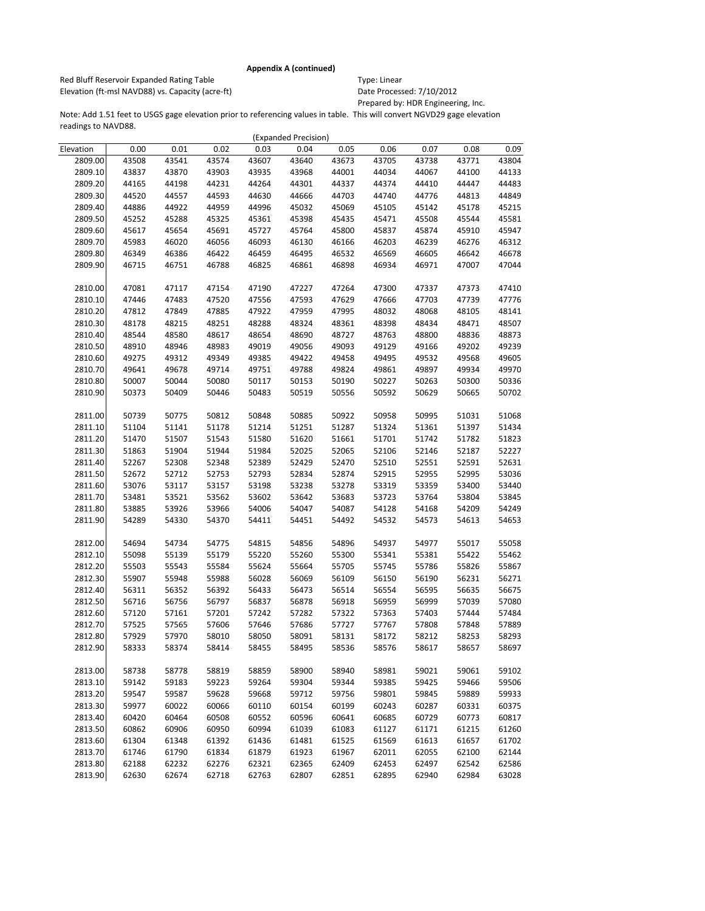**Appendix A (continued)**

Red Bluff Reservoir Expanded Rating Table
Elevation (ft-msl NAVD88) vs. Capacity (acre-ft)

Type: Linear
Date Processed: 7/10/2012
Prepared by: HDR Engineering, Inc.

Note: Add 1.51 feet to USGS gage elevation prior to referencing values in table. This will convert NGVD29 gage elevation readings to NAVD88.

(Expanded Precision)

| Elevation | 0.00 | 0.01 | 0.02 | 0.03 | 0.04 | 0.05 | 0.06 | 0.07 | 0.08 | 0.09 |
|---|---|---|---|---|---|---|---|---|---|---|
| 2809.00 | 43508 | 43541 | 43574 | 43607 | 43640 | 43673 | 43705 | 43738 | 43771 | 43804 |
| 2809.10 | 43837 | 43870 | 43903 | 43935 | 43968 | 44001 | 44034 | 44067 | 44100 | 44133 |
| 2809.20 | 44165 | 44198 | 44231 | 44264 | 44301 | 44337 | 44374 | 44410 | 44447 | 44483 |
| 2809.30 | 44520 | 44557 | 44593 | 44630 | 44666 | 44703 | 44740 | 44776 | 44813 | 44849 |
| 2809.40 | 44886 | 44922 | 44959 | 44996 | 45032 | 45069 | 45105 | 45142 | 45178 | 45215 |
| 2809.50 | 45252 | 45288 | 45325 | 45361 | 45398 | 45435 | 45471 | 45508 | 45544 | 45581 |
| 2809.60 | 45617 | 45654 | 45691 | 45727 | 45764 | 45800 | 45837 | 45874 | 45910 | 45947 |
| 2809.70 | 45983 | 46020 | 46056 | 46093 | 46130 | 46166 | 46203 | 46239 | 46276 | 46312 |
| 2809.80 | 46349 | 46386 | 46422 | 46459 | 46495 | 46532 | 46569 | 46605 | 46642 | 46678 |
| 2809.90 | 46715 | 46751 | 46788 | 46825 | 46861 | 46898 | 46934 | 46971 | 47007 | 47044 |
| 2810.00 | 47081 | 47117 | 47154 | 47190 | 47227 | 47264 | 47300 | 47337 | 47373 | 47410 |
| 2810.10 | 47446 | 47483 | 47520 | 47556 | 47593 | 47629 | 47666 | 47703 | 47739 | 47776 |
| 2810.20 | 47812 | 47849 | 47885 | 47922 | 47959 | 47995 | 48032 | 48068 | 48105 | 48141 |
| 2810.30 | 48178 | 48215 | 48251 | 48288 | 48324 | 48361 | 48398 | 48434 | 48471 | 48507 |
| 2810.40 | 48544 | 48580 | 48617 | 48654 | 48690 | 48727 | 48763 | 48800 | 48836 | 48873 |
| 2810.50 | 48910 | 48946 | 48983 | 49019 | 49056 | 49093 | 49129 | 49166 | 49202 | 49239 |
| 2810.60 | 49275 | 49312 | 49349 | 49385 | 49422 | 49458 | 49495 | 49532 | 49568 | 49605 |
| 2810.70 | 49641 | 49678 | 49714 | 49751 | 49788 | 49824 | 49861 | 49897 | 49934 | 49970 |
| 2810.80 | 50007 | 50044 | 50080 | 50117 | 50153 | 50190 | 50227 | 50263 | 50300 | 50336 |
| 2810.90 | 50373 | 50409 | 50446 | 50483 | 50519 | 50556 | 50592 | 50629 | 50665 | 50702 |
| 2811.00 | 50739 | 50775 | 50812 | 50848 | 50885 | 50922 | 50958 | 50995 | 51031 | 51068 |
| 2811.10 | 51104 | 51141 | 51178 | 51214 | 51251 | 51287 | 51324 | 51361 | 51397 | 51434 |
| 2811.20 | 51470 | 51507 | 51543 | 51580 | 51620 | 51661 | 51701 | 51742 | 51782 | 51823 |
| 2811.30 | 51863 | 51904 | 51944 | 51984 | 52025 | 52065 | 52106 | 52146 | 52187 | 52227 |
| 2811.40 | 52267 | 52308 | 52348 | 52389 | 52429 | 52470 | 52510 | 52551 | 52591 | 52631 |
| 2811.50 | 52672 | 52712 | 52753 | 52793 | 52834 | 52874 | 52915 | 52955 | 52995 | 53036 |
| 2811.60 | 53076 | 53117 | 53157 | 53198 | 53238 | 53278 | 53319 | 53359 | 53400 | 53440 |
| 2811.70 | 53481 | 53521 | 53562 | 53602 | 53642 | 53683 | 53723 | 53764 | 53804 | 53845 |
| 2811.80 | 53885 | 53926 | 53966 | 54006 | 54047 | 54087 | 54128 | 54168 | 54209 | 54249 |
| 2811.90 | 54289 | 54330 | 54370 | 54411 | 54451 | 54492 | 54532 | 54573 | 54613 | 54653 |
| 2812.00 | 54694 | 54734 | 54775 | 54815 | 54856 | 54896 | 54937 | 54977 | 55017 | 55058 |
| 2812.10 | 55098 | 55139 | 55179 | 55220 | 55260 | 55300 | 55341 | 55381 | 55422 | 55462 |
| 2812.20 | 55503 | 55543 | 55584 | 55624 | 55664 | 55705 | 55745 | 55786 | 55826 | 55867 |
| 2812.30 | 55907 | 55948 | 55988 | 56028 | 56069 | 56109 | 56150 | 56190 | 56231 | 56271 |
| 2812.40 | 56311 | 56352 | 56392 | 56433 | 56473 | 56514 | 56554 | 56595 | 56635 | 56675 |
| 2812.50 | 56716 | 56756 | 56797 | 56837 | 56878 | 56918 | 56959 | 56999 | 57039 | 57080 |
| 2812.60 | 57120 | 57161 | 57201 | 57242 | 57282 | 57322 | 57363 | 57403 | 57444 | 57484 |
| 2812.70 | 57525 | 57565 | 57606 | 57646 | 57686 | 57727 | 57767 | 57808 | 57848 | 57889 |
| 2812.80 | 57929 | 57970 | 58010 | 58050 | 58091 | 58131 | 58172 | 58212 | 58253 | 58293 |
| 2812.90 | 58333 | 58374 | 58414 | 58455 | 58495 | 58536 | 58576 | 58617 | 58657 | 58697 |
| 2813.00 | 58738 | 58778 | 58819 | 58859 | 58900 | 58940 | 58981 | 59021 | 59061 | 59102 |
| 2813.10 | 59142 | 59183 | 59223 | 59264 | 59304 | 59344 | 59385 | 59425 | 59466 | 59506 |
| 2813.20 | 59547 | 59587 | 59628 | 59668 | 59712 | 59756 | 59801 | 59845 | 59889 | 59933 |
| 2813.30 | 59977 | 60022 | 60066 | 60110 | 60154 | 60199 | 60243 | 60287 | 60331 | 60375 |
| 2813.40 | 60420 | 60464 | 60508 | 60552 | 60596 | 60641 | 60685 | 60729 | 60773 | 60817 |
| 2813.50 | 60862 | 60906 | 60950 | 60994 | 61039 | 61083 | 61127 | 61171 | 61215 | 61260 |
| 2813.60 | 61304 | 61348 | 61392 | 61436 | 61481 | 61525 | 61569 | 61613 | 61657 | 61702 |
| 2813.70 | 61746 | 61790 | 61834 | 61879 | 61923 | 61967 | 62011 | 62055 | 62100 | 62144 |
| 2813.80 | 62188 | 62232 | 62276 | 62321 | 62365 | 62409 | 62453 | 62497 | 62542 | 62586 |
| 2813.90 | 62630 | 62674 | 62718 | 62763 | 62807 | 62851 | 62895 | 62940 | 62984 | 63028 |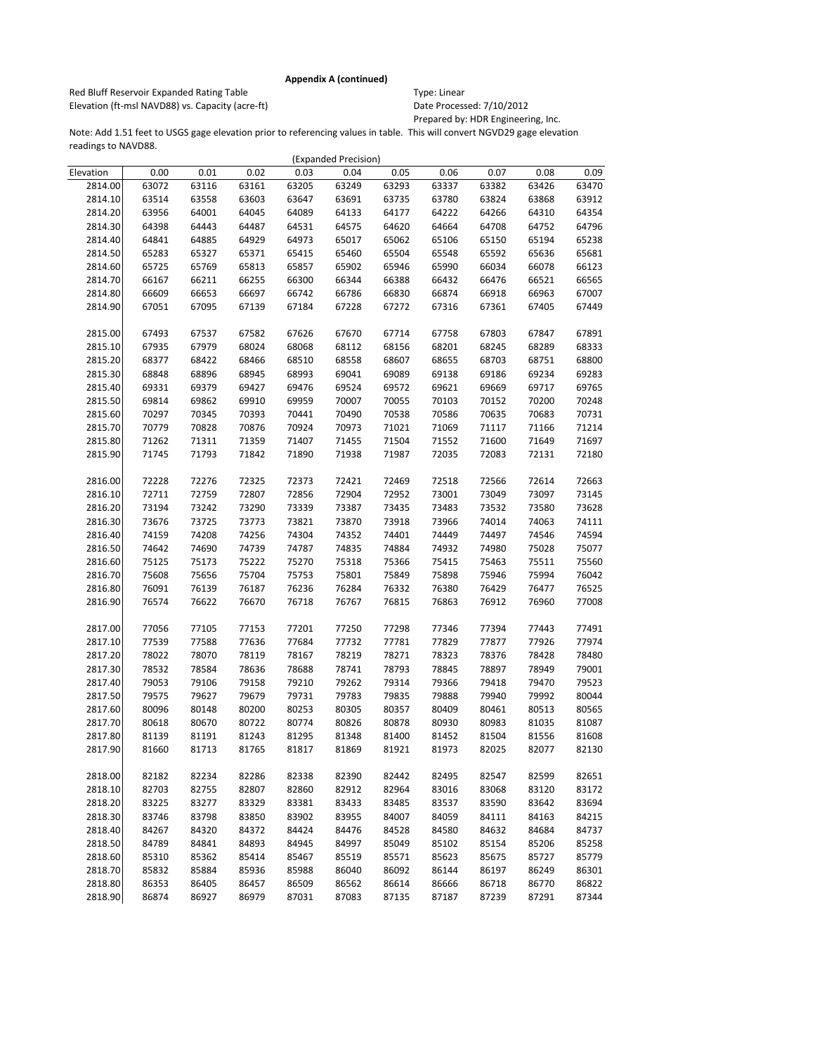**Appendix A (continued)**

Red Bluff Reservoir Expanded Rating Table
Elevation (ft-msl NAVD88) vs. Capacity (acre-ft)

Type: Linear
Date Processed: 7/10/2012
Prepared by: HDR Engineering, Inc.

Note: Add 1.51 feet to USGS gage elevation prior to referencing values in table. This will convert NGVD29 gage elevation readings to NAVD88.

(Expanded Precision)

| Elevation | 0.00 | 0.01 | 0.02 | 0.03 | 0.04 | 0.05 | 0.06 | 0.07 | 0.08 | 0.09 |
|---|---|---|---|---|---|---|---|---|---|---|
| 2814.00 | 63072 | 63116 | 63161 | 63205 | 63249 | 63293 | 63337 | 63382 | 63426 | 63470 |
| 2814.10 | 63514 | 63558 | 63603 | 63647 | 63691 | 63735 | 63780 | 63824 | 63868 | 63912 |
| 2814.20 | 63956 | 64001 | 64045 | 64089 | 64133 | 64177 | 64222 | 64266 | 64310 | 64354 |
| 2814.30 | 64398 | 64443 | 64487 | 64531 | 64575 | 64620 | 64664 | 64708 | 64752 | 64796 |
| 2814.40 | 64841 | 64885 | 64929 | 64973 | 65017 | 65062 | 65106 | 65150 | 65194 | 65238 |
| 2814.50 | 65283 | 65327 | 65371 | 65415 | 65460 | 65504 | 65548 | 65592 | 65636 | 65681 |
| 2814.60 | 65725 | 65769 | 65813 | 65857 | 65902 | 65946 | 65990 | 66034 | 66078 | 66123 |
| 2814.70 | 66167 | 66211 | 66255 | 66300 | 66344 | 66388 | 66432 | 66476 | 66521 | 66565 |
| 2814.80 | 66609 | 66653 | 66697 | 66742 | 66786 | 66830 | 66874 | 66918 | 66963 | 67007 |
| 2814.90 | 67051 | 67095 | 67139 | 67184 | 67228 | 67272 | 67316 | 67361 | 67405 | 67449 |
| 2815.00 | 67493 | 67537 | 67582 | 67626 | 67670 | 67714 | 67758 | 67803 | 67847 | 67891 |
| 2815.10 | 67935 | 67979 | 68024 | 68068 | 68112 | 68156 | 68201 | 68245 | 68289 | 68333 |
| 2815.20 | 68377 | 68422 | 68466 | 68510 | 68558 | 68607 | 68655 | 68703 | 68751 | 68800 |
| 2815.30 | 68848 | 68896 | 68945 | 68993 | 69041 | 69089 | 69138 | 69186 | 69234 | 69283 |
| 2815.40 | 69331 | 69379 | 69427 | 69476 | 69524 | 69572 | 69621 | 69669 | 69717 | 69765 |
| 2815.50 | 69814 | 69862 | 69910 | 69959 | 70007 | 70055 | 70103 | 70152 | 70200 | 70248 |
| 2815.60 | 70297 | 70345 | 70393 | 70441 | 70490 | 70538 | 70586 | 70635 | 70683 | 70731 |
| 2815.70 | 70779 | 70828 | 70876 | 70924 | 70973 | 71021 | 71069 | 71117 | 71166 | 71214 |
| 2815.80 | 71262 | 71311 | 71359 | 71407 | 71455 | 71504 | 71552 | 71600 | 71649 | 71697 |
| 2815.90 | 71745 | 71793 | 71842 | 71890 | 71938 | 71987 | 72035 | 72083 | 72131 | 72180 |
| 2816.00 | 72228 | 72276 | 72325 | 72373 | 72421 | 72469 | 72518 | 72566 | 72614 | 72663 |
| 2816.10 | 72711 | 72759 | 72807 | 72856 | 72904 | 72952 | 73001 | 73049 | 73097 | 73145 |
| 2816.20 | 73194 | 73242 | 73290 | 73339 | 73387 | 73435 | 73483 | 73532 | 73580 | 73628 |
| 2816.30 | 73676 | 73725 | 73773 | 73821 | 73870 | 73918 | 73966 | 74014 | 74063 | 74111 |
| 2816.40 | 74159 | 74208 | 74256 | 74304 | 74352 | 74401 | 74449 | 74497 | 74546 | 74594 |
| 2816.50 | 74642 | 74690 | 74739 | 74787 | 74835 | 74884 | 74932 | 74980 | 75028 | 75077 |
| 2816.60 | 75125 | 75173 | 75222 | 75270 | 75318 | 75366 | 75415 | 75463 | 75511 | 75560 |
| 2816.70 | 75608 | 75656 | 75704 | 75753 | 75801 | 75849 | 75898 | 75946 | 75994 | 76042 |
| 2816.80 | 76091 | 76139 | 76187 | 76236 | 76284 | 76332 | 76380 | 76429 | 76477 | 76525 |
| 2816.90 | 76574 | 76622 | 76670 | 76718 | 76767 | 76815 | 76863 | 76912 | 76960 | 77008 |
| 2817.00 | 77056 | 77105 | 77153 | 77201 | 77250 | 77298 | 77346 | 77394 | 77443 | 77491 |
| 2817.10 | 77539 | 77588 | 77636 | 77684 | 77732 | 77781 | 77829 | 77877 | 77926 | 77974 |
| 2817.20 | 78022 | 78070 | 78119 | 78167 | 78219 | 78271 | 78323 | 78376 | 78428 | 78480 |
| 2817.30 | 78532 | 78584 | 78636 | 78688 | 78741 | 78793 | 78845 | 78897 | 78949 | 79001 |
| 2817.40 | 79053 | 79106 | 79158 | 79210 | 79262 | 79314 | 79366 | 79418 | 79470 | 79523 |
| 2817.50 | 79575 | 79627 | 79679 | 79731 | 79783 | 79835 | 79888 | 79940 | 79992 | 80044 |
| 2817.60 | 80096 | 80148 | 80200 | 80253 | 80305 | 80357 | 80409 | 80461 | 80513 | 80565 |
| 2817.70 | 80618 | 80670 | 80722 | 80774 | 80826 | 80878 | 80930 | 80983 | 81035 | 81087 |
| 2817.80 | 81139 | 81191 | 81243 | 81295 | 81348 | 81400 | 81452 | 81504 | 81556 | 81608 |
| 2817.90 | 81660 | 81713 | 81765 | 81817 | 81869 | 81921 | 81973 | 82025 | 82077 | 82130 |
| 2818.00 | 82182 | 82234 | 82286 | 82338 | 82390 | 82442 | 82495 | 82547 | 82599 | 82651 |
| 2818.10 | 82703 | 82755 | 82807 | 82860 | 82912 | 82964 | 83016 | 83068 | 83120 | 83172 |
| 2818.20 | 83225 | 83277 | 83329 | 83381 | 83433 | 83485 | 83537 | 83590 | 83642 | 83694 |
| 2818.30 | 83746 | 83798 | 83850 | 83902 | 83955 | 84007 | 84059 | 84111 | 84163 | 84215 |
| 2818.40 | 84267 | 84320 | 84372 | 84424 | 84476 | 84528 | 84580 | 84632 | 84684 | 84737 |
| 2818.50 | 84789 | 84841 | 84893 | 84945 | 84997 | 85049 | 85102 | 85154 | 85206 | 85258 |
| 2818.60 | 85310 | 85362 | 85414 | 85467 | 85519 | 85571 | 85623 | 85675 | 85727 | 85779 |
| 2818.70 | 85832 | 85884 | 85936 | 85988 | 86040 | 86092 | 86144 | 86197 | 86249 | 86301 |
| 2818.80 | 86353 | 86405 | 86457 | 86509 | 86562 | 86614 | 86666 | 86718 | 86770 | 86822 |
| 2818.90 | 86874 | 86927 | 86979 | 87031 | 87083 | 87135 | 87187 | 87239 | 87291 | 87344 |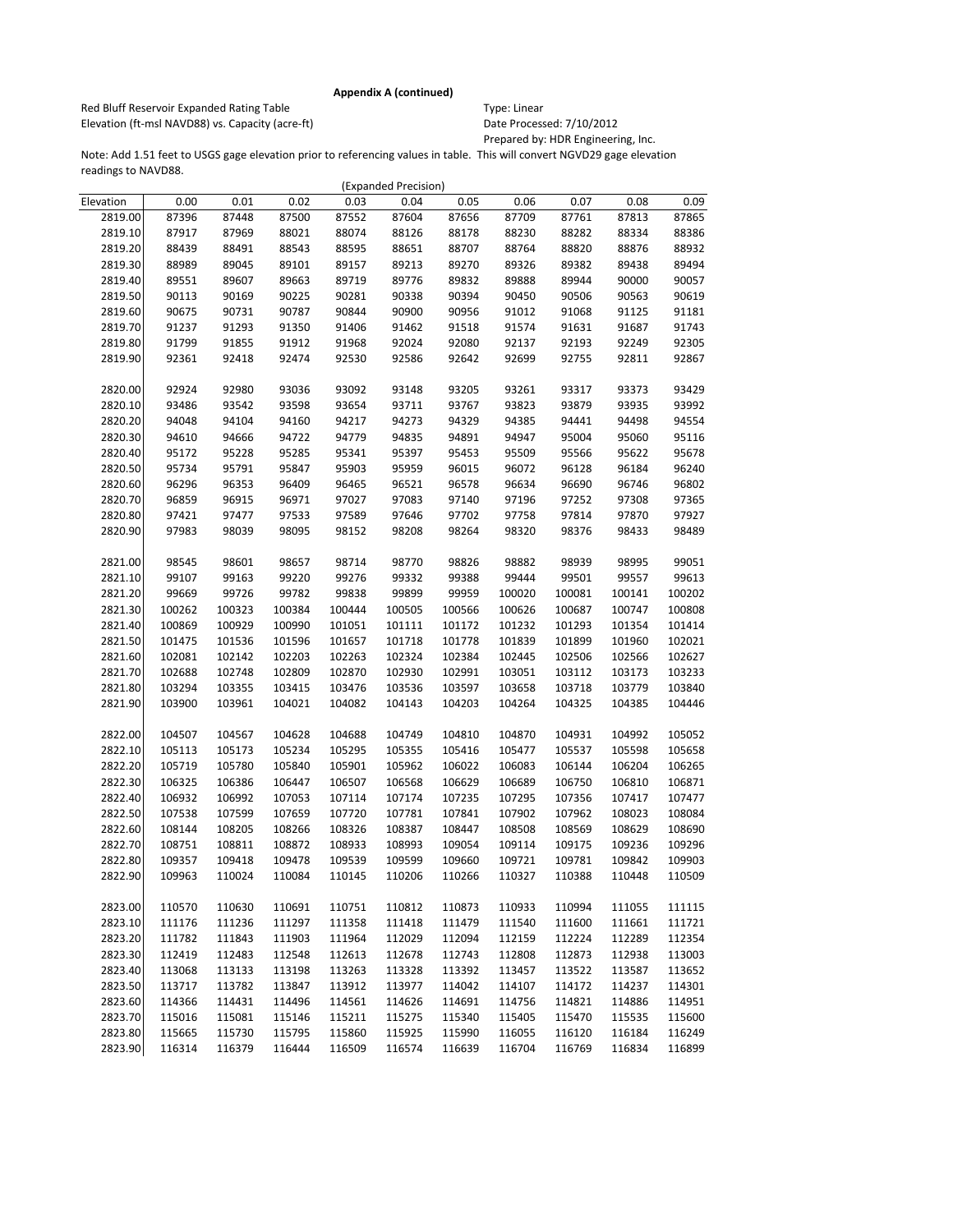**Appendix A (continued)**

Red Bluff Reservoir Expanded Rating Table
Elevation (ft-msl NAVD88) vs. Capacity (acre-ft)

Type: Linear
Date Processed: 7/10/2012
Prepared by: HDR Engineering, Inc.

Note: Add 1.51 feet to USGS gage elevation prior to referencing values in table. This will convert NGVD29 gage elevation readings to NAVD88.

(Expanded Precision)

| Elevation | 0.00 | 0.01 | 0.02 | 0.03 | 0.04 | 0.05 | 0.06 | 0.07 | 0.08 | 0.09 |
|---|---|---|---|---|---|---|---|---|---|---|
| 2819.00 | 87396 | 87448 | 87500 | 87552 | 87604 | 87656 | 87709 | 87761 | 87813 | 87865 |
| 2819.10 | 87917 | 87969 | 88021 | 88074 | 88126 | 88178 | 88230 | 88282 | 88334 | 88386 |
| 2819.20 | 88439 | 88491 | 88543 | 88595 | 88651 | 88707 | 88764 | 88820 | 88876 | 88932 |
| 2819.30 | 88989 | 89045 | 89101 | 89157 | 89213 | 89270 | 89326 | 89382 | 89438 | 89494 |
| 2819.40 | 89551 | 89607 | 89663 | 89719 | 89776 | 89832 | 89888 | 89944 | 90000 | 90057 |
| 2819.50 | 90113 | 90169 | 90225 | 90281 | 90338 | 90394 | 90450 | 90506 | 90563 | 90619 |
| 2819.60 | 90675 | 90731 | 90787 | 90844 | 90900 | 90956 | 91012 | 91068 | 91125 | 91181 |
| 2819.70 | 91237 | 91293 | 91350 | 91406 | 91462 | 91518 | 91574 | 91631 | 91687 | 91743 |
| 2819.80 | 91799 | 91855 | 91912 | 91968 | 92024 | 92080 | 92137 | 92193 | 92249 | 92305 |
| 2819.90 | 92361 | 92418 | 92474 | 92530 | 92586 | 92642 | 92699 | 92755 | 92811 | 92867 |
| 2820.00 | 92924 | 92980 | 93036 | 93092 | 93148 | 93205 | 93261 | 93317 | 93373 | 93429 |
| 2820.10 | 93486 | 93542 | 93598 | 93654 | 93711 | 93767 | 93823 | 93879 | 93935 | 93992 |
| 2820.20 | 94048 | 94104 | 94160 | 94217 | 94273 | 94329 | 94385 | 94441 | 94498 | 94554 |
| 2820.30 | 94610 | 94666 | 94722 | 94779 | 94835 | 94891 | 94947 | 95004 | 95060 | 95116 |
| 2820.40 | 95172 | 95228 | 95285 | 95341 | 95397 | 95453 | 95509 | 95566 | 95622 | 95678 |
| 2820.50 | 95734 | 95791 | 95847 | 95903 | 95959 | 96015 | 96072 | 96128 | 96184 | 96240 |
| 2820.60 | 96296 | 96353 | 96409 | 96465 | 96521 | 96578 | 96634 | 96690 | 96746 | 96802 |
| 2820.70 | 96859 | 96915 | 96971 | 97027 | 97083 | 97140 | 97196 | 97252 | 97308 | 97365 |
| 2820.80 | 97421 | 97477 | 97533 | 97589 | 97646 | 97702 | 97758 | 97814 | 97870 | 97927 |
| 2820.90 | 97983 | 98039 | 98095 | 98152 | 98208 | 98264 | 98320 | 98376 | 98433 | 98489 |
| 2821.00 | 98545 | 98601 | 98657 | 98714 | 98770 | 98826 | 98882 | 98939 | 98995 | 99051 |
| 2821.10 | 99107 | 99163 | 99220 | 99276 | 99332 | 99388 | 99444 | 99501 | 99557 | 99613 |
| 2821.20 | 99669 | 99726 | 99782 | 99838 | 99899 | 99959 | 100020 | 100081 | 100141 | 100202 |
| 2821.30 | 100262 | 100323 | 100384 | 100444 | 100505 | 100566 | 100626 | 100687 | 100747 | 100808 |
| 2821.40 | 100869 | 100929 | 100990 | 101051 | 101111 | 101172 | 101232 | 101293 | 101354 | 101414 |
| 2821.50 | 101475 | 101536 | 101596 | 101657 | 101718 | 101778 | 101839 | 101899 | 101960 | 102021 |
| 2821.60 | 102081 | 102142 | 102203 | 102263 | 102324 | 102384 | 102445 | 102506 | 102566 | 102627 |
| 2821.70 | 102688 | 102748 | 102809 | 102870 | 102930 | 102991 | 103051 | 103112 | 103173 | 103233 |
| 2821.80 | 103294 | 103355 | 103415 | 103476 | 103536 | 103597 | 103658 | 103718 | 103779 | 103840 |
| 2821.90 | 103900 | 103961 | 104021 | 104082 | 104143 | 104203 | 104264 | 104325 | 104385 | 104446 |
| 2822.00 | 104507 | 104567 | 104628 | 104688 | 104749 | 104810 | 104870 | 104931 | 104992 | 105052 |
| 2822.10 | 105113 | 105173 | 105234 | 105295 | 105355 | 105416 | 105477 | 105537 | 105598 | 105658 |
| 2822.20 | 105719 | 105780 | 105840 | 105901 | 105962 | 106022 | 106083 | 106144 | 106204 | 106265 |
| 2822.30 | 106325 | 106386 | 106447 | 106507 | 106568 | 106629 | 106689 | 106750 | 106810 | 106871 |
| 2822.40 | 106932 | 106992 | 107053 | 107114 | 107174 | 107235 | 107295 | 107356 | 107417 | 107477 |
| 2822.50 | 107538 | 107599 | 107659 | 107720 | 107781 | 107841 | 107902 | 107962 | 108023 | 108084 |
| 2822.60 | 108144 | 108205 | 108266 | 108326 | 108387 | 108447 | 108508 | 108569 | 108629 | 108690 |
| 2822.70 | 108751 | 108811 | 108872 | 108933 | 108993 | 109054 | 109114 | 109175 | 109236 | 109296 |
| 2822.80 | 109357 | 109418 | 109478 | 109539 | 109599 | 109660 | 109721 | 109781 | 109842 | 109903 |
| 2822.90 | 109963 | 110024 | 110084 | 110145 | 110206 | 110266 | 110327 | 110388 | 110448 | 110509 |
| 2823.00 | 110570 | 110630 | 110691 | 110751 | 110812 | 110873 | 110933 | 110994 | 111055 | 111115 |
| 2823.10 | 111176 | 111236 | 111297 | 111358 | 111418 | 111479 | 111540 | 111600 | 111661 | 111721 |
| 2823.20 | 111782 | 111843 | 111903 | 111964 | 112029 | 112094 | 112159 | 112224 | 112289 | 112354 |
| 2823.30 | 112419 | 112483 | 112548 | 112613 | 112678 | 112743 | 112808 | 112873 | 112938 | 113003 |
| 2823.40 | 113068 | 113133 | 113198 | 113263 | 113328 | 113392 | 113457 | 113522 | 113587 | 113652 |
| 2823.50 | 113717 | 113782 | 113847 | 113912 | 113977 | 114042 | 114107 | 114172 | 114237 | 114301 |
| 2823.60 | 114366 | 114431 | 114496 | 114561 | 114626 | 114691 | 114756 | 114821 | 114886 | 114951 |
| 2823.70 | 115016 | 115081 | 115146 | 115211 | 115275 | 115340 | 115405 | 115470 | 115535 | 115600 |
| 2823.80 | 115665 | 115730 | 115795 | 115860 | 115925 | 115990 | 116055 | 116120 | 116184 | 116249 |
| 2823.90 | 116314 | 116379 | 116444 | 116509 | 116574 | 116639 | 116704 | 116769 | 116834 | 116899 |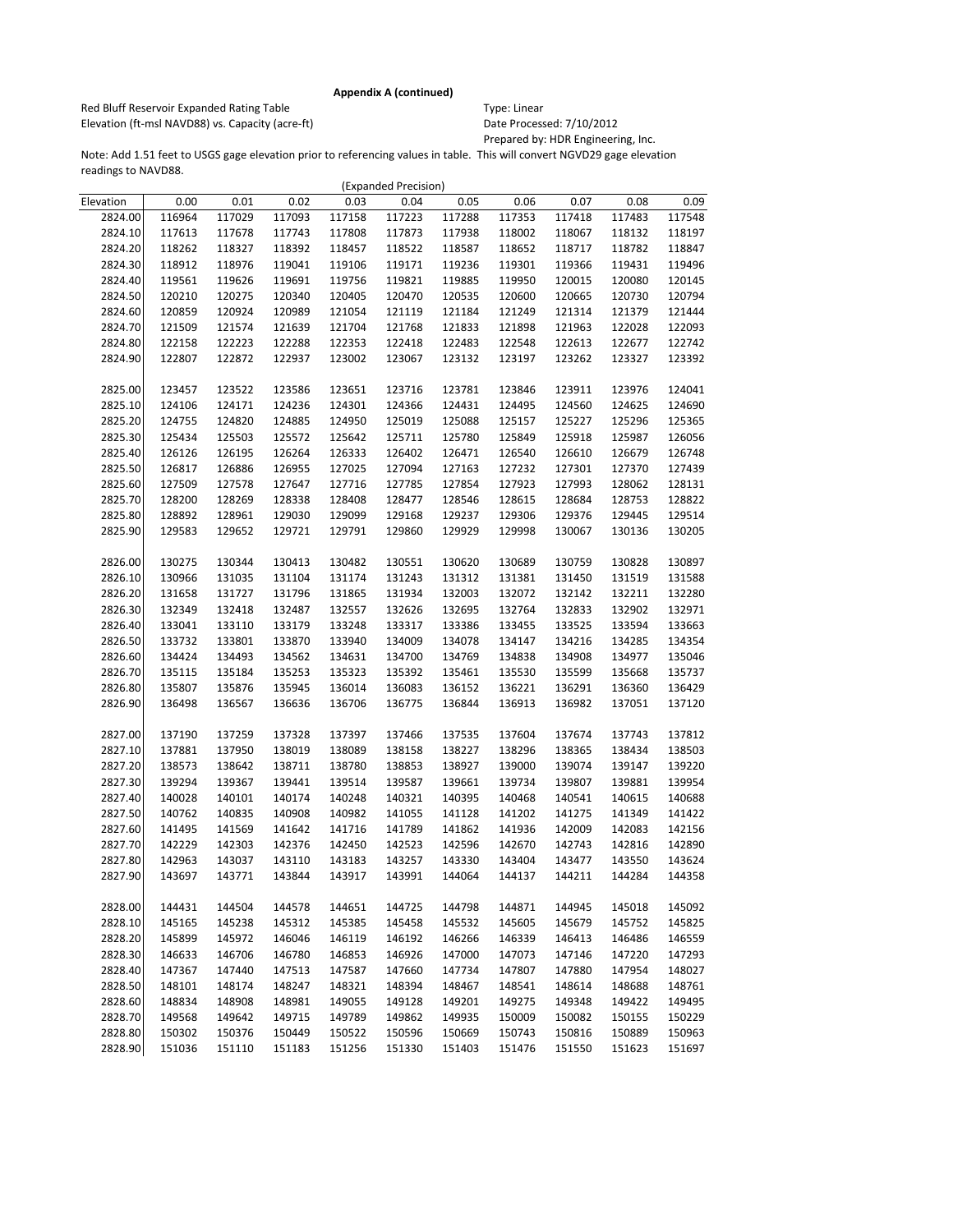**Appendix A (continued)**

Red Bluff Reservoir Expanded Rating Table
Elevation (ft-msl NAVD88) vs. Capacity (acre-ft)

Type: Linear
Date Processed: 7/10/2012
Prepared by: HDR Engineering, Inc.

Note: Add 1.51 feet to USGS gage elevation prior to referencing values in table. This will convert NGVD29 gage elevation readings to NAVD88.

(Expanded Precision)

| Elevation | 0.00 | 0.01 | 0.02 | 0.03 | 0.04 | 0.05 | 0.06 | 0.07 | 0.08 | 0.09 |
|---|---|---|---|---|---|---|---|---|---|---|
| 2824.00 | 116964 | 117029 | 117093 | 117158 | 117223 | 117288 | 117353 | 117418 | 117483 | 117548 |
| 2824.10 | 117613 | 117678 | 117743 | 117808 | 117873 | 117938 | 118002 | 118067 | 118132 | 118197 |
| 2824.20 | 118262 | 118327 | 118392 | 118457 | 118522 | 118587 | 118652 | 118717 | 118782 | 118847 |
| 2824.30 | 118912 | 118976 | 119041 | 119106 | 119171 | 119236 | 119301 | 119366 | 119431 | 119496 |
| 2824.40 | 119561 | 119626 | 119691 | 119756 | 119821 | 119885 | 119950 | 120015 | 120080 | 120145 |
| 2824.50 | 120210 | 120275 | 120340 | 120405 | 120470 | 120535 | 120600 | 120665 | 120730 | 120794 |
| 2824.60 | 120859 | 120924 | 120989 | 121054 | 121119 | 121184 | 121249 | 121314 | 121379 | 121444 |
| 2824.70 | 121509 | 121574 | 121639 | 121704 | 121768 | 121833 | 121898 | 121963 | 122028 | 122093 |
| 2824.80 | 122158 | 122223 | 122288 | 122353 | 122418 | 122483 | 122548 | 122613 | 122677 | 122742 |
| 2824.90 | 122807 | 122872 | 122937 | 123002 | 123067 | 123132 | 123197 | 123262 | 123327 | 123392 |
| 2825.00 | 123457 | 123522 | 123586 | 123651 | 123716 | 123781 | 123846 | 123911 | 123976 | 124041 |
| 2825.10 | 124106 | 124171 | 124236 | 124301 | 124366 | 124431 | 124495 | 124560 | 124625 | 124690 |
| 2825.20 | 124755 | 124820 | 124885 | 124950 | 125019 | 125088 | 125157 | 125227 | 125296 | 125365 |
| 2825.30 | 125434 | 125503 | 125572 | 125642 | 125711 | 125780 | 125849 | 125918 | 125987 | 126056 |
| 2825.40 | 126126 | 126195 | 126264 | 126333 | 126402 | 126471 | 126540 | 126610 | 126679 | 126748 |
| 2825.50 | 126817 | 126886 | 126955 | 127025 | 127094 | 127163 | 127232 | 127301 | 127370 | 127439 |
| 2825.60 | 127509 | 127578 | 127647 | 127716 | 127785 | 127854 | 127923 | 127993 | 128062 | 128131 |
| 2825.70 | 128200 | 128269 | 128338 | 128408 | 128477 | 128546 | 128615 | 128684 | 128753 | 128822 |
| 2825.80 | 128892 | 128961 | 129030 | 129099 | 129168 | 129237 | 129306 | 129376 | 129445 | 129514 |
| 2825.90 | 129583 | 129652 | 129721 | 129791 | 129860 | 129929 | 129998 | 130067 | 130136 | 130205 |
| 2826.00 | 130275 | 130344 | 130413 | 130482 | 130551 | 130620 | 130689 | 130759 | 130828 | 130897 |
| 2826.10 | 130966 | 131035 | 131104 | 131174 | 131243 | 131312 | 131381 | 131450 | 131519 | 131588 |
| 2826.20 | 131658 | 131727 | 131796 | 131865 | 131934 | 132003 | 132072 | 132142 | 132211 | 132280 |
| 2826.30 | 132349 | 132418 | 132487 | 132557 | 132626 | 132695 | 132764 | 132833 | 132902 | 132971 |
| 2826.40 | 133041 | 133110 | 133179 | 133248 | 133317 | 133386 | 133455 | 133525 | 133594 | 133663 |
| 2826.50 | 133732 | 133801 | 133870 | 133940 | 134009 | 134078 | 134147 | 134216 | 134285 | 134354 |
| 2826.60 | 134424 | 134493 | 134562 | 134631 | 134700 | 134769 | 134838 | 134908 | 134977 | 135046 |
| 2826.70 | 135115 | 135184 | 135253 | 135323 | 135392 | 135461 | 135530 | 135599 | 135668 | 135737 |
| 2826.80 | 135807 | 135876 | 135945 | 136014 | 136083 | 136152 | 136221 | 136291 | 136360 | 136429 |
| 2826.90 | 136498 | 136567 | 136636 | 136706 | 136775 | 136844 | 136913 | 136982 | 137051 | 137120 |
| 2827.00 | 137190 | 137259 | 137328 | 137397 | 137466 | 137535 | 137604 | 137674 | 137743 | 137812 |
| 2827.10 | 137881 | 137950 | 138019 | 138089 | 138158 | 138227 | 138296 | 138365 | 138434 | 138503 |
| 2827.20 | 138573 | 138642 | 138711 | 138780 | 138853 | 138927 | 139000 | 139074 | 139147 | 139220 |
| 2827.30 | 139294 | 139367 | 139441 | 139514 | 139587 | 139661 | 139734 | 139807 | 139881 | 139954 |
| 2827.40 | 140028 | 140101 | 140174 | 140248 | 140321 | 140395 | 140468 | 140541 | 140615 | 140688 |
| 2827.50 | 140762 | 140835 | 140908 | 140982 | 141055 | 141128 | 141202 | 141275 | 141349 | 141422 |
| 2827.60 | 141495 | 141569 | 141642 | 141716 | 141789 | 141862 | 141936 | 142009 | 142083 | 142156 |
| 2827.70 | 142229 | 142303 | 142376 | 142450 | 142523 | 142596 | 142670 | 142743 | 142816 | 142890 |
| 2827.80 | 142963 | 143037 | 143110 | 143183 | 143257 | 143330 | 143404 | 143477 | 143550 | 143624 |
| 2827.90 | 143697 | 143771 | 143844 | 143917 | 143991 | 144064 | 144137 | 144211 | 144284 | 144358 |
| 2828.00 | 144431 | 144504 | 144578 | 144651 | 144725 | 144798 | 144871 | 144945 | 145018 | 145092 |
| 2828.10 | 145165 | 145238 | 145312 | 145385 | 145458 | 145532 | 145605 | 145679 | 145752 | 145825 |
| 2828.20 | 145899 | 145972 | 146046 | 146119 | 146192 | 146266 | 146339 | 146413 | 146486 | 146559 |
| 2828.30 | 146633 | 146706 | 146780 | 146853 | 146926 | 147000 | 147073 | 147146 | 147220 | 147293 |
| 2828.40 | 147367 | 147440 | 147513 | 147587 | 147660 | 147734 | 147807 | 147880 | 147954 | 148027 |
| 2828.50 | 148101 | 148174 | 148247 | 148321 | 148394 | 148467 | 148541 | 148614 | 148688 | 148761 |
| 2828.60 | 148834 | 148908 | 148981 | 149055 | 149128 | 149201 | 149275 | 149348 | 149422 | 149495 |
| 2828.70 | 149568 | 149642 | 149715 | 149789 | 149862 | 149935 | 150009 | 150082 | 150155 | 150229 |
| 2828.80 | 150302 | 150376 | 150449 | 150522 | 150596 | 150669 | 150743 | 150816 | 150889 | 150963 |
| 2828.90 | 151036 | 151110 | 151183 | 151256 | 151330 | 151403 | 151476 | 151550 | 151623 | 151697 |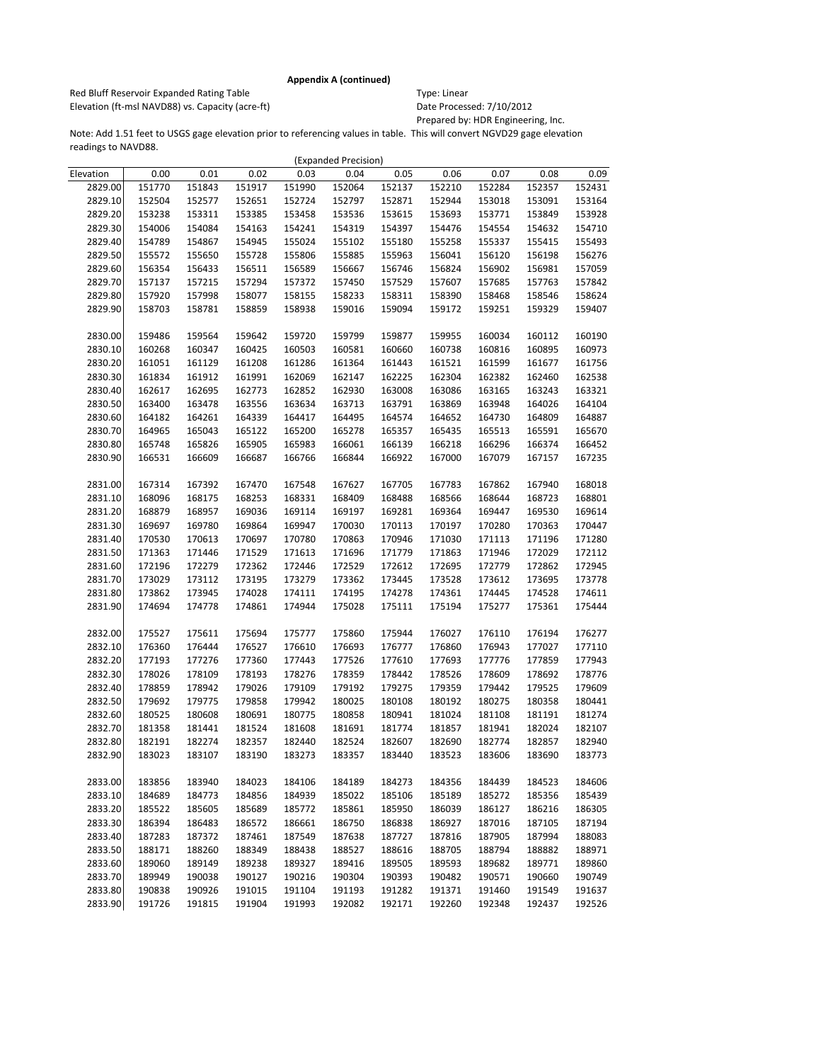**Appendix A (continued)**

Red Bluff Reservoir Expanded Rating Table
Elevation (ft-msl NAVD88) vs. Capacity (acre-ft)

Type: Linear
Date Processed: 7/10/2012
Prepared by: HDR Engineering, Inc.

Note: Add 1.51 feet to USGS gage elevation prior to referencing values in table. This will convert NGVD29 gage elevation readings to NAVD88.

(Expanded Precision)

| Elevation | 0.00 | 0.01 | 0.02 | 0.03 | 0.04 | 0.05 | 0.06 | 0.07 | 0.08 | 0.09 |
|---|---|---|---|---|---|---|---|---|---|---|
| 2829.00 | 151770 | 151843 | 151917 | 151990 | 152064 | 152137 | 152210 | 152284 | 152357 | 152431 |
| 2829.10 | 152504 | 152577 | 152651 | 152724 | 152797 | 152871 | 152944 | 153018 | 153091 | 153164 |
| 2829.20 | 153238 | 153311 | 153385 | 153458 | 153536 | 153615 | 153693 | 153771 | 153849 | 153928 |
| 2829.30 | 154006 | 154084 | 154163 | 154241 | 154319 | 154397 | 154476 | 154554 | 154632 | 154710 |
| 2829.40 | 154789 | 154867 | 154945 | 155024 | 155102 | 155180 | 155258 | 155337 | 155415 | 155493 |
| 2829.50 | 155572 | 155650 | 155728 | 155806 | 155885 | 155963 | 156041 | 156120 | 156198 | 156276 |
| 2829.60 | 156354 | 156433 | 156511 | 156589 | 156667 | 156746 | 156824 | 156902 | 156981 | 157059 |
| 2829.70 | 157137 | 157215 | 157294 | 157372 | 157450 | 157529 | 157607 | 157685 | 157763 | 157842 |
| 2829.80 | 157920 | 157998 | 158077 | 158155 | 158233 | 158311 | 158390 | 158468 | 158546 | 158624 |
| 2829.90 | 158703 | 158781 | 158859 | 158938 | 159016 | 159094 | 159172 | 159251 | 159329 | 159407 |
| 2830.00 | 159486 | 159564 | 159642 | 159720 | 159799 | 159877 | 159955 | 160034 | 160112 | 160190 |
| 2830.10 | 160268 | 160347 | 160425 | 160503 | 160581 | 160660 | 160738 | 160816 | 160895 | 160973 |
| 2830.20 | 161051 | 161129 | 161208 | 161286 | 161364 | 161443 | 161521 | 161599 | 161677 | 161756 |
| 2830.30 | 161834 | 161912 | 161991 | 162069 | 162147 | 162225 | 162304 | 162382 | 162460 | 162538 |
| 2830.40 | 162617 | 162695 | 162773 | 162852 | 162930 | 163008 | 163086 | 163165 | 163243 | 163321 |
| 2830.50 | 163400 | 163478 | 163556 | 163634 | 163713 | 163791 | 163869 | 163948 | 164026 | 164104 |
| 2830.60 | 164182 | 164261 | 164339 | 164417 | 164495 | 164574 | 164652 | 164730 | 164809 | 164887 |
| 2830.70 | 164965 | 165043 | 165122 | 165200 | 165278 | 165357 | 165435 | 165513 | 165591 | 165670 |
| 2830.80 | 165748 | 165826 | 165905 | 165983 | 166061 | 166139 | 166218 | 166296 | 166374 | 166452 |
| 2830.90 | 166531 | 166609 | 166687 | 166766 | 166844 | 166922 | 167000 | 167079 | 167157 | 167235 |
| 2831.00 | 167314 | 167392 | 167470 | 167548 | 167627 | 167705 | 167783 | 167862 | 167940 | 168018 |
| 2831.10 | 168096 | 168175 | 168253 | 168331 | 168409 | 168488 | 168566 | 168644 | 168723 | 168801 |
| 2831.20 | 168879 | 168957 | 169036 | 169114 | 169197 | 169281 | 169364 | 169447 | 169530 | 169614 |
| 2831.30 | 169697 | 169780 | 169864 | 169947 | 170030 | 170113 | 170197 | 170280 | 170363 | 170447 |
| 2831.40 | 170530 | 170613 | 170697 | 170780 | 170863 | 170946 | 171030 | 171113 | 171196 | 171280 |
| 2831.50 | 171363 | 171446 | 171529 | 171613 | 171696 | 171779 | 171863 | 171946 | 172029 | 172112 |
| 2831.60 | 172196 | 172279 | 172362 | 172446 | 172529 | 172612 | 172695 | 172779 | 172862 | 172945 |
| 2831.70 | 173029 | 173112 | 173195 | 173279 | 173362 | 173445 | 173528 | 173612 | 173695 | 173778 |
| 2831.80 | 173862 | 173945 | 174028 | 174111 | 174195 | 174278 | 174361 | 174445 | 174528 | 174611 |
| 2831.90 | 174694 | 174778 | 174861 | 174944 | 175028 | 175111 | 175194 | 175277 | 175361 | 175444 |
| 2832.00 | 175527 | 175611 | 175694 | 175777 | 175860 | 175944 | 176027 | 176110 | 176194 | 176277 |
| 2832.10 | 176360 | 176444 | 176527 | 176610 | 176693 | 176777 | 176860 | 176943 | 177027 | 177110 |
| 2832.20 | 177193 | 177276 | 177360 | 177443 | 177526 | 177610 | 177693 | 177776 | 177859 | 177943 |
| 2832.30 | 178026 | 178109 | 178193 | 178276 | 178359 | 178442 | 178526 | 178609 | 178692 | 178776 |
| 2832.40 | 178859 | 178942 | 179026 | 179109 | 179192 | 179275 | 179359 | 179442 | 179525 | 179609 |
| 2832.50 | 179692 | 179775 | 179858 | 179942 | 180025 | 180108 | 180192 | 180275 | 180358 | 180441 |
| 2832.60 | 180525 | 180608 | 180691 | 180775 | 180858 | 180941 | 181024 | 181108 | 181191 | 181274 |
| 2832.70 | 181358 | 181441 | 181524 | 181608 | 181691 | 181774 | 181857 | 181941 | 182024 | 182107 |
| 2832.80 | 182191 | 182274 | 182357 | 182440 | 182524 | 182607 | 182690 | 182774 | 182857 | 182940 |
| 2832.90 | 183023 | 183107 | 183190 | 183273 | 183357 | 183440 | 183523 | 183606 | 183690 | 183773 |
| 2833.00 | 183856 | 183940 | 184023 | 184106 | 184189 | 184273 | 184356 | 184439 | 184523 | 184606 |
| 2833.10 | 184689 | 184773 | 184856 | 184939 | 185022 | 185106 | 185189 | 185272 | 185356 | 185439 |
| 2833.20 | 185522 | 185605 | 185689 | 185772 | 185861 | 185950 | 186039 | 186127 | 186216 | 186305 |
| 2833.30 | 186394 | 186483 | 186572 | 186661 | 186750 | 186838 | 186927 | 187016 | 187105 | 187194 |
| 2833.40 | 187283 | 187372 | 187461 | 187549 | 187638 | 187727 | 187816 | 187905 | 187994 | 188083 |
| 2833.50 | 188171 | 188260 | 188349 | 188438 | 188527 | 188616 | 188705 | 188794 | 188882 | 188971 |
| 2833.60 | 189060 | 189149 | 189238 | 189327 | 189416 | 189505 | 189593 | 189682 | 189771 | 189860 |
| 2833.70 | 189949 | 190038 | 190127 | 190216 | 190304 | 190393 | 190482 | 190571 | 190660 | 190749 |
| 2833.80 | 190838 | 190926 | 191015 | 191104 | 191193 | 191282 | 191371 | 191460 | 191549 | 191637 |
| 2833.90 | 191726 | 191815 | 191904 | 191993 | 192082 | 192171 | 192260 | 192348 | 192437 | 192526 |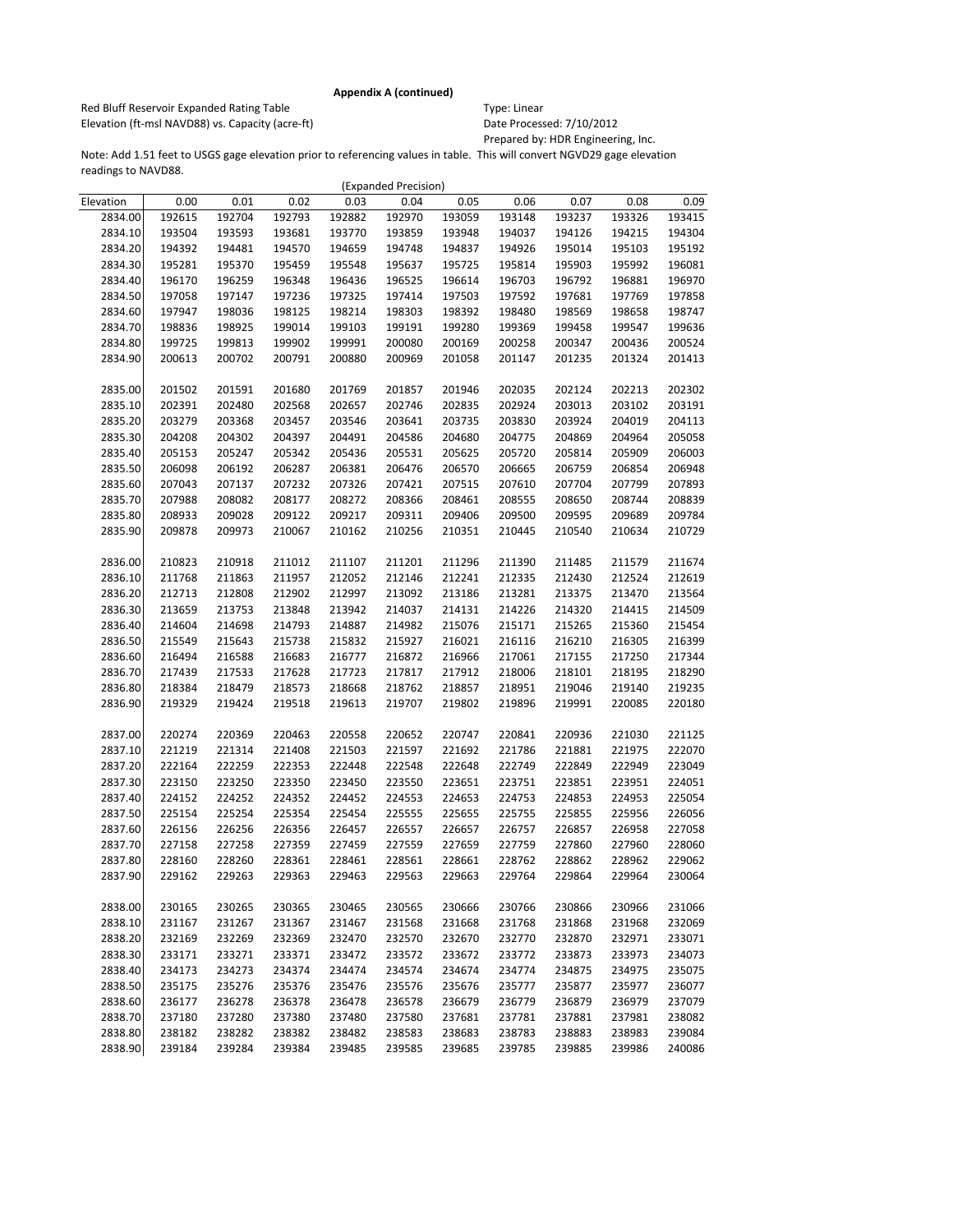**Appendix A (continued)**

Red Bluff Reservoir Expanded Rating Table
Elevation (ft-msl NAVD88) vs. Capacity (acre-ft)

Type: Linear
Date Processed: 7/10/2012
Prepared by: HDR Engineering, Inc.

Note: Add 1.51 feet to USGS gage elevation prior to referencing values in table. This will convert NGVD29 gage elevation readings to NAVD88.

(Expanded Precision)

| Elevation | 0.00 | 0.01 | 0.02 | 0.03 | 0.04 | 0.05 | 0.06 | 0.07 | 0.08 | 0.09 |
|---|---|---|---|---|---|---|---|---|---|---|
| 2834.00 | 192615 | 192704 | 192793 | 192882 | 192970 | 193059 | 193148 | 193237 | 193326 | 193415 |
| 2834.10 | 193504 | 193593 | 193681 | 193770 | 193859 | 193948 | 194037 | 194126 | 194215 | 194304 |
| 2834.20 | 194392 | 194481 | 194570 | 194659 | 194748 | 194837 | 194926 | 195014 | 195103 | 195192 |
| 2834.30 | 195281 | 195370 | 195459 | 195548 | 195637 | 195725 | 195814 | 195903 | 195992 | 196081 |
| 2834.40 | 196170 | 196259 | 196348 | 196436 | 196525 | 196614 | 196703 | 196792 | 196881 | 196970 |
| 2834.50 | 197058 | 197147 | 197236 | 197325 | 197414 | 197503 | 197592 | 197681 | 197769 | 197858 |
| 2834.60 | 197947 | 198036 | 198125 | 198214 | 198303 | 198392 | 198480 | 198569 | 198658 | 198747 |
| 2834.70 | 198836 | 198925 | 199014 | 199103 | 199191 | 199280 | 199369 | 199458 | 199547 | 199636 |
| 2834.80 | 199725 | 199813 | 199902 | 199991 | 200080 | 200169 | 200258 | 200347 | 200436 | 200524 |
| 2834.90 | 200613 | 200702 | 200791 | 200880 | 200969 | 201058 | 201147 | 201235 | 201324 | 201413 |
| 2835.00 | 201502 | 201591 | 201680 | 201769 | 201857 | 201946 | 202035 | 202124 | 202213 | 202302 |
| 2835.10 | 202391 | 202480 | 202568 | 202657 | 202746 | 202835 | 202924 | 203013 | 203102 | 203191 |
| 2835.20 | 203279 | 203368 | 203457 | 203546 | 203641 | 203735 | 203830 | 203924 | 204019 | 204113 |
| 2835.30 | 204208 | 204302 | 204397 | 204491 | 204586 | 204680 | 204775 | 204869 | 204964 | 205058 |
| 2835.40 | 205153 | 205247 | 205342 | 205436 | 205531 | 205625 | 205720 | 205814 | 205909 | 206003 |
| 2835.50 | 206098 | 206192 | 206287 | 206381 | 206476 | 206570 | 206665 | 206759 | 206854 | 206948 |
| 2835.60 | 207043 | 207137 | 207232 | 207326 | 207421 | 207515 | 207610 | 207704 | 207799 | 207893 |
| 2835.70 | 207988 | 208082 | 208177 | 208272 | 208366 | 208461 | 208555 | 208650 | 208744 | 208839 |
| 2835.80 | 208933 | 209028 | 209122 | 209217 | 209311 | 209406 | 209500 | 209595 | 209689 | 209784 |
| 2835.90 | 209878 | 209973 | 210067 | 210162 | 210256 | 210351 | 210445 | 210540 | 210634 | 210729 |
| 2836.00 | 210823 | 210918 | 211012 | 211107 | 211201 | 211296 | 211390 | 211485 | 211579 | 211674 |
| 2836.10 | 211768 | 211863 | 211957 | 212052 | 212146 | 212241 | 212335 | 212430 | 212524 | 212619 |
| 2836.20 | 212713 | 212808 | 212902 | 212997 | 213092 | 213186 | 213281 | 213375 | 213470 | 213564 |
| 2836.30 | 213659 | 213753 | 213848 | 213942 | 214037 | 214131 | 214226 | 214320 | 214415 | 214509 |
| 2836.40 | 214604 | 214698 | 214793 | 214887 | 214982 | 215076 | 215171 | 215265 | 215360 | 215454 |
| 2836.50 | 215549 | 215643 | 215738 | 215832 | 215927 | 216021 | 216116 | 216210 | 216305 | 216399 |
| 2836.60 | 216494 | 216588 | 216683 | 216777 | 216872 | 216966 | 217061 | 217155 | 217250 | 217344 |
| 2836.70 | 217439 | 217533 | 217628 | 217723 | 217817 | 217912 | 218006 | 218101 | 218195 | 218290 |
| 2836.80 | 218384 | 218479 | 218573 | 218668 | 218762 | 218857 | 218951 | 219046 | 219140 | 219235 |
| 2836.90 | 219329 | 219424 | 219518 | 219613 | 219707 | 219802 | 219896 | 219991 | 220085 | 220180 |
| 2837.00 | 220274 | 220369 | 220463 | 220558 | 220652 | 220747 | 220841 | 220936 | 221030 | 221125 |
| 2837.10 | 221219 | 221314 | 221408 | 221503 | 221597 | 221692 | 221786 | 221881 | 221975 | 222070 |
| 2837.20 | 222164 | 222259 | 222353 | 222448 | 222548 | 222648 | 222749 | 222849 | 222949 | 223049 |
| 2837.30 | 223150 | 223250 | 223350 | 223450 | 223550 | 223651 | 223751 | 223851 | 223951 | 224051 |
| 2837.40 | 224152 | 224252 | 224352 | 224452 | 224553 | 224653 | 224753 | 224853 | 224953 | 225054 |
| 2837.50 | 225154 | 225254 | 225354 | 225454 | 225555 | 225655 | 225755 | 225855 | 225956 | 226056 |
| 2837.60 | 226156 | 226256 | 226356 | 226457 | 226557 | 226657 | 226757 | 226857 | 226958 | 227058 |
| 2837.70 | 227158 | 227258 | 227359 | 227459 | 227559 | 227659 | 227759 | 227860 | 227960 | 228060 |
| 2837.80 | 228160 | 228260 | 228361 | 228461 | 228561 | 228661 | 228762 | 228862 | 228962 | 229062 |
| 2837.90 | 229162 | 229263 | 229363 | 229463 | 229563 | 229663 | 229764 | 229864 | 229964 | 230064 |
| 2838.00 | 230165 | 230265 | 230365 | 230465 | 230565 | 230666 | 230766 | 230866 | 230966 | 231066 |
| 2838.10 | 231167 | 231267 | 231367 | 231467 | 231568 | 231668 | 231768 | 231868 | 231968 | 232069 |
| 2838.20 | 232169 | 232269 | 232369 | 232470 | 232570 | 232670 | 232770 | 232870 | 232971 | 233071 |
| 2838.30 | 233171 | 233271 | 233371 | 233472 | 233572 | 233672 | 233772 | 233873 | 233973 | 234073 |
| 2838.40 | 234173 | 234273 | 234374 | 234474 | 234574 | 234674 | 234774 | 234875 | 234975 | 235075 |
| 2838.50 | 235175 | 235276 | 235376 | 235476 | 235576 | 235676 | 235777 | 235877 | 235977 | 236077 |
| 2838.60 | 236177 | 236278 | 236378 | 236478 | 236578 | 236679 | 236779 | 236879 | 236979 | 237079 |
| 2838.70 | 237180 | 237280 | 237380 | 237480 | 237580 | 237681 | 237781 | 237881 | 237981 | 238082 |
| 2838.80 | 238182 | 238282 | 238382 | 238482 | 238583 | 238683 | 238783 | 238883 | 238983 | 239084 |
| 2838.90 | 239184 | 239284 | 239384 | 239485 | 239585 | 239685 | 239785 | 239885 | 239986 | 240086 |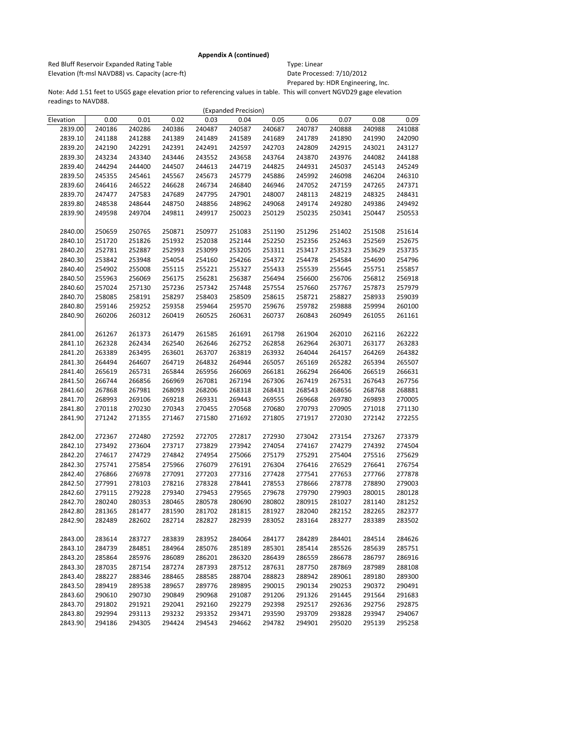**Appendix A (continued)**

Red Bluff Reservoir Expanded Rating Table
Elevation (ft-msl NAVD88) vs. Capacity (acre-ft)

Type: Linear
Date Processed: 7/10/2012
Prepared by: HDR Engineering, Inc.

Note: Add 1.51 feet to USGS gage elevation prior to referencing values in table. This will convert NGVD29 gage elevation readings to NAVD88.

(Expanded Precision)

| Elevation | 0.00 | 0.01 | 0.02 | 0.03 | 0.04 | 0.05 | 0.06 | 0.07 | 0.08 | 0.09 |
|---|---|---|---|---|---|---|---|---|---|---|
| 2839.00 | 240186 | 240286 | 240386 | 240487 | 240587 | 240687 | 240787 | 240888 | 240988 | 241088 |
| 2839.10 | 241188 | 241288 | 241389 | 241489 | 241589 | 241689 | 241789 | 241890 | 241990 | 242090 |
| 2839.20 | 242190 | 242291 | 242391 | 242491 | 242597 | 242703 | 242809 | 242915 | 243021 | 243127 |
| 2839.30 | 243234 | 243340 | 243446 | 243552 | 243658 | 243764 | 243870 | 243976 | 244082 | 244188 |
| 2839.40 | 244294 | 244400 | 244507 | 244613 | 244719 | 244825 | 244931 | 245037 | 245143 | 245249 |
| 2839.50 | 245355 | 245461 | 245567 | 245673 | 245779 | 245886 | 245992 | 246098 | 246204 | 246310 |
| 2839.60 | 246416 | 246522 | 246628 | 246734 | 246840 | 246946 | 247052 | 247159 | 247265 | 247371 |
| 2839.70 | 247477 | 247583 | 247689 | 247795 | 247901 | 248007 | 248113 | 248219 | 248325 | 248431 |
| 2839.80 | 248538 | 248644 | 248750 | 248856 | 248962 | 249068 | 249174 | 249280 | 249386 | 249492 |
| 2839.90 | 249598 | 249704 | 249811 | 249917 | 250023 | 250129 | 250235 | 250341 | 250447 | 250553 |
| 2840.00 | 250659 | 250765 | 250871 | 250977 | 251083 | 251190 | 251296 | 251402 | 251508 | 251614 |
| 2840.10 | 251720 | 251826 | 251932 | 252038 | 252144 | 252250 | 252356 | 252463 | 252569 | 252675 |
| 2840.20 | 252781 | 252887 | 252993 | 253099 | 253205 | 253311 | 253417 | 253523 | 253629 | 253735 |
| 2840.30 | 253842 | 253948 | 254054 | 254160 | 254266 | 254372 | 254478 | 254584 | 254690 | 254796 |
| 2840.40 | 254902 | 255008 | 255115 | 255221 | 255327 | 255433 | 255539 | 255645 | 255751 | 255857 |
| 2840.50 | 255963 | 256069 | 256175 | 256281 | 256387 | 256494 | 256600 | 256706 | 256812 | 256918 |
| 2840.60 | 257024 | 257130 | 257236 | 257342 | 257448 | 257554 | 257660 | 257767 | 257873 | 257979 |
| 2840.70 | 258085 | 258191 | 258297 | 258403 | 258509 | 258615 | 258721 | 258827 | 258933 | 259039 |
| 2840.80 | 259146 | 259252 | 259358 | 259464 | 259570 | 259676 | 259782 | 259888 | 259994 | 260100 |
| 2840.90 | 260206 | 260312 | 260419 | 260525 | 260631 | 260737 | 260843 | 260949 | 261055 | 261161 |
| 2841.00 | 261267 | 261373 | 261479 | 261585 | 261691 | 261798 | 261904 | 262010 | 262116 | 262222 |
| 2841.10 | 262328 | 262434 | 262540 | 262646 | 262752 | 262858 | 262964 | 263071 | 263177 | 263283 |
| 2841.20 | 263389 | 263495 | 263601 | 263707 | 263819 | 263932 | 264044 | 264157 | 264269 | 264382 |
| 2841.30 | 264494 | 264607 | 264719 | 264832 | 264944 | 265057 | 265169 | 265282 | 265394 | 265507 |
| 2841.40 | 265619 | 265731 | 265844 | 265956 | 266069 | 266181 | 266294 | 266406 | 266519 | 266631 |
| 2841.50 | 266744 | 266856 | 266969 | 267081 | 267194 | 267306 | 267419 | 267531 | 267643 | 267756 |
| 2841.60 | 267868 | 267981 | 268093 | 268206 | 268318 | 268431 | 268543 | 268656 | 268768 | 268881 |
| 2841.70 | 268993 | 269106 | 269218 | 269331 | 269443 | 269555 | 269668 | 269780 | 269893 | 270005 |
| 2841.80 | 270118 | 270230 | 270343 | 270455 | 270568 | 270680 | 270793 | 270905 | 271018 | 271130 |
| 2841.90 | 271242 | 271355 | 271467 | 271580 | 271692 | 271805 | 271917 | 272030 | 272142 | 272255 |
| 2842.00 | 272367 | 272480 | 272592 | 272705 | 272817 | 272930 | 273042 | 273154 | 273267 | 273379 |
| 2842.10 | 273492 | 273604 | 273717 | 273829 | 273942 | 274054 | 274167 | 274279 | 274392 | 274504 |
| 2842.20 | 274617 | 274729 | 274842 | 274954 | 275066 | 275179 | 275291 | 275404 | 275516 | 275629 |
| 2842.30 | 275741 | 275854 | 275966 | 276079 | 276191 | 276304 | 276416 | 276529 | 276641 | 276754 |
| 2842.40 | 276866 | 276978 | 277091 | 277203 | 277316 | 277428 | 277541 | 277653 | 277766 | 277878 |
| 2842.50 | 277991 | 278103 | 278216 | 278328 | 278441 | 278553 | 278666 | 278778 | 278890 | 279003 |
| 2842.60 | 279115 | 279228 | 279340 | 279453 | 279565 | 279678 | 279790 | 279903 | 280015 | 280128 |
| 2842.70 | 280240 | 280353 | 280465 | 280578 | 280690 | 280802 | 280915 | 281027 | 281140 | 281252 |
| 2842.80 | 281365 | 281477 | 281590 | 281702 | 281815 | 281927 | 282040 | 282152 | 282265 | 282377 |
| 2842.90 | 282489 | 282602 | 282714 | 282827 | 282939 | 283052 | 283164 | 283277 | 283389 | 283502 |
| 2843.00 | 283614 | 283727 | 283839 | 283952 | 284064 | 284177 | 284289 | 284401 | 284514 | 284626 |
| 2843.10 | 284739 | 284851 | 284964 | 285076 | 285189 | 285301 | 285414 | 285526 | 285639 | 285751 |
| 2843.20 | 285864 | 285976 | 286089 | 286201 | 286320 | 286439 | 286559 | 286678 | 286797 | 286916 |
| 2843.30 | 287035 | 287154 | 287274 | 287393 | 287512 | 287631 | 287750 | 287869 | 287989 | 288108 |
| 2843.40 | 288227 | 288346 | 288465 | 288585 | 288704 | 288823 | 288942 | 289061 | 289180 | 289300 |
| 2843.50 | 289419 | 289538 | 289657 | 289776 | 289895 | 290015 | 290134 | 290253 | 290372 | 290491 |
| 2843.60 | 290610 | 290730 | 290849 | 290968 | 291087 | 291206 | 291326 | 291445 | 291564 | 291683 |
| 2843.70 | 291802 | 291921 | 292041 | 292160 | 292279 | 292398 | 292517 | 292636 | 292756 | 292875 |
| 2843.80 | 292994 | 293113 | 293232 | 293352 | 293471 | 293590 | 293709 | 293828 | 293947 | 294067 |
| 2843.90 | 294186 | 294305 | 294424 | 294543 | 294662 | 294782 | 294901 | 295020 | 295139 | 295258 |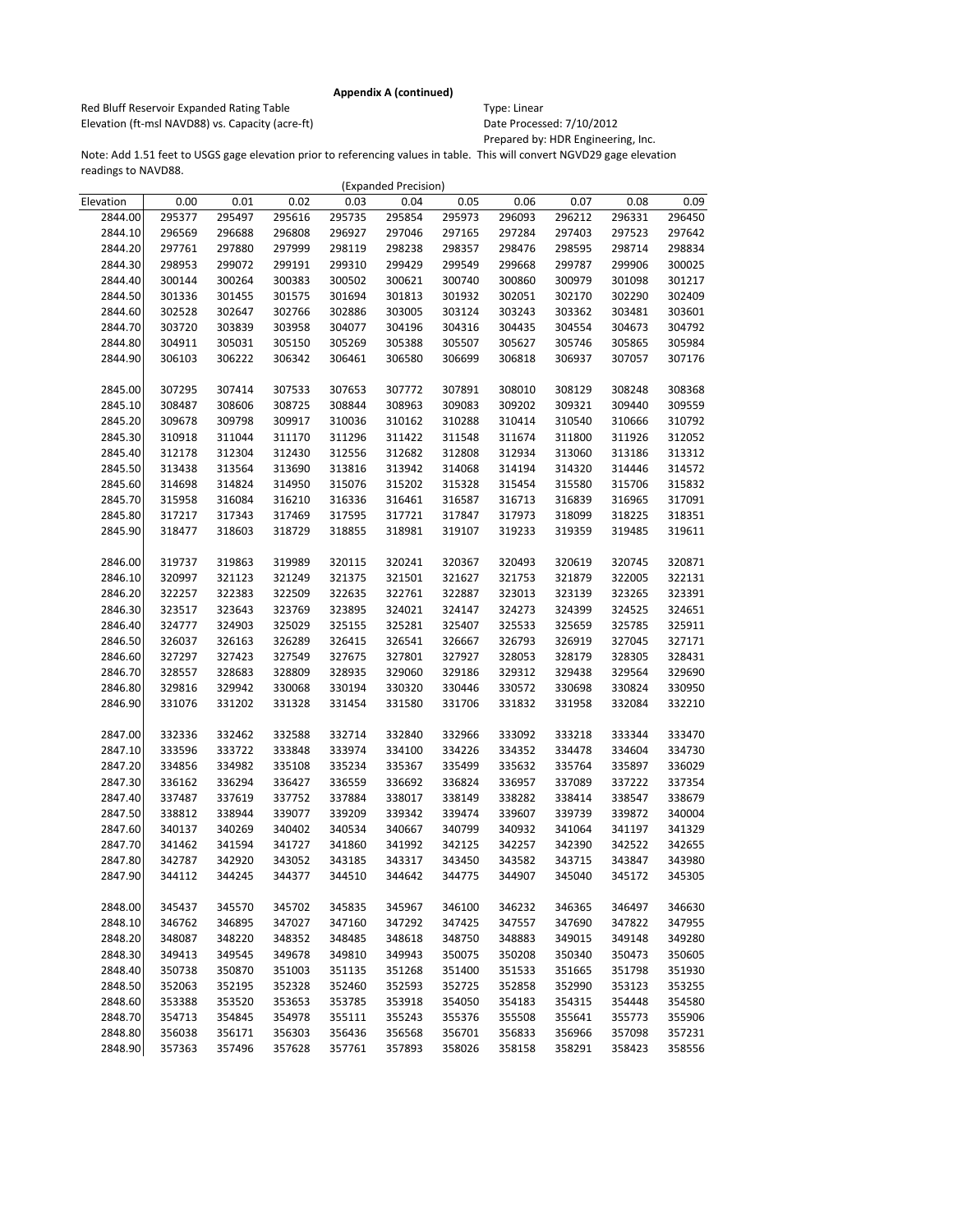**Appendix A (continued)**

Red Bluff Reservoir Expanded Rating Table
Elevation (ft-msl NAVD88) vs. Capacity (acre-ft)

Type: Linear
Date Processed: 7/10/2012
Prepared by: HDR Engineering, Inc.

Note: Add 1.51 feet to USGS gage elevation prior to referencing values in table. This will convert NGVD29 gage elevation readings to NAVD88.

(Expanded Precision)

| Elevation | 0.00 | 0.01 | 0.02 | 0.03 | 0.04 | 0.05 | 0.06 | 0.07 | 0.08 | 0.09 |
|---|---|---|---|---|---|---|---|---|---|---|
| 2844.00 | 295377 | 295497 | 295616 | 295735 | 295854 | 295973 | 296093 | 296212 | 296331 | 296450 |
| 2844.10 | 296569 | 296688 | 296808 | 296927 | 297046 | 297165 | 297284 | 297403 | 297523 | 297642 |
| 2844.20 | 297761 | 297880 | 297999 | 298119 | 298238 | 298357 | 298476 | 298595 | 298714 | 298834 |
| 2844.30 | 298953 | 299072 | 299191 | 299310 | 299429 | 299549 | 299668 | 299787 | 299906 | 300025 |
| 2844.40 | 300144 | 300264 | 300383 | 300502 | 300621 | 300740 | 300860 | 300979 | 301098 | 301217 |
| 2844.50 | 301336 | 301455 | 301575 | 301694 | 301813 | 301932 | 302051 | 302170 | 302290 | 302409 |
| 2844.60 | 302528 | 302647 | 302766 | 302886 | 303005 | 303124 | 303243 | 303362 | 303481 | 303601 |
| 2844.70 | 303720 | 303839 | 303958 | 304077 | 304196 | 304316 | 304435 | 304554 | 304673 | 304792 |
| 2844.80 | 304911 | 305031 | 305150 | 305269 | 305388 | 305507 | 305627 | 305746 | 305865 | 305984 |
| 2844.90 | 306103 | 306222 | 306342 | 306461 | 306580 | 306699 | 306818 | 306937 | 307057 | 307176 |
| 2845.00 | 307295 | 307414 | 307533 | 307653 | 307772 | 307891 | 308010 | 308129 | 308248 | 308368 |
| 2845.10 | 308487 | 308606 | 308725 | 308844 | 308963 | 309083 | 309202 | 309321 | 309440 | 309559 |
| 2845.20 | 309678 | 309798 | 309917 | 310036 | 310162 | 310288 | 310414 | 310540 | 310666 | 310792 |
| 2845.30 | 310918 | 311044 | 311170 | 311296 | 311422 | 311548 | 311674 | 311800 | 311926 | 312052 |
| 2845.40 | 312178 | 312304 | 312430 | 312556 | 312682 | 312808 | 312934 | 313060 | 313186 | 313312 |
| 2845.50 | 313438 | 313564 | 313690 | 313816 | 313942 | 314068 | 314194 | 314320 | 314446 | 314572 |
| 2845.60 | 314698 | 314824 | 314950 | 315076 | 315202 | 315328 | 315454 | 315580 | 315706 | 315832 |
| 2845.70 | 315958 | 316084 | 316210 | 316336 | 316461 | 316587 | 316713 | 316839 | 316965 | 317091 |
| 2845.80 | 317217 | 317343 | 317469 | 317595 | 317721 | 317847 | 317973 | 318099 | 318225 | 318351 |
| 2845.90 | 318477 | 318603 | 318729 | 318855 | 318981 | 319107 | 319233 | 319359 | 319485 | 319611 |
| 2846.00 | 319737 | 319863 | 319989 | 320115 | 320241 | 320367 | 320493 | 320619 | 320745 | 320871 |
| 2846.10 | 320997 | 321123 | 321249 | 321375 | 321501 | 321627 | 321753 | 321879 | 322005 | 322131 |
| 2846.20 | 322257 | 322383 | 322509 | 322635 | 322761 | 322887 | 323013 | 323139 | 323265 | 323391 |
| 2846.30 | 323517 | 323643 | 323769 | 323895 | 324021 | 324147 | 324273 | 324399 | 324525 | 324651 |
| 2846.40 | 324777 | 324903 | 325029 | 325155 | 325281 | 325407 | 325533 | 325659 | 325785 | 325911 |
| 2846.50 | 326037 | 326163 | 326289 | 326415 | 326541 | 326667 | 326793 | 326919 | 327045 | 327171 |
| 2846.60 | 327297 | 327423 | 327549 | 327675 | 327801 | 327927 | 328053 | 328179 | 328305 | 328431 |
| 2846.70 | 328557 | 328683 | 328809 | 328935 | 329060 | 329186 | 329312 | 329438 | 329564 | 329690 |
| 2846.80 | 329816 | 329942 | 330068 | 330194 | 330320 | 330446 | 330572 | 330698 | 330824 | 330950 |
| 2846.90 | 331076 | 331202 | 331328 | 331454 | 331580 | 331706 | 331832 | 331958 | 332084 | 332210 |
| 2847.00 | 332336 | 332462 | 332588 | 332714 | 332840 | 332966 | 333092 | 333218 | 333344 | 333470 |
| 2847.10 | 333596 | 333722 | 333848 | 333974 | 334100 | 334226 | 334352 | 334478 | 334604 | 334730 |
| 2847.20 | 334856 | 334982 | 335108 | 335234 | 335367 | 335499 | 335632 | 335764 | 335897 | 336029 |
| 2847.30 | 336162 | 336294 | 336427 | 336559 | 336692 | 336824 | 336957 | 337089 | 337222 | 337354 |
| 2847.40 | 337487 | 337619 | 337752 | 337884 | 338017 | 338149 | 338282 | 338414 | 338547 | 338679 |
| 2847.50 | 338812 | 338944 | 339077 | 339209 | 339342 | 339474 | 339607 | 339739 | 339872 | 340004 |
| 2847.60 | 340137 | 340269 | 340402 | 340534 | 340667 | 340799 | 340932 | 341064 | 341197 | 341329 |
| 2847.70 | 341462 | 341594 | 341727 | 341860 | 341992 | 342125 | 342257 | 342390 | 342522 | 342655 |
| 2847.80 | 342787 | 342920 | 343052 | 343185 | 343317 | 343450 | 343582 | 343715 | 343847 | 343980 |
| 2847.90 | 344112 | 344245 | 344377 | 344510 | 344642 | 344775 | 344907 | 345040 | 345172 | 345305 |
| 2848.00 | 345437 | 345570 | 345702 | 345835 | 345967 | 346100 | 346232 | 346365 | 346497 | 346630 |
| 2848.10 | 346762 | 346895 | 347027 | 347160 | 347292 | 347425 | 347557 | 347690 | 347822 | 347955 |
| 2848.20 | 348087 | 348220 | 348352 | 348485 | 348618 | 348750 | 348883 | 349015 | 349148 | 349280 |
| 2848.30 | 349413 | 349545 | 349678 | 349810 | 349943 | 350075 | 350208 | 350340 | 350473 | 350605 |
| 2848.40 | 350738 | 350870 | 351003 | 351135 | 351268 | 351400 | 351533 | 351665 | 351798 | 351930 |
| 2848.50 | 352063 | 352195 | 352328 | 352460 | 352593 | 352725 | 352858 | 352990 | 353123 | 353255 |
| 2848.60 | 353388 | 353520 | 353653 | 353785 | 353918 | 354050 | 354183 | 354315 | 354448 | 354580 |
| 2848.70 | 354713 | 354845 | 354978 | 355111 | 355243 | 355376 | 355508 | 355641 | 355773 | 355906 |
| 2848.80 | 356038 | 356171 | 356303 | 356436 | 356568 | 356701 | 356833 | 356966 | 357098 | 357231 |
| 2848.90 | 357363 | 357496 | 357628 | 357761 | 357893 | 358026 | 358158 | 358291 | 358423 | 358556 |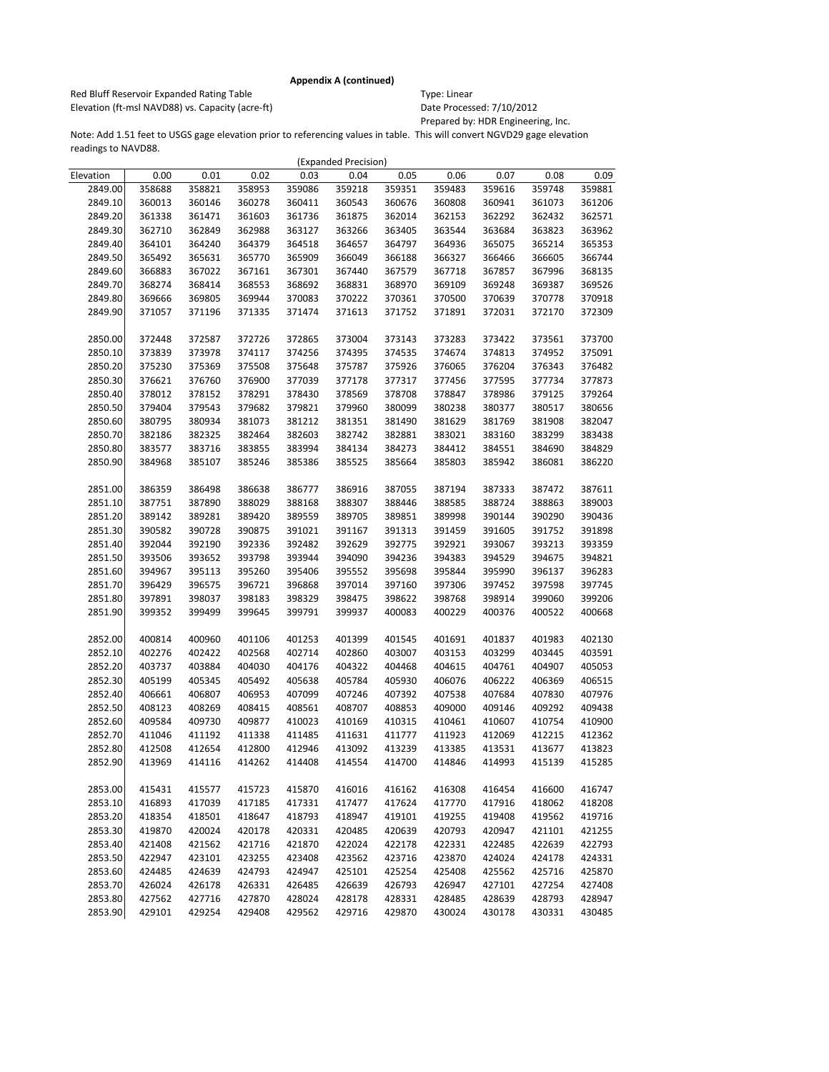**Appendix A (continued)**

Red Bluff Reservoir Expanded Rating Table
Elevation (ft-msl NAVD88) vs. Capacity (acre-ft)

Type: Linear
Date Processed: 7/10/2012
Prepared by: HDR Engineering, Inc.

Note: Add 1.51 feet to USGS gage elevation prior to referencing values in table. This will convert NGVD29 gage elevation readings to NAVD88.

(Expanded Precision)

| Elevation | 0.00 | 0.01 | 0.02 | 0.03 | 0.04 | 0.05 | 0.06 | 0.07 | 0.08 | 0.09 |
|---|---|---|---|---|---|---|---|---|---|---|
| 2849.00 | 358688 | 358821 | 358953 | 359086 | 359218 | 359351 | 359483 | 359616 | 359748 | 359881 |
| 2849.10 | 360013 | 360146 | 360278 | 360411 | 360543 | 360676 | 360808 | 360941 | 361073 | 361206 |
| 2849.20 | 361338 | 361471 | 361603 | 361736 | 361875 | 362014 | 362153 | 362292 | 362432 | 362571 |
| 2849.30 | 362710 | 362849 | 362988 | 363127 | 363266 | 363405 | 363544 | 363684 | 363823 | 363962 |
| 2849.40 | 364101 | 364240 | 364379 | 364518 | 364657 | 364797 | 364936 | 365075 | 365214 | 365353 |
| 2849.50 | 365492 | 365631 | 365770 | 365909 | 366049 | 366188 | 366327 | 366466 | 366605 | 366744 |
| 2849.60 | 366883 | 367022 | 367161 | 367301 | 367440 | 367579 | 367718 | 367857 | 367996 | 368135 |
| 2849.70 | 368274 | 368414 | 368553 | 368692 | 368831 | 368970 | 369109 | 369248 | 369387 | 369526 |
| 2849.80 | 369666 | 369805 | 369944 | 370083 | 370222 | 370361 | 370500 | 370639 | 370778 | 370918 |
| 2849.90 | 371057 | 371196 | 371335 | 371474 | 371613 | 371752 | 371891 | 372031 | 372170 | 372309 |
| 2850.00 | 372448 | 372587 | 372726 | 372865 | 373004 | 373143 | 373283 | 373422 | 373561 | 373700 |
| 2850.10 | 373839 | 373978 | 374117 | 374256 | 374395 | 374535 | 374674 | 374813 | 374952 | 375091 |
| 2850.20 | 375230 | 375369 | 375508 | 375648 | 375787 | 375926 | 376065 | 376204 | 376343 | 376482 |
| 2850.30 | 376621 | 376760 | 376900 | 377039 | 377178 | 377317 | 377456 | 377595 | 377734 | 377873 |
| 2850.40 | 378012 | 378152 | 378291 | 378430 | 378569 | 378708 | 378847 | 378986 | 379125 | 379264 |
| 2850.50 | 379404 | 379543 | 379682 | 379821 | 379960 | 380099 | 380238 | 380377 | 380517 | 380656 |
| 2850.60 | 380795 | 380934 | 381073 | 381212 | 381351 | 381490 | 381629 | 381769 | 381908 | 382047 |
| 2850.70 | 382186 | 382325 | 382464 | 382603 | 382742 | 382881 | 383021 | 383160 | 383299 | 383438 |
| 2850.80 | 383577 | 383716 | 383855 | 383994 | 384134 | 384273 | 384412 | 384551 | 384690 | 384829 |
| 2850.90 | 384968 | 385107 | 385246 | 385386 | 385525 | 385664 | 385803 | 385942 | 386081 | 386220 |
| 2851.00 | 386359 | 386498 | 386638 | 386777 | 386916 | 387055 | 387194 | 387333 | 387472 | 387611 |
| 2851.10 | 387751 | 387890 | 388029 | 388168 | 388307 | 388446 | 388585 | 388724 | 388863 | 389003 |
| 2851.20 | 389142 | 389281 | 389420 | 389559 | 389705 | 389851 | 389998 | 390144 | 390290 | 390436 |
| 2851.30 | 390582 | 390728 | 390875 | 391021 | 391167 | 391313 | 391459 | 391605 | 391752 | 391898 |
| 2851.40 | 392044 | 392190 | 392336 | 392482 | 392629 | 392775 | 392921 | 393067 | 393213 | 393359 |
| 2851.50 | 393506 | 393652 | 393798 | 393944 | 394090 | 394236 | 394383 | 394529 | 394675 | 394821 |
| 2851.60 | 394967 | 395113 | 395260 | 395406 | 395552 | 395698 | 395844 | 395990 | 396137 | 396283 |
| 2851.70 | 396429 | 396575 | 396721 | 396868 | 397014 | 397160 | 397306 | 397452 | 397598 | 397745 |
| 2851.80 | 397891 | 398037 | 398183 | 398329 | 398475 | 398622 | 398768 | 398914 | 399060 | 399206 |
| 2851.90 | 399352 | 399499 | 399645 | 399791 | 399937 | 400083 | 400229 | 400376 | 400522 | 400668 |
| 2852.00 | 400814 | 400960 | 401106 | 401253 | 401399 | 401545 | 401691 | 401837 | 401983 | 402130 |
| 2852.10 | 402276 | 402422 | 402568 | 402714 | 402860 | 403007 | 403153 | 403299 | 403445 | 403591 |
| 2852.20 | 403737 | 403884 | 404030 | 404176 | 404322 | 404468 | 404615 | 404761 | 404907 | 405053 |
| 2852.30 | 405199 | 405345 | 405492 | 405638 | 405784 | 405930 | 406076 | 406222 | 406369 | 406515 |
| 2852.40 | 406661 | 406807 | 406953 | 407099 | 407246 | 407392 | 407538 | 407684 | 407830 | 407976 |
| 2852.50 | 408123 | 408269 | 408415 | 408561 | 408707 | 408853 | 409000 | 409146 | 409292 | 409438 |
| 2852.60 | 409584 | 409730 | 409877 | 410023 | 410169 | 410315 | 410461 | 410607 | 410754 | 410900 |
| 2852.70 | 411046 | 411192 | 411338 | 411485 | 411631 | 411777 | 411923 | 412069 | 412215 | 412362 |
| 2852.80 | 412508 | 412654 | 412800 | 412946 | 413092 | 413239 | 413385 | 413531 | 413677 | 413823 |
| 2852.90 | 413969 | 414116 | 414262 | 414408 | 414554 | 414700 | 414846 | 414993 | 415139 | 415285 |
| 2853.00 | 415431 | 415577 | 415723 | 415870 | 416016 | 416162 | 416308 | 416454 | 416600 | 416747 |
| 2853.10 | 416893 | 417039 | 417185 | 417331 | 417477 | 417624 | 417770 | 417916 | 418062 | 418208 |
| 2853.20 | 418354 | 418501 | 418647 | 418793 | 418947 | 419101 | 419255 | 419408 | 419562 | 419716 |
| 2853.30 | 419870 | 420024 | 420178 | 420331 | 420485 | 420639 | 420793 | 420947 | 421101 | 421255 |
| 2853.40 | 421408 | 421562 | 421716 | 421870 | 422024 | 422178 | 422331 | 422485 | 422639 | 422793 |
| 2853.50 | 422947 | 423101 | 423255 | 423408 | 423562 | 423716 | 423870 | 424024 | 424178 | 424331 |
| 2853.60 | 424485 | 424639 | 424793 | 424947 | 425101 | 425254 | 425408 | 425562 | 425716 | 425870 |
| 2853.70 | 426024 | 426178 | 426331 | 426485 | 426639 | 426793 | 426947 | 427101 | 427254 | 427408 |
| 2853.80 | 427562 | 427716 | 427870 | 428024 | 428178 | 428331 | 428485 | 428639 | 428793 | 428947 |
| 2853.90 | 429101 | 429254 | 429408 | 429562 | 429716 | 429870 | 430024 | 430178 | 430331 | 430485 |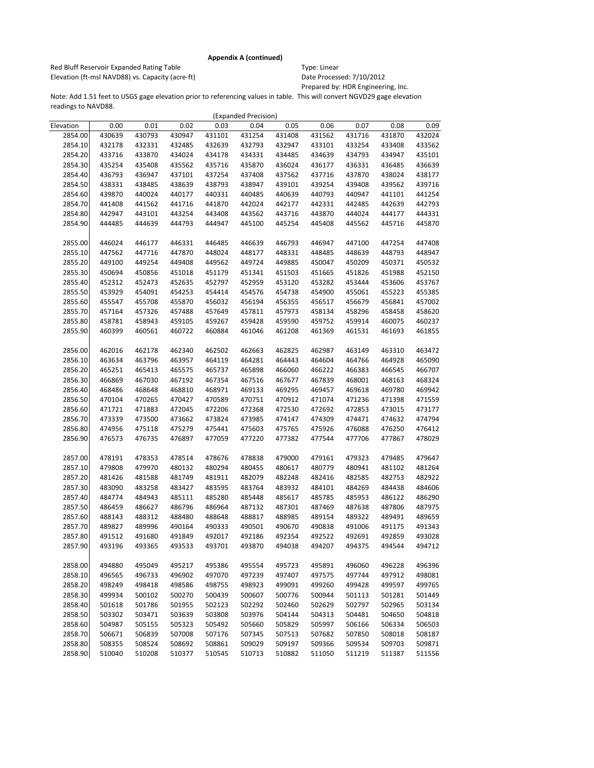**Appendix A (continued)**

Red Bluff Reservoir Expanded Rating Table
Elevation (ft-msl NAVD88) vs. Capacity (acre-ft)

Type: Linear
Date Processed: 7/10/2012
Prepared by: HDR Engineering, Inc.

Note: Add 1.51 feet to USGS gage elevation prior to referencing values in table. This will convert NGVD29 gage elevation readings to NAVD88.

(Expanded Precision)

| Elevation | 0.00 | 0.01 | 0.02 | 0.03 | 0.04 | 0.05 | 0.06 | 0.07 | 0.08 | 0.09 |
|---|---|---|---|---|---|---|---|---|---|---|
| 2854.00 | 430639 | 430793 | 430947 | 431101 | 431254 | 431408 | 431562 | 431716 | 431870 | 432024 |
| 2854.10 | 432178 | 432331 | 432485 | 432639 | 432793 | 432947 | 433101 | 433254 | 433408 | 433562 |
| 2854.20 | 433716 | 433870 | 434024 | 434178 | 434331 | 434485 | 434639 | 434793 | 434947 | 435101 |
| 2854.30 | 435254 | 435408 | 435562 | 435716 | 435870 | 436024 | 436177 | 436331 | 436485 | 436639 |
| 2854.40 | 436793 | 436947 | 437101 | 437254 | 437408 | 437562 | 437716 | 437870 | 438024 | 438177 |
| 2854.50 | 438331 | 438485 | 438639 | 438793 | 438947 | 439101 | 439254 | 439408 | 439562 | 439716 |
| 2854.60 | 439870 | 440024 | 440177 | 440331 | 440485 | 440639 | 440793 | 440947 | 441101 | 441254 |
| 2854.70 | 441408 | 441562 | 441716 | 441870 | 442024 | 442177 | 442331 | 442485 | 442639 | 442793 |
| 2854.80 | 442947 | 443101 | 443254 | 443408 | 443562 | 443716 | 443870 | 444024 | 444177 | 444331 |
| 2854.90 | 444485 | 444639 | 444793 | 444947 | 445100 | 445254 | 445408 | 445562 | 445716 | 445870 |
| 2855.00 | 446024 | 446177 | 446331 | 446485 | 446639 | 446793 | 446947 | 447100 | 447254 | 447408 |
| 2855.10 | 447562 | 447716 | 447870 | 448024 | 448177 | 448331 | 448485 | 448639 | 448793 | 448947 |
| 2855.20 | 449100 | 449254 | 449408 | 449562 | 449724 | 449885 | 450047 | 450209 | 450371 | 450532 |
| 2855.30 | 450694 | 450856 | 451018 | 451179 | 451341 | 451503 | 451665 | 451826 | 451988 | 452150 |
| 2855.40 | 452312 | 452473 | 452635 | 452797 | 452959 | 453120 | 453282 | 453444 | 453606 | 453767 |
| 2855.50 | 453929 | 454091 | 454253 | 454414 | 454576 | 454738 | 454900 | 455061 | 455223 | 455385 |
| 2855.60 | 455547 | 455708 | 455870 | 456032 | 456194 | 456355 | 456517 | 456679 | 456841 | 457002 |
| 2855.70 | 457164 | 457326 | 457488 | 457649 | 457811 | 457973 | 458134 | 458296 | 458458 | 458620 |
| 2855.80 | 458781 | 458943 | 459105 | 459267 | 459428 | 459590 | 459752 | 459914 | 460075 | 460237 |
| 2855.90 | 460399 | 460561 | 460722 | 460884 | 461046 | 461208 | 461369 | 461531 | 461693 | 461855 |
| 2856.00 | 462016 | 462178 | 462340 | 462502 | 462663 | 462825 | 462987 | 463149 | 463310 | 463472 |
| 2856.10 | 463634 | 463796 | 463957 | 464119 | 464281 | 464443 | 464604 | 464766 | 464928 | 465090 |
| 2856.20 | 465251 | 465413 | 465575 | 465737 | 465898 | 466060 | 466222 | 466383 | 466545 | 466707 |
| 2856.30 | 466869 | 467030 | 467192 | 467354 | 467516 | 467677 | 467839 | 468001 | 468163 | 468324 |
| 2856.40 | 468486 | 468648 | 468810 | 468971 | 469133 | 469295 | 469457 | 469618 | 469780 | 469942 |
| 2856.50 | 470104 | 470265 | 470427 | 470589 | 470751 | 470912 | 471074 | 471236 | 471398 | 471559 |
| 2856.60 | 471721 | 471883 | 472045 | 472206 | 472368 | 472530 | 472692 | 472853 | 473015 | 473177 |
| 2856.70 | 473339 | 473500 | 473662 | 473824 | 473985 | 474147 | 474309 | 474471 | 474632 | 474794 |
| 2856.80 | 474956 | 475118 | 475279 | 475441 | 475603 | 475765 | 475926 | 476088 | 476250 | 476412 |
| 2856.90 | 476573 | 476735 | 476897 | 477059 | 477220 | 477382 | 477544 | 477706 | 477867 | 478029 |
| 2857.00 | 478191 | 478353 | 478514 | 478676 | 478838 | 479000 | 479161 | 479323 | 479485 | 479647 |
| 2857.10 | 479808 | 479970 | 480132 | 480294 | 480455 | 480617 | 480779 | 480941 | 481102 | 481264 |
| 2857.20 | 481426 | 481588 | 481749 | 481911 | 482079 | 482248 | 482416 | 482585 | 482753 | 482922 |
| 2857.30 | 483090 | 483258 | 483427 | 483595 | 483764 | 483932 | 484101 | 484269 | 484438 | 484606 |
| 2857.40 | 484774 | 484943 | 485111 | 485280 | 485448 | 485617 | 485785 | 485953 | 486122 | 486290 |
| 2857.50 | 486459 | 486627 | 486796 | 486964 | 487132 | 487301 | 487469 | 487638 | 487806 | 487975 |
| 2857.60 | 488143 | 488312 | 488480 | 488648 | 488817 | 488985 | 489154 | 489322 | 489491 | 489659 |
| 2857.70 | 489827 | 489996 | 490164 | 490333 | 490501 | 490670 | 490838 | 491006 | 491175 | 491343 |
| 2857.80 | 491512 | 491680 | 491849 | 492017 | 492186 | 492354 | 492522 | 492691 | 492859 | 493028 |
| 2857.90 | 493196 | 493365 | 493533 | 493701 | 493870 | 494038 | 494207 | 494375 | 494544 | 494712 |
| 2858.00 | 494880 | 495049 | 495217 | 495386 | 495554 | 495723 | 495891 | 496060 | 496228 | 496396 |
| 2858.10 | 496565 | 496733 | 496902 | 497070 | 497239 | 497407 | 497575 | 497744 | 497912 | 498081 |
| 2858.20 | 498249 | 498418 | 498586 | 498755 | 498923 | 499091 | 499260 | 499428 | 499597 | 499765 |
| 2858.30 | 499934 | 500102 | 500270 | 500439 | 500607 | 500776 | 500944 | 501113 | 501281 | 501449 |
| 2858.40 | 501618 | 501786 | 501955 | 502123 | 502292 | 502460 | 502629 | 502797 | 502965 | 503134 |
| 2858.50 | 503302 | 503471 | 503639 | 503808 | 503976 | 504144 | 504313 | 504481 | 504650 | 504818 |
| 2858.60 | 504987 | 505155 | 505323 | 505492 | 505660 | 505829 | 505997 | 506166 | 506334 | 506503 |
| 2858.70 | 506671 | 506839 | 507008 | 507176 | 507345 | 507513 | 507682 | 507850 | 508018 | 508187 |
| 2858.80 | 508355 | 508524 | 508692 | 508861 | 509029 | 509197 | 509366 | 509534 | 509703 | 509871 |
| 2858.90 | 510040 | 510208 | 510377 | 510545 | 510713 | 510882 | 511050 | 511219 | 511387 | 511556 |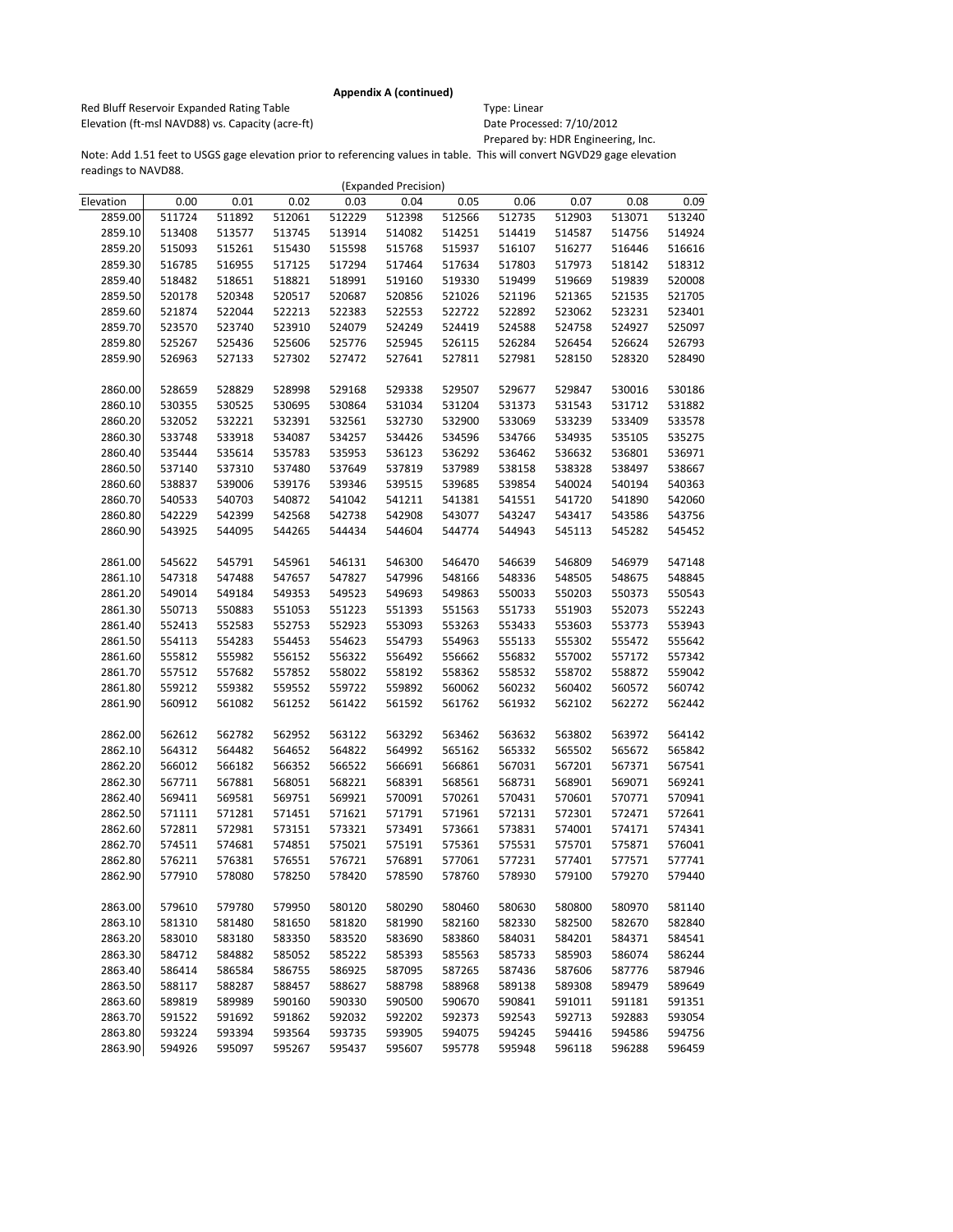**Appendix A (continued)**

Red Bluff Reservoir Expanded Rating Table
Elevation (ft-msl NAVD88) vs. Capacity (acre-ft)

Type: Linear
Date Processed: 7/10/2012
Prepared by: HDR Engineering, Inc.

Note: Add 1.51 feet to USGS gage elevation prior to referencing values in table. This will convert NGVD29 gage elevation readings to NAVD88.

(Expanded Precision)

| Elevation | 0.00 | 0.01 | 0.02 | 0.03 | 0.04 | 0.05 | 0.06 | 0.07 | 0.08 | 0.09 |
|---|---|---|---|---|---|---|---|---|---|---|
| 2859.00 | 511724 | 511892 | 512061 | 512229 | 512398 | 512566 | 512735 | 512903 | 513071 | 513240 |
| 2859.10 | 513408 | 513577 | 513745 | 513914 | 514082 | 514251 | 514419 | 514587 | 514756 | 514924 |
| 2859.20 | 515093 | 515261 | 515430 | 515598 | 515768 | 515937 | 516107 | 516277 | 516446 | 516616 |
| 2859.30 | 516785 | 516955 | 517125 | 517294 | 517464 | 517634 | 517803 | 517973 | 518142 | 518312 |
| 2859.40 | 518482 | 518651 | 518821 | 518991 | 519160 | 519330 | 519499 | 519669 | 519839 | 520008 |
| 2859.50 | 520178 | 520348 | 520517 | 520687 | 520856 | 521026 | 521196 | 521365 | 521535 | 521705 |
| 2859.60 | 521874 | 522044 | 522213 | 522383 | 522553 | 522722 | 522892 | 523062 | 523231 | 523401 |
| 2859.70 | 523570 | 523740 | 523910 | 524079 | 524249 | 524419 | 524588 | 524758 | 524927 | 525097 |
| 2859.80 | 525267 | 525436 | 525606 | 525776 | 525945 | 526115 | 526284 | 526454 | 526624 | 526793 |
| 2859.90 | 526963 | 527133 | 527302 | 527472 | 527641 | 527811 | 527981 | 528150 | 528320 | 528490 |
| 2860.00 | 528659 | 528829 | 528998 | 529168 | 529338 | 529507 | 529677 | 529847 | 530016 | 530186 |
| 2860.10 | 530355 | 530525 | 530695 | 530864 | 531034 | 531204 | 531373 | 531543 | 531712 | 531882 |
| 2860.20 | 532052 | 532221 | 532391 | 532561 | 532730 | 532900 | 533069 | 533239 | 533409 | 533578 |
| 2860.30 | 533748 | 533918 | 534087 | 534257 | 534426 | 534596 | 534766 | 534935 | 535105 | 535275 |
| 2860.40 | 535444 | 535614 | 535783 | 535953 | 536123 | 536292 | 536462 | 536632 | 536801 | 536971 |
| 2860.50 | 537140 | 537310 | 537480 | 537649 | 537819 | 537989 | 538158 | 538328 | 538497 | 538667 |
| 2860.60 | 538837 | 539006 | 539176 | 539346 | 539515 | 539685 | 539854 | 540024 | 540194 | 540363 |
| 2860.70 | 540533 | 540703 | 540872 | 541042 | 541211 | 541381 | 541551 | 541720 | 541890 | 542060 |
| 2860.80 | 542229 | 542399 | 542568 | 542738 | 542908 | 543077 | 543247 | 543417 | 543586 | 543756 |
| 2860.90 | 543925 | 544095 | 544265 | 544434 | 544604 | 544774 | 544943 | 545113 | 545282 | 545452 |
| 2861.00 | 545622 | 545791 | 545961 | 546131 | 546300 | 546470 | 546639 | 546809 | 546979 | 547148 |
| 2861.10 | 547318 | 547488 | 547657 | 547827 | 547996 | 548166 | 548336 | 548505 | 548675 | 548845 |
| 2861.20 | 549014 | 549184 | 549353 | 549523 | 549693 | 549863 | 550033 | 550203 | 550373 | 550543 |
| 2861.30 | 550713 | 550883 | 551053 | 551223 | 551393 | 551563 | 551733 | 551903 | 552073 | 552243 |
| 2861.40 | 552413 | 552583 | 552753 | 552923 | 553093 | 553263 | 553433 | 553603 | 553773 | 553943 |
| 2861.50 | 554113 | 554283 | 554453 | 554623 | 554793 | 554963 | 555133 | 555302 | 555472 | 555642 |
| 2861.60 | 555812 | 555982 | 556152 | 556322 | 556492 | 556662 | 556832 | 557002 | 557172 | 557342 |
| 2861.70 | 557512 | 557682 | 557852 | 558022 | 558192 | 558362 | 558532 | 558702 | 558872 | 559042 |
| 2861.80 | 559212 | 559382 | 559552 | 559722 | 559892 | 560062 | 560232 | 560402 | 560572 | 560742 |
| 2861.90 | 560912 | 561082 | 561252 | 561422 | 561592 | 561762 | 561932 | 562102 | 562272 | 562442 |
| 2862.00 | 562612 | 562782 | 562952 | 563122 | 563292 | 563462 | 563632 | 563802 | 563972 | 564142 |
| 2862.10 | 564312 | 564482 | 564652 | 564822 | 564992 | 565162 | 565332 | 565502 | 565672 | 565842 |
| 2862.20 | 566012 | 566182 | 566352 | 566522 | 566691 | 566861 | 567031 | 567201 | 567371 | 567541 |
| 2862.30 | 567711 | 567881 | 568051 | 568221 | 568391 | 568561 | 568731 | 568901 | 569071 | 569241 |
| 2862.40 | 569411 | 569581 | 569751 | 569921 | 570091 | 570261 | 570431 | 570601 | 570771 | 570941 |
| 2862.50 | 571111 | 571281 | 571451 | 571621 | 571791 | 571961 | 572131 | 572301 | 572471 | 572641 |
| 2862.60 | 572811 | 572981 | 573151 | 573321 | 573491 | 573661 | 573831 | 574001 | 574171 | 574341 |
| 2862.70 | 574511 | 574681 | 574851 | 575021 | 575191 | 575361 | 575531 | 575701 | 575871 | 576041 |
| 2862.80 | 576211 | 576381 | 576551 | 576721 | 576891 | 577061 | 577231 | 577401 | 577571 | 577741 |
| 2862.90 | 577910 | 578080 | 578250 | 578420 | 578590 | 578760 | 578930 | 579100 | 579270 | 579440 |
| 2863.00 | 579610 | 579780 | 579950 | 580120 | 580290 | 580460 | 580630 | 580800 | 580970 | 581140 |
| 2863.10 | 581310 | 581480 | 581650 | 581820 | 581990 | 582160 | 582330 | 582500 | 582670 | 582840 |
| 2863.20 | 583010 | 583180 | 583350 | 583520 | 583690 | 583860 | 584031 | 584201 | 584371 | 584541 |
| 2863.30 | 584712 | 584882 | 585052 | 585222 | 585393 | 585563 | 585733 | 585903 | 586074 | 586244 |
| 2863.40 | 586414 | 586584 | 586755 | 586925 | 587095 | 587265 | 587436 | 587606 | 587776 | 587946 |
| 2863.50 | 588117 | 588287 | 588457 | 588627 | 588798 | 588968 | 589138 | 589308 | 589479 | 589649 |
| 2863.60 | 589819 | 589989 | 590160 | 590330 | 590500 | 590670 | 590841 | 591011 | 591181 | 591351 |
| 2863.70 | 591522 | 591692 | 591862 | 592032 | 592202 | 592373 | 592543 | 592713 | 592883 | 593054 |
| 2863.80 | 593224 | 593394 | 593564 | 593735 | 593905 | 594075 | 594245 | 594416 | 594586 | 594756 |
| 2863.90 | 594926 | 595097 | 595267 | 595437 | 595607 | 595778 | 595948 | 596118 | 596288 | 596459 |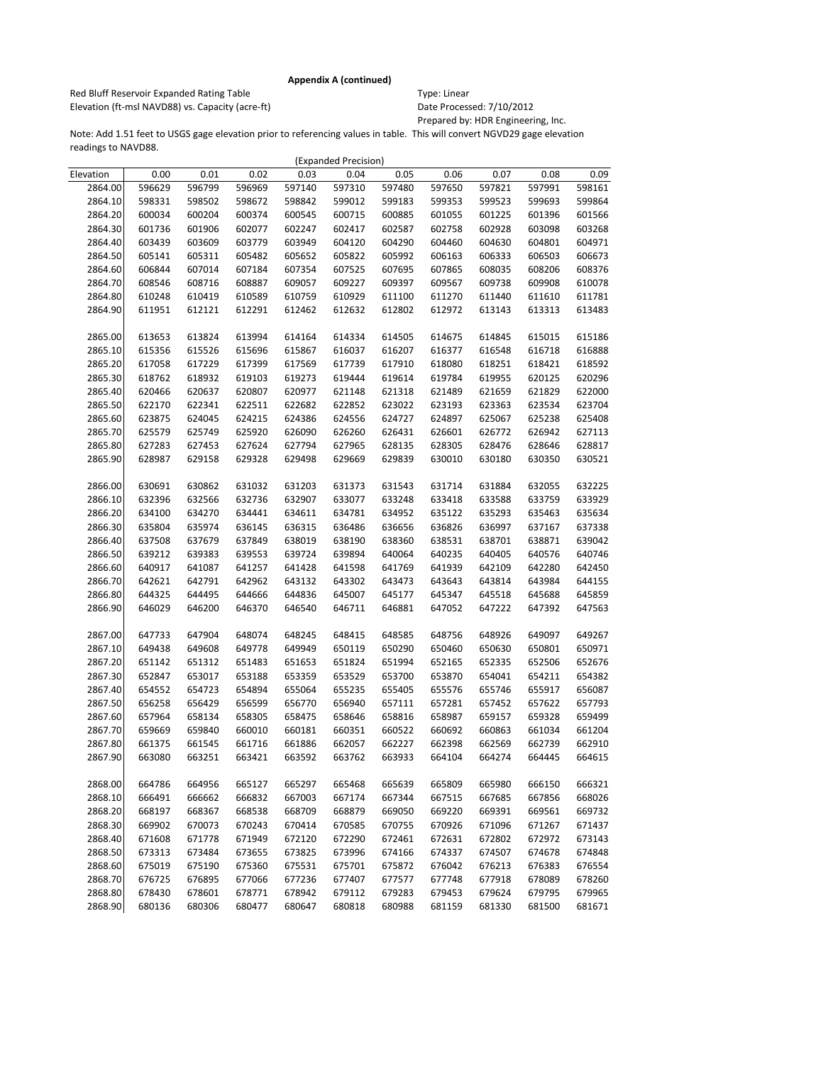**Appendix A (continued)**

Red Bluff Reservoir Expanded Rating Table
Elevation (ft-msl NAVD88) vs. Capacity (acre-ft)

Type: Linear
Date Processed: 7/10/2012
Prepared by: HDR Engineering, Inc.

Note: Add 1.51 feet to USGS gage elevation prior to referencing values in table. This will convert NGVD29 gage elevation readings to NAVD88.

(Expanded Precision)

| Elevation | 0.00 | 0.01 | 0.02 | 0.03 | 0.04 | 0.05 | 0.06 | 0.07 | 0.08 | 0.09 |
|---|---|---|---|---|---|---|---|---|---|---|
| 2864.00 | 596629 | 596799 | 596969 | 597140 | 597310 | 597480 | 597650 | 597821 | 597991 | 598161 |
| 2864.10 | 598331 | 598502 | 598672 | 598842 | 599012 | 599183 | 599353 | 599523 | 599693 | 599864 |
| 2864.20 | 600034 | 600204 | 600374 | 600545 | 600715 | 600885 | 601055 | 601225 | 601396 | 601566 |
| 2864.30 | 601736 | 601906 | 602077 | 602247 | 602417 | 602587 | 602758 | 602928 | 603098 | 603268 |
| 2864.40 | 603439 | 603609 | 603779 | 603949 | 604120 | 604290 | 604460 | 604630 | 604801 | 604971 |
| 2864.50 | 605141 | 605311 | 605482 | 605652 | 605822 | 605992 | 606163 | 606333 | 606503 | 606673 |
| 2864.60 | 606844 | 607014 | 607184 | 607354 | 607525 | 607695 | 607865 | 608035 | 608206 | 608376 |
| 2864.70 | 608546 | 608716 | 608887 | 609057 | 609227 | 609397 | 609567 | 609738 | 609908 | 610078 |
| 2864.80 | 610248 | 610419 | 610589 | 610759 | 610929 | 611100 | 611270 | 611440 | 611610 | 611781 |
| 2864.90 | 611951 | 612121 | 612291 | 612462 | 612632 | 612802 | 612972 | 613143 | 613313 | 613483 |
| 2865.00 | 613653 | 613824 | 613994 | 614164 | 614334 | 614505 | 614675 | 614845 | 615015 | 615186 |
| 2865.10 | 615356 | 615526 | 615696 | 615867 | 616037 | 616207 | 616377 | 616548 | 616718 | 616888 |
| 2865.20 | 617058 | 617229 | 617399 | 617569 | 617739 | 617910 | 618080 | 618251 | 618421 | 618592 |
| 2865.30 | 618762 | 618932 | 619103 | 619273 | 619444 | 619614 | 619784 | 619955 | 620125 | 620296 |
| 2865.40 | 620466 | 620637 | 620807 | 620977 | 621148 | 621318 | 621489 | 621659 | 621829 | 622000 |
| 2865.50 | 622170 | 622341 | 622511 | 622682 | 622852 | 623022 | 623193 | 623363 | 623534 | 623704 |
| 2865.60 | 623875 | 624045 | 624215 | 624386 | 624556 | 624727 | 624897 | 625067 | 625238 | 625408 |
| 2865.70 | 625579 | 625749 | 625920 | 626090 | 626260 | 626431 | 626601 | 626772 | 626942 | 627113 |
| 2865.80 | 627283 | 627453 | 627624 | 627794 | 627965 | 628135 | 628305 | 628476 | 628646 | 628817 |
| 2865.90 | 628987 | 629158 | 629328 | 629498 | 629669 | 629839 | 630010 | 630180 | 630350 | 630521 |
| 2866.00 | 630691 | 630862 | 631032 | 631203 | 631373 | 631543 | 631714 | 631884 | 632055 | 632225 |
| 2866.10 | 632396 | 632566 | 632736 | 632907 | 633077 | 633248 | 633418 | 633588 | 633759 | 633929 |
| 2866.20 | 634100 | 634270 | 634441 | 634611 | 634781 | 634952 | 635122 | 635293 | 635463 | 635634 |
| 2866.30 | 635804 | 635974 | 636145 | 636315 | 636486 | 636656 | 636826 | 636997 | 637167 | 637338 |
| 2866.40 | 637508 | 637679 | 637849 | 638019 | 638190 | 638360 | 638531 | 638701 | 638871 | 639042 |
| 2866.50 | 639212 | 639383 | 639553 | 639724 | 639894 | 640064 | 640235 | 640405 | 640576 | 640746 |
| 2866.60 | 640917 | 641087 | 641257 | 641428 | 641598 | 641769 | 641939 | 642109 | 642280 | 642450 |
| 2866.70 | 642621 | 642791 | 642962 | 643132 | 643302 | 643473 | 643643 | 643814 | 643984 | 644155 |
| 2866.80 | 644325 | 644495 | 644666 | 644836 | 645007 | 645177 | 645347 | 645518 | 645688 | 645859 |
| 2866.90 | 646029 | 646200 | 646370 | 646540 | 646711 | 646881 | 647052 | 647222 | 647392 | 647563 |
| 2867.00 | 647733 | 647904 | 648074 | 648245 | 648415 | 648585 | 648756 | 648926 | 649097 | 649267 |
| 2867.10 | 649438 | 649608 | 649778 | 649949 | 650119 | 650290 | 650460 | 650630 | 650801 | 650971 |
| 2867.20 | 651142 | 651312 | 651483 | 651653 | 651824 | 651994 | 652165 | 652335 | 652506 | 652676 |
| 2867.30 | 652847 | 653017 | 653188 | 653359 | 653529 | 653700 | 653870 | 654041 | 654211 | 654382 |
| 2867.40 | 654552 | 654723 | 654894 | 655064 | 655235 | 655405 | 655576 | 655746 | 655917 | 656087 |
| 2867.50 | 656258 | 656429 | 656599 | 656770 | 656940 | 657111 | 657281 | 657452 | 657622 | 657793 |
| 2867.60 | 657964 | 658134 | 658305 | 658475 | 658646 | 658816 | 658987 | 659157 | 659328 | 659499 |
| 2867.70 | 659669 | 659840 | 660010 | 660181 | 660351 | 660522 | 660692 | 660863 | 661034 | 661204 |
| 2867.80 | 661375 | 661545 | 661716 | 661886 | 662057 | 662227 | 662398 | 662569 | 662739 | 662910 |
| 2867.90 | 663080 | 663251 | 663421 | 663592 | 663762 | 663933 | 664104 | 664274 | 664445 | 664615 |
| 2868.00 | 664786 | 664956 | 665127 | 665297 | 665468 | 665639 | 665809 | 665980 | 666150 | 666321 |
| 2868.10 | 666491 | 666662 | 666832 | 667003 | 667174 | 667344 | 667515 | 667685 | 667856 | 668026 |
| 2868.20 | 668197 | 668367 | 668538 | 668709 | 668879 | 669050 | 669220 | 669391 | 669561 | 669732 |
| 2868.30 | 669902 | 670073 | 670243 | 670414 | 670585 | 670755 | 670926 | 671096 | 671267 | 671437 |
| 2868.40 | 671608 | 671778 | 671949 | 672120 | 672290 | 672461 | 672631 | 672802 | 672972 | 673143 |
| 2868.50 | 673313 | 673484 | 673655 | 673825 | 673996 | 674166 | 674337 | 674507 | 674678 | 674848 |
| 2868.60 | 675019 | 675190 | 675360 | 675531 | 675701 | 675872 | 676042 | 676213 | 676383 | 676554 |
| 2868.70 | 676725 | 676895 | 677066 | 677236 | 677407 | 677577 | 677748 | 677918 | 678089 | 678260 |
| 2868.80 | 678430 | 678601 | 678771 | 678942 | 679112 | 679283 | 679453 | 679624 | 679795 | 679965 |
| 2868.90 | 680136 | 680306 | 680477 | 680647 | 680818 | 680988 | 681159 | 681330 | 681500 | 681671 |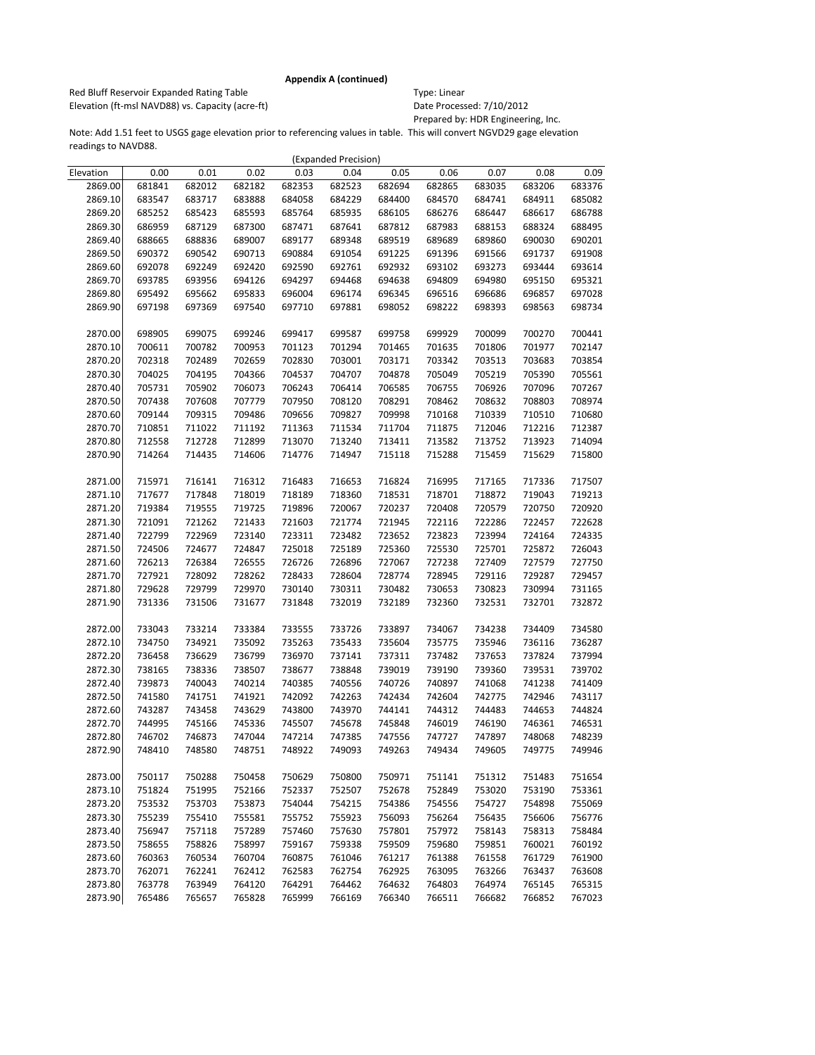**Appendix A (continued)**

Red Bluff Reservoir Expanded Rating Table
Elevation (ft-msl NAVD88) vs. Capacity (acre-ft)

Type: Linear
Date Processed: 7/10/2012
Prepared by: HDR Engineering, Inc.

Note: Add 1.51 feet to USGS gage elevation prior to referencing values in table. This will convert NGVD29 gage elevation readings to NAVD88.

(Expanded Precision)

| Elevation | 0.00 | 0.01 | 0.02 | 0.03 | 0.04 | 0.05 | 0.06 | 0.07 | 0.08 | 0.09 |
|---|---|---|---|---|---|---|---|---|---|---|
| 2869.00 | 681841 | 682012 | 682182 | 682353 | 682523 | 682694 | 682865 | 683035 | 683206 | 683376 |
| 2869.10 | 683547 | 683717 | 683888 | 684058 | 684229 | 684400 | 684570 | 684741 | 684911 | 685082 |
| 2869.20 | 685252 | 685423 | 685593 | 685764 | 685935 | 686105 | 686276 | 686447 | 686617 | 686788 |
| 2869.30 | 686959 | 687129 | 687300 | 687471 | 687641 | 687812 | 687983 | 688153 | 688324 | 688495 |
| 2869.40 | 688665 | 688836 | 689007 | 689177 | 689348 | 689519 | 689689 | 689860 | 690030 | 690201 |
| 2869.50 | 690372 | 690542 | 690713 | 690884 | 691054 | 691225 | 691396 | 691566 | 691737 | 691908 |
| 2869.60 | 692078 | 692249 | 692420 | 692590 | 692761 | 692932 | 693102 | 693273 | 693444 | 693614 |
| 2869.70 | 693785 | 693956 | 694126 | 694297 | 694468 | 694638 | 694809 | 694980 | 695150 | 695321 |
| 2869.80 | 695492 | 695662 | 695833 | 696004 | 696174 | 696345 | 696516 | 696686 | 696857 | 697028 |
| 2869.90 | 697198 | 697369 | 697540 | 697710 | 697881 | 698052 | 698222 | 698393 | 698563 | 698734 |
| 2870.00 | 698905 | 699075 | 699246 | 699417 | 699587 | 699758 | 699929 | 700099 | 700270 | 700441 |
| 2870.10 | 700611 | 700782 | 700953 | 701123 | 701294 | 701465 | 701635 | 701806 | 701977 | 702147 |
| 2870.20 | 702318 | 702489 | 702659 | 702830 | 703001 | 703171 | 703342 | 703513 | 703683 | 703854 |
| 2870.30 | 704025 | 704195 | 704366 | 704537 | 704707 | 704878 | 705049 | 705219 | 705390 | 705561 |
| 2870.40 | 705731 | 705902 | 706073 | 706243 | 706414 | 706585 | 706755 | 706926 | 707096 | 707267 |
| 2870.50 | 707438 | 707608 | 707779 | 707950 | 708120 | 708291 | 708462 | 708632 | 708803 | 708974 |
| 2870.60 | 709144 | 709315 | 709486 | 709656 | 709827 | 709998 | 710168 | 710339 | 710510 | 710680 |
| 2870.70 | 710851 | 711022 | 711192 | 711363 | 711534 | 711704 | 711875 | 712046 | 712216 | 712387 |
| 2870.80 | 712558 | 712728 | 712899 | 713070 | 713240 | 713411 | 713582 | 713752 | 713923 | 714094 |
| 2870.90 | 714264 | 714435 | 714606 | 714776 | 714947 | 715118 | 715288 | 715459 | 715629 | 715800 |
| 2871.00 | 715971 | 716141 | 716312 | 716483 | 716653 | 716824 | 716995 | 717165 | 717336 | 717507 |
| 2871.10 | 717677 | 717848 | 718019 | 718189 | 718360 | 718531 | 718701 | 718872 | 719043 | 719213 |
| 2871.20 | 719384 | 719555 | 719725 | 719896 | 720067 | 720237 | 720408 | 720579 | 720750 | 720920 |
| 2871.30 | 721091 | 721262 | 721433 | 721603 | 721774 | 721945 | 722116 | 722286 | 722457 | 722628 |
| 2871.40 | 722799 | 722969 | 723140 | 723311 | 723482 | 723652 | 723823 | 723994 | 724164 | 724335 |
| 2871.50 | 724506 | 724677 | 724847 | 725018 | 725189 | 725360 | 725530 | 725701 | 725872 | 726043 |
| 2871.60 | 726213 | 726384 | 726555 | 726726 | 726896 | 727067 | 727238 | 727409 | 727579 | 727750 |
| 2871.70 | 727921 | 728092 | 728262 | 728433 | 728604 | 728774 | 728945 | 729116 | 729287 | 729457 |
| 2871.80 | 729628 | 729799 | 729970 | 730140 | 730311 | 730482 | 730653 | 730823 | 730994 | 731165 |
| 2871.90 | 731336 | 731506 | 731677 | 731848 | 732019 | 732189 | 732360 | 732531 | 732701 | 732872 |
| 2872.00 | 733043 | 733214 | 733384 | 733555 | 733726 | 733897 | 734067 | 734238 | 734409 | 734580 |
| 2872.10 | 734750 | 734921 | 735092 | 735263 | 735433 | 735604 | 735775 | 735946 | 736116 | 736287 |
| 2872.20 | 736458 | 736629 | 736799 | 736970 | 737141 | 737311 | 737482 | 737653 | 737824 | 737994 |
| 2872.30 | 738165 | 738336 | 738507 | 738677 | 738848 | 739019 | 739190 | 739360 | 739531 | 739702 |
| 2872.40 | 739873 | 740043 | 740214 | 740385 | 740556 | 740726 | 740897 | 741068 | 741238 | 741409 |
| 2872.50 | 741580 | 741751 | 741921 | 742092 | 742263 | 742434 | 742604 | 742775 | 742946 | 743117 |
| 2872.60 | 743287 | 743458 | 743629 | 743800 | 743970 | 744141 | 744312 | 744483 | 744653 | 744824 |
| 2872.70 | 744995 | 745166 | 745336 | 745507 | 745678 | 745848 | 746019 | 746190 | 746361 | 746531 |
| 2872.80 | 746702 | 746873 | 747044 | 747214 | 747385 | 747556 | 747727 | 747897 | 748068 | 748239 |
| 2872.90 | 748410 | 748580 | 748751 | 748922 | 749093 | 749263 | 749434 | 749605 | 749775 | 749946 |
| 2873.00 | 750117 | 750288 | 750458 | 750629 | 750800 | 750971 | 751141 | 751312 | 751483 | 751654 |
| 2873.10 | 751824 | 751995 | 752166 | 752337 | 752507 | 752678 | 752849 | 753020 | 753190 | 753361 |
| 2873.20 | 753532 | 753703 | 753873 | 754044 | 754215 | 754386 | 754556 | 754727 | 754898 | 755069 |
| 2873.30 | 755239 | 755410 | 755581 | 755752 | 755923 | 756093 | 756264 | 756435 | 756606 | 756776 |
| 2873.40 | 756947 | 757118 | 757289 | 757460 | 757630 | 757801 | 757972 | 758143 | 758313 | 758484 |
| 2873.50 | 758655 | 758826 | 758997 | 759167 | 759338 | 759509 | 759680 | 759851 | 760021 | 760192 |
| 2873.60 | 760363 | 760534 | 760704 | 760875 | 761046 | 761217 | 761388 | 761558 | 761729 | 761900 |
| 2873.70 | 762071 | 762241 | 762412 | 762583 | 762754 | 762925 | 763095 | 763266 | 763437 | 763608 |
| 2873.80 | 763778 | 763949 | 764120 | 764291 | 764462 | 764632 | 764803 | 764974 | 765145 | 765315 |
| 2873.90 | 765486 | 765657 | 765828 | 765999 | 766169 | 766340 | 766511 | 766682 | 766852 | 767023 |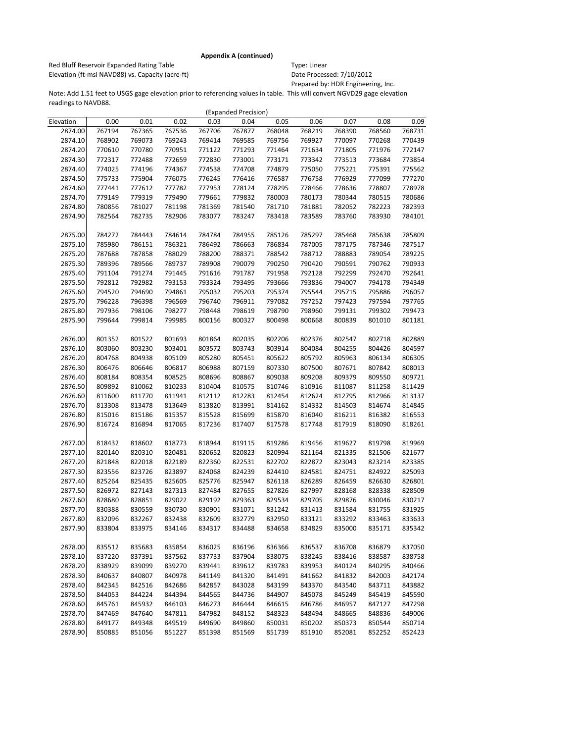**Appendix A (continued)**

Red Bluff Reservoir Expanded Rating Table
Elevation (ft-msl NAVD88) vs. Capacity (acre-ft)

Type: Linear
Date Processed: 7/10/2012
Prepared by: HDR Engineering, Inc.

Note: Add 1.51 feet to USGS gage elevation prior to referencing values in table. This will convert NGVD29 gage elevation readings to NAVD88.

(Expanded Precision)

| Elevation | 0.00 | 0.01 | 0.02 | 0.03 | 0.04 | 0.05 | 0.06 | 0.07 | 0.08 | 0.09 |
|---|---|---|---|---|---|---|---|---|---|---|
| 2874.00 | 767194 | 767365 | 767536 | 767706 | 767877 | 768048 | 768219 | 768390 | 768560 | 768731 |
| 2874.10 | 768902 | 769073 | 769243 | 769414 | 769585 | 769756 | 769927 | 770097 | 770268 | 770439 |
| 2874.20 | 770610 | 770780 | 770951 | 771122 | 771293 | 771464 | 771634 | 771805 | 771976 | 772147 |
| 2874.30 | 772317 | 772488 | 772659 | 772830 | 773001 | 773171 | 773342 | 773513 | 773684 | 773854 |
| 2874.40 | 774025 | 774196 | 774367 | 774538 | 774708 | 774879 | 775050 | 775221 | 775391 | 775562 |
| 2874.50 | 775733 | 775904 | 776075 | 776245 | 776416 | 776587 | 776758 | 776929 | 777099 | 777270 |
| 2874.60 | 777441 | 777612 | 777782 | 777953 | 778124 | 778295 | 778466 | 778636 | 778807 | 778978 |
| 2874.70 | 779149 | 779319 | 779490 | 779661 | 779832 | 780003 | 780173 | 780344 | 780515 | 780686 |
| 2874.80 | 780856 | 781027 | 781198 | 781369 | 781540 | 781710 | 781881 | 782052 | 782223 | 782393 |
| 2874.90 | 782564 | 782735 | 782906 | 783077 | 783247 | 783418 | 783589 | 783760 | 783930 | 784101 |
| 2875.00 | 784272 | 784443 | 784614 | 784784 | 784955 | 785126 | 785297 | 785468 | 785638 | 785809 |
| 2875.10 | 785980 | 786151 | 786321 | 786492 | 786663 | 786834 | 787005 | 787175 | 787346 | 787517 |
| 2875.20 | 787688 | 787858 | 788029 | 788200 | 788371 | 788542 | 788712 | 788883 | 789054 | 789225 |
| 2875.30 | 789396 | 789566 | 789737 | 789908 | 790079 | 790250 | 790420 | 790591 | 790762 | 790933 |
| 2875.40 | 791104 | 791274 | 791445 | 791616 | 791787 | 791958 | 792128 | 792299 | 792470 | 792641 |
| 2875.50 | 792812 | 792982 | 793153 | 793324 | 793495 | 793666 | 793836 | 794007 | 794178 | 794349 |
| 2875.60 | 794520 | 794690 | 794861 | 795032 | 795203 | 795374 | 795544 | 795715 | 795886 | 796057 |
| 2875.70 | 796228 | 796398 | 796569 | 796740 | 796911 | 797082 | 797252 | 797423 | 797594 | 797765 |
| 2875.80 | 797936 | 798106 | 798277 | 798448 | 798619 | 798790 | 798960 | 799131 | 799302 | 799473 |
| 2875.90 | 799644 | 799814 | 799985 | 800156 | 800327 | 800498 | 800668 | 800839 | 801010 | 801181 |
| 2876.00 | 801352 | 801522 | 801693 | 801864 | 802035 | 802206 | 802376 | 802547 | 802718 | 802889 |
| 2876.10 | 803060 | 803230 | 803401 | 803572 | 803743 | 803914 | 804084 | 804255 | 804426 | 804597 |
| 2876.20 | 804768 | 804938 | 805109 | 805280 | 805451 | 805622 | 805792 | 805963 | 806134 | 806305 |
| 2876.30 | 806476 | 806646 | 806817 | 806988 | 807159 | 807330 | 807500 | 807671 | 807842 | 808013 |
| 2876.40 | 808184 | 808354 | 808525 | 808696 | 808867 | 809038 | 809208 | 809379 | 809550 | 809721 |
| 2876.50 | 809892 | 810062 | 810233 | 810404 | 810575 | 810746 | 810916 | 811087 | 811258 | 811429 |
| 2876.60 | 811600 | 811770 | 811941 | 812112 | 812283 | 812454 | 812624 | 812795 | 812966 | 813137 |
| 2876.70 | 813308 | 813478 | 813649 | 813820 | 813991 | 814162 | 814332 | 814503 | 814674 | 814845 |
| 2876.80 | 815016 | 815186 | 815357 | 815528 | 815699 | 815870 | 816040 | 816211 | 816382 | 816553 |
| 2876.90 | 816724 | 816894 | 817065 | 817236 | 817407 | 817578 | 817748 | 817919 | 818090 | 818261 |
| 2877.00 | 818432 | 818602 | 818773 | 818944 | 819115 | 819286 | 819456 | 819627 | 819798 | 819969 |
| 2877.10 | 820140 | 820310 | 820481 | 820652 | 820823 | 820994 | 821164 | 821335 | 821506 | 821677 |
| 2877.20 | 821848 | 822018 | 822189 | 822360 | 822531 | 822702 | 822872 | 823043 | 823214 | 823385 |
| 2877.30 | 823556 | 823726 | 823897 | 824068 | 824239 | 824410 | 824581 | 824751 | 824922 | 825093 |
| 2877.40 | 825264 | 825435 | 825605 | 825776 | 825947 | 826118 | 826289 | 826459 | 826630 | 826801 |
| 2877.50 | 826972 | 827143 | 827313 | 827484 | 827655 | 827826 | 827997 | 828168 | 828338 | 828509 |
| 2877.60 | 828680 | 828851 | 829022 | 829192 | 829363 | 829534 | 829705 | 829876 | 830046 | 830217 |
| 2877.70 | 830388 | 830559 | 830730 | 830901 | 831071 | 831242 | 831413 | 831584 | 831755 | 831925 |
| 2877.80 | 832096 | 832267 | 832438 | 832609 | 832779 | 832950 | 833121 | 833292 | 833463 | 833633 |
| 2877.90 | 833804 | 833975 | 834146 | 834317 | 834488 | 834658 | 834829 | 835000 | 835171 | 835342 |
| 2878.00 | 835512 | 835683 | 835854 | 836025 | 836196 | 836366 | 836537 | 836708 | 836879 | 837050 |
| 2878.10 | 837220 | 837391 | 837562 | 837733 | 837904 | 838075 | 838245 | 838416 | 838587 | 838758 |
| 2878.20 | 838929 | 839099 | 839270 | 839441 | 839612 | 839783 | 839953 | 840124 | 840295 | 840466 |
| 2878.30 | 840637 | 840807 | 840978 | 841149 | 841320 | 841491 | 841662 | 841832 | 842003 | 842174 |
| 2878.40 | 842345 | 842516 | 842686 | 842857 | 843028 | 843199 | 843370 | 843540 | 843711 | 843882 |
| 2878.50 | 844053 | 844224 | 844394 | 844565 | 844736 | 844907 | 845078 | 845249 | 845419 | 845590 |
| 2878.60 | 845761 | 845932 | 846103 | 846273 | 846444 | 846615 | 846786 | 846957 | 847127 | 847298 |
| 2878.70 | 847469 | 847640 | 847811 | 847982 | 848152 | 848323 | 848494 | 848665 | 848836 | 849006 |
| 2878.80 | 849177 | 849348 | 849519 | 849690 | 849860 | 850031 | 850202 | 850373 | 850544 | 850714 |
| 2878.90 | 850885 | 851056 | 851227 | 851398 | 851569 | 851739 | 851910 | 852081 | 852252 | 852423 |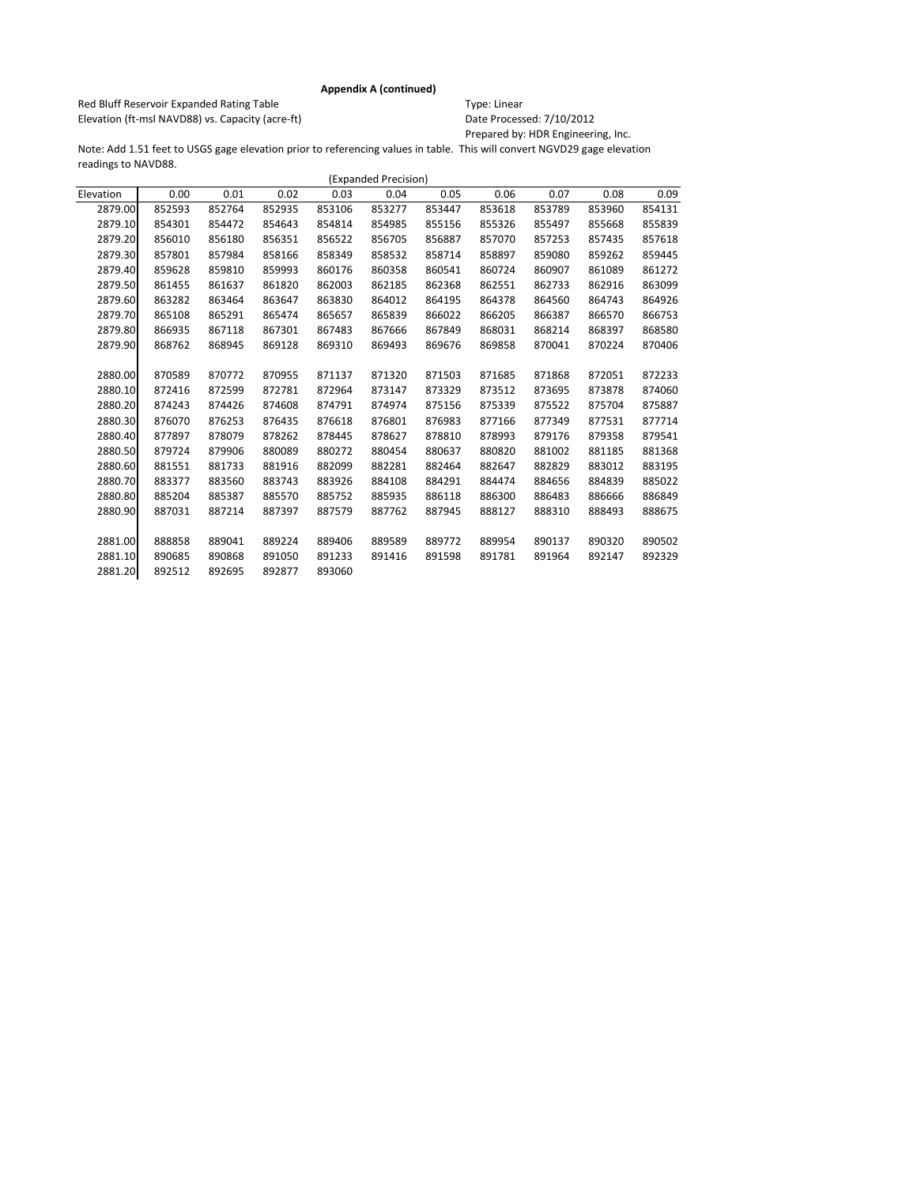**Appendix A (continued)**

Red Bluff Reservoir Expanded Rating Table
Elevation (ft-msl NAVD88) vs. Capacity (acre-ft)

Type: Linear
Date Processed: 7/10/2012
Prepared by: HDR Engineering, Inc.

Note: Add 1.51 feet to USGS gage elevation prior to referencing values in table. This will convert NGVD29 gage elevation readings to NAVD88.

(Expanded Precision)

| Elevation | 0.00 | 0.01 | 0.02 | 0.03 | 0.04 | 0.05 | 0.06 | 0.07 | 0.08 | 0.09 |
|---|---|---|---|---|---|---|---|---|---|---|
| 2879.00 | 852593 | 852764 | 852935 | 853106 | 853277 | 853447 | 853618 | 853789 | 853960 | 854131 |
| 2879.10 | 854301 | 854472 | 854643 | 854814 | 854985 | 855156 | 855326 | 855497 | 855668 | 855839 |
| 2879.20 | 856010 | 856180 | 856351 | 856522 | 856705 | 856887 | 857070 | 857253 | 857435 | 857618 |
| 2879.30 | 857801 | 857984 | 858166 | 858349 | 858532 | 858714 | 858897 | 859080 | 859262 | 859445 |
| 2879.40 | 859628 | 859810 | 859993 | 860176 | 860358 | 860541 | 860724 | 860907 | 861089 | 861272 |
| 2879.50 | 861455 | 861637 | 861820 | 862003 | 862185 | 862368 | 862551 | 862733 | 862916 | 863099 |
| 2879.60 | 863282 | 863464 | 863647 | 863830 | 864012 | 864195 | 864378 | 864560 | 864743 | 864926 |
| 2879.70 | 865108 | 865291 | 865474 | 865657 | 865839 | 866022 | 866205 | 866387 | 866570 | 866753 |
| 2879.80 | 866935 | 867118 | 867301 | 867483 | 867666 | 867849 | 868031 | 868214 | 868397 | 868580 |
| 2879.90 | 868762 | 868945 | 869128 | 869310 | 869493 | 869676 | 869858 | 870041 | 870224 | 870406 |
| | | | | | | | | | | |
| 2880.00 | 870589 | 870772 | 870955 | 871137 | 871320 | 871503 | 871685 | 871868 | 872051 | 872233 |
| 2880.10 | 872416 | 872599 | 872781 | 872964 | 873147 | 873329 | 873512 | 873695 | 873878 | 874060 |
| 2880.20 | 874243 | 874426 | 874608 | 874791 | 874974 | 875156 | 875339 | 875522 | 875704 | 875887 |
| 2880.30 | 876070 | 876253 | 876435 | 876618 | 876801 | 876983 | 877166 | 877349 | 877531 | 877714 |
| 2880.40 | 877897 | 878079 | 878262 | 878445 | 878627 | 878810 | 878993 | 879176 | 879358 | 879541 |
| 2880.50 | 879724 | 879906 | 880089 | 880272 | 880454 | 880637 | 880820 | 881002 | 881185 | 881368 |
| 2880.60 | 881551 | 881733 | 881916 | 882099 | 882281 | 882464 | 882647 | 882829 | 883012 | 883195 |
| 2880.70 | 883377 | 883560 | 883743 | 883926 | 884108 | 884291 | 884474 | 884656 | 884839 | 885022 |
| 2880.80 | 885204 | 885387 | 885570 | 885752 | 885935 | 886118 | 886300 | 886483 | 886666 | 886849 |
| 2880.90 | 887031 | 887214 | 887397 | 887579 | 887762 | 887945 | 888127 | 888310 | 888493 | 888675 |
| | | | | | | | | | | |
| 2881.00 | 888858 | 889041 | 889224 | 889406 | 889589 | 889772 | 889954 | 890137 | 890320 | 890502 |
| 2881.10 | 890685 | 890868 | 891050 | 891233 | 891416 | 891598 | 891781 | 891964 | 892147 | 892329 |
| 2881.20 | 892512 | 892695 | 892877 | 893060 | | | | | | |